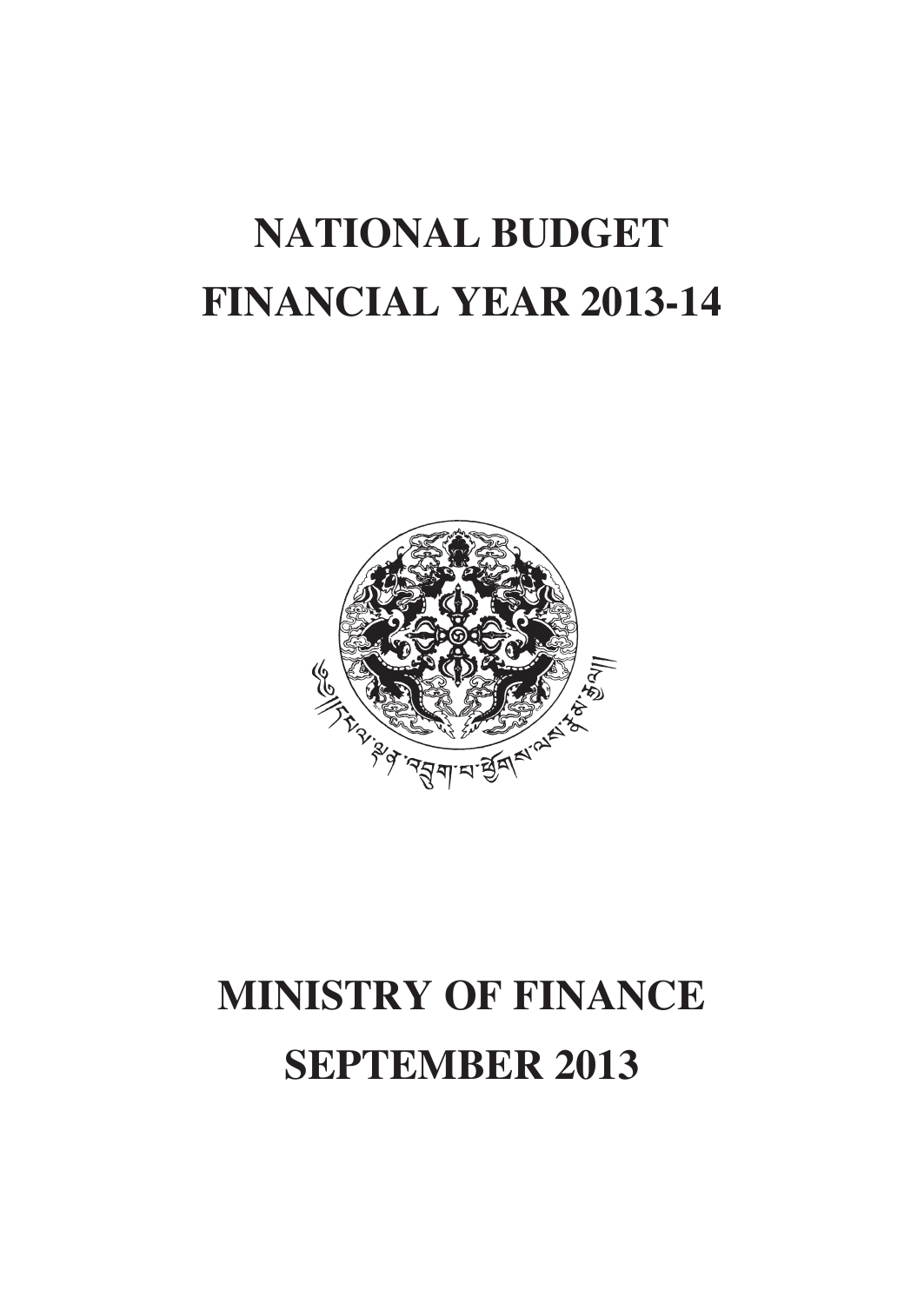# NATIONAL BUDGET
# FINANCIAL YEAR 2013-14

# MINISTRY OF FINANCE
# SEPTEMBER 2013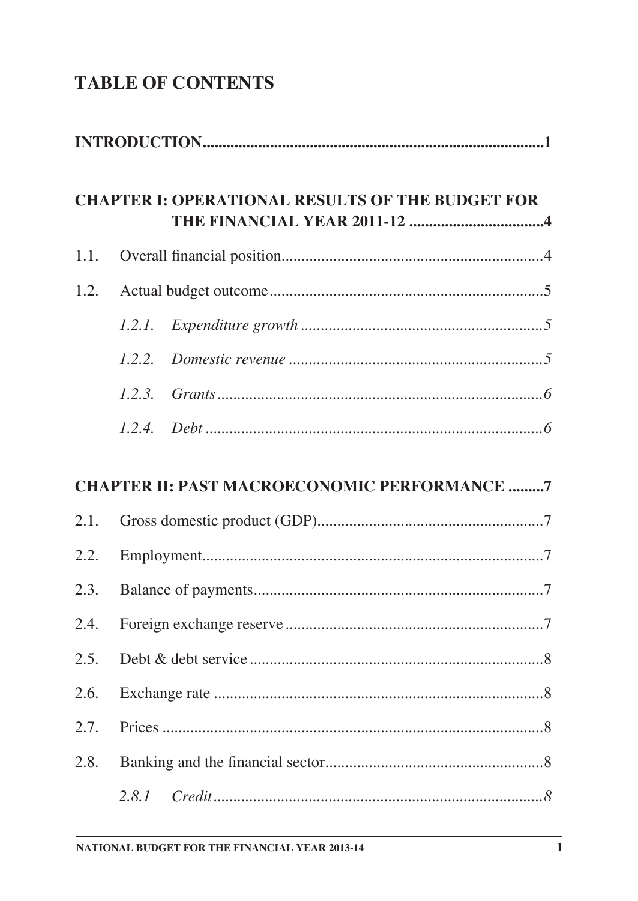# TABLE OF CONTENTS

**INTRODUCTION......................................................................................1**

**CHAPTER I: OPERATIONAL RESULTS OF THE BUDGET FOR THE FINANCIAL YEAR 2011-12 .................................4**

1.1. Overall financial position.................................................................4

1.2. Actual budget outcome....................................................................5

*1.2.1. Expenditure growth ............................................................5*

*1.2.2. Domestic revenue ...............................................................5*

*1.2.3. Grants ..................................................................................6*

*1.2.4. Debt ....................................................................................6*

**CHAPTER II: PAST MACROECONOMIC PERFORMANCE .........7**

2.1. Gross domestic product (GDP).........................................................7

2.2. Employment.....................................................................................7

2.3. Balance of payments........................................................................7

2.4. Foreign exchange reserve ................................................................7

2.5. Debt & debt service .........................................................................8

2.6. Exchange rate ..................................................................................8

2.7. Prices ...............................................................................................8

2.8. Banking and the financial sector.......................................................8

*2.8.1 Credit ..................................................................................8*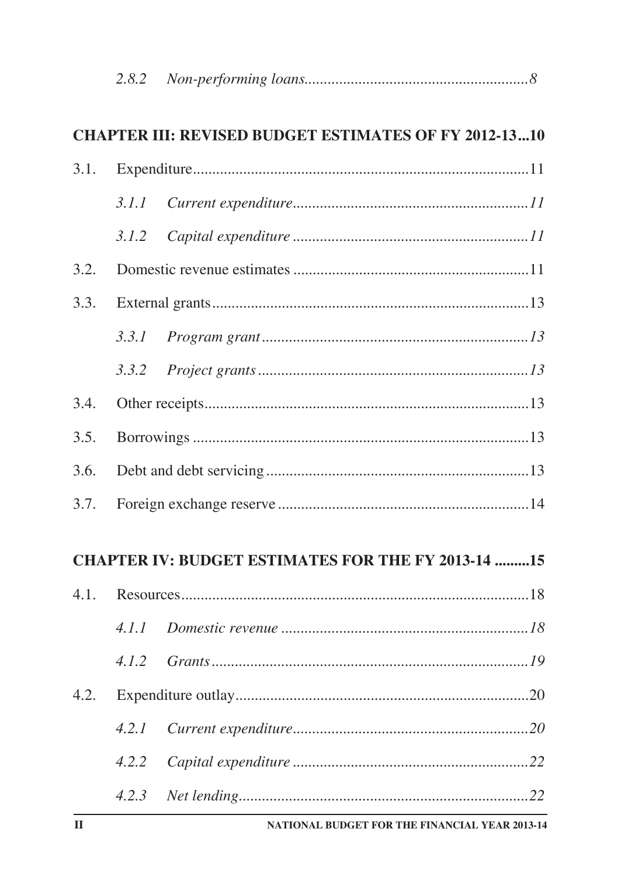*2.8.2 Non-performing loans........................................................8*

**CHAPTER III: REVISED BUDGET ESTIMATES OF FY 2012-13...10**

3.1. Expenditure.......................................................................................11

*3.1.1 Current expenditure............................................................11*

*3.1.2 Capital expenditure ............................................................11*

3.2. Domestic revenue estimates .............................................................11

3.3. External grants..................................................................................13

*3.3.1 Program grant....................................................................13*

*3.3.2 Project grants.....................................................................13*

3.4. Other receipts....................................................................................13

3.5. Borrowings .......................................................................................13

3.6. Debt and debt servicing ....................................................................13

3.7. Foreign exchange reserve .................................................................14

**CHAPTER IV: BUDGET ESTIMATES FOR THE FY 2013-14 .........15**

4.1. Resources..........................................................................................18

*4.1.1 Domestic revenue ...............................................................18*

*4.1.2 Grants.................................................................................19*

4.2. Expenditure outlay............................................................................20

*4.2.1 Current expenditure............................................................20*

*4.2.2 Capital expenditure ............................................................22*

*4.2.3 Net lending..........................................................................22*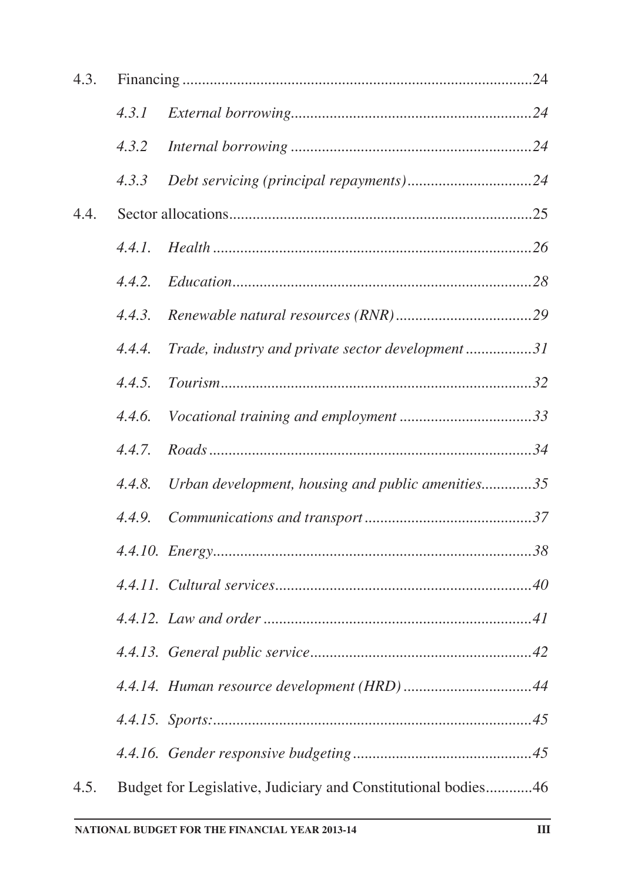4.3. Financing ......................................................................................24

*4.3.1 External borrowing...........................................................24*

*4.3.2 Internal borrowing ............................................................24*

*4.3.3 Debt servicing (principal repayments)...............................24*

4.4. Sector allocations...........................................................................25

*4.4.1. Health ...............................................................................26*

*4.4.2. Education..........................................................................28*

*4.4.3. Renewable natural resources (RNR).................................29*

*4.4.4. Trade, industry and private sector development ................31*

*4.4.5. Tourism.............................................................................32*

*4.4.6. Vocational training and employment ................................33*

*4.4.7. Roads ................................................................................34*

*4.4.8. Urban development, housing and public amenities............35*

*4.4.9. Communications and transport .........................................37*

*4.4.10. Energy...............................................................................38*

*4.4.11. Cultural services...............................................................40*

*4.4.12. Law and order ..................................................................41*

*4.4.13. General public service.......................................................42*

*4.4.14. Human resource development (HRD) ...............................44*

*4.4.15. Sports:...............................................................................45*

*4.4.16. Gender responsive budgeting ............................................45*

4.5. Budget for Legislative, Judiciary and Constitutional bodies............46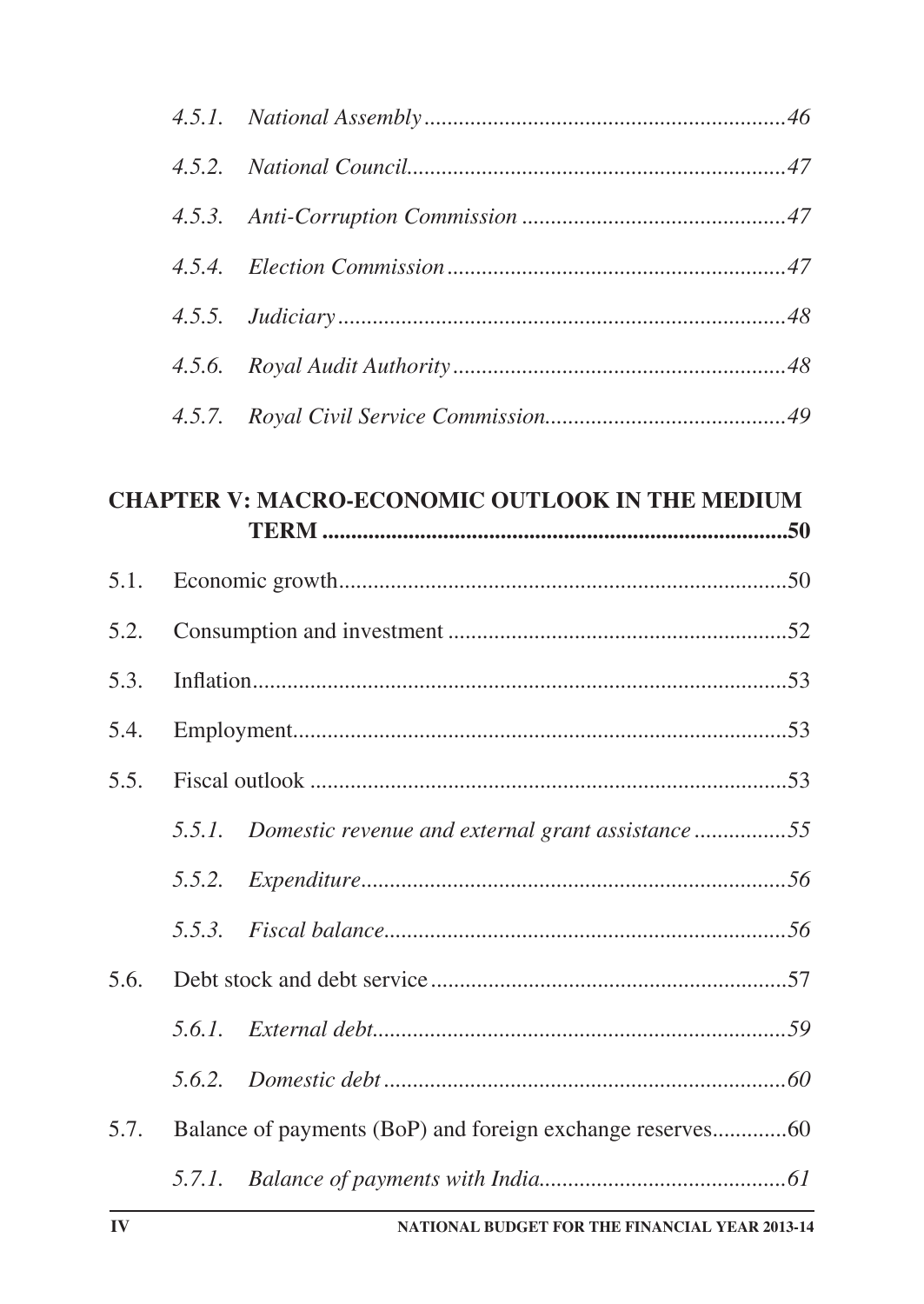*4.5.1. National Assembly ..............................................................46*

*4.5.2. National Council.................................................................47*

*4.5.3. Anti-Corruption Commission .............................................47*

*4.5.4. Election Commission ...........................................................47*

*4.5.5. Judiciary .............................................................................48*

*4.5.6. Royal Audit Authority .........................................................48*

*4.5.7. Royal Civil Service Commission.........................................49*

**CHAPTER V: MACRO-ECONOMIC OUTLOOK IN THE MEDIUM TERM ................................................................................50**

5.1. Economic growth.............................................................................50

5.2. Consumption and investment ...........................................................52

5.3. Inflation.............................................................................................53

5.4. Employment......................................................................................53

5.5. Fiscal outlook ...................................................................................53

*5.5.1. Domestic revenue and external grant assistance ................55*

*5.5.2. Expenditure..........................................................................56*

*5.5.3. Fiscal balance......................................................................56*

5.6. Debt stock and debt service ..............................................................57

*5.6.1. External debt........................................................................59*

*5.6.2. Domestic debt ......................................................................60*

5.7. Balance of payments (BoP) and foreign exchange reserves.............60

*5.7.1. Balance of payments with India...........................................61*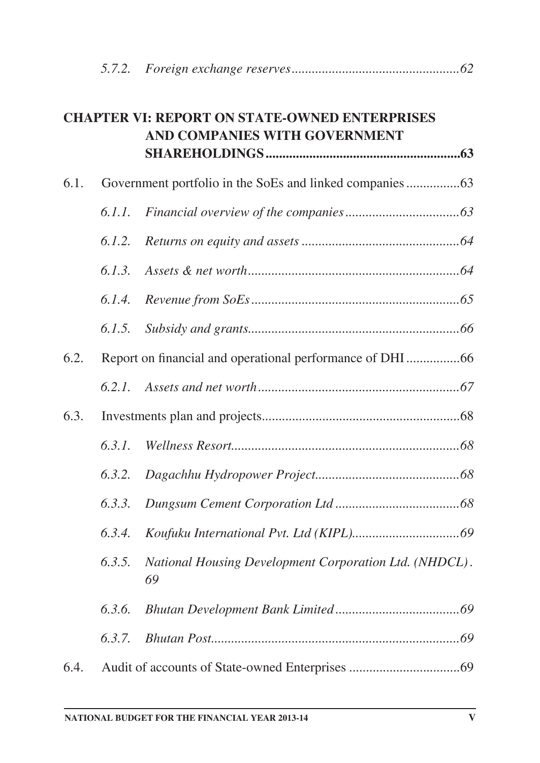*5.7.2. Foreign exchange reserves.................................................62*

**CHAPTER VI: REPORT ON STATE-OWNED ENTERPRISES AND COMPANIES WITH GOVERNMENT SHAREHOLDINGS..........................................................63**

6.1. Government portfolio in the SoEs and linked companies................63

*6.1.1. Financial overview of the companies.................................63*

*6.1.2. Returns on equity and assets ...............................................64*

*6.1.3. Assets & net worth...............................................................64*

*6.1.4. Revenue from SoEs.............................................................65*

*6.1.5. Subsidy and grants...............................................................66*

6.2. Report on financial and operational performance of DHI................66

*6.2.1. Assets and net worth............................................................67*

6.3. Investments plan and projects...........................................................68

*6.3.1. Wellness Resort....................................................................68*

*6.3.2. Dagachhu Hydropower Project...........................................68*

*6.3.3. Dungsum Cement Corporation Ltd .....................................68*

*6.3.4. Koufuku International Pvt. Ltd (KIPL)................................69*

*6.3.5. National Housing Development Corporation Ltd. (NHDCL). 69*

*6.3.6. Bhutan Development Bank Limited.....................................69*

*6.3.7. Bhutan Post..........................................................................69*

6.4. Audit of accounts of State-owned Enterprises .................................69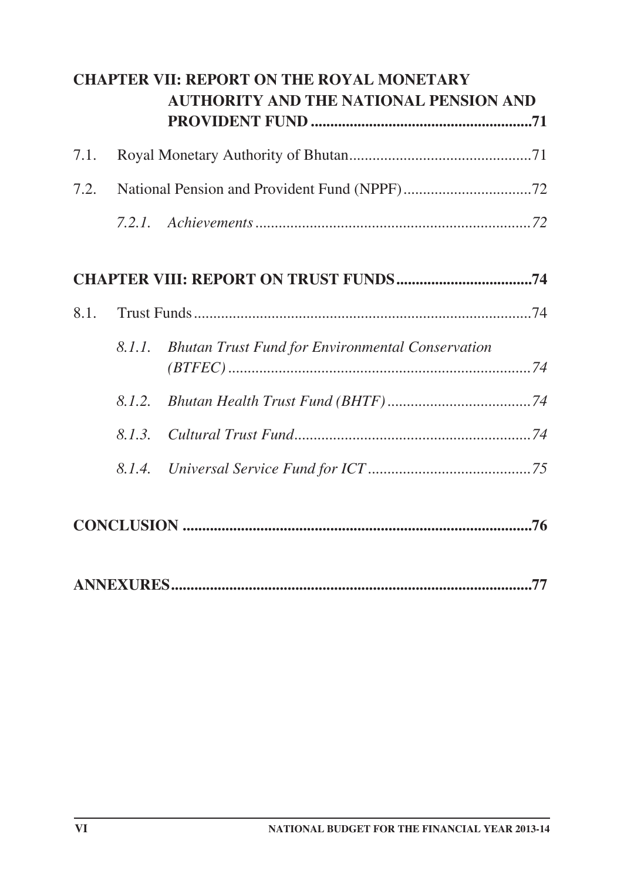**CHAPTER VII: REPORT ON THE ROYAL MONETARY AUTHORITY AND THE NATIONAL PENSION AND PROVIDENT FUND ........................................................71**

7.1. Royal Monetary Authority of Bhutan..............................................71

7.2. National Pension and Provident Fund (NPPF)................................72

*7.2.1. Achievements ......................................................................72*

**CHAPTER VIII: REPORT ON TRUST FUNDS..................................74**

8.1. Trust Funds.......................................................................................74

*8.1.1. Bhutan Trust Fund for Environmental Conservation (BTFEC) ..............................................................................74*

*8.1.2. Bhutan Health Trust Fund (BHTF).....................................74*

*8.1.3. Cultural Trust Fund.............................................................74*

*8.1.4. Universal Service Fund for ICT ..........................................75*

**CONCLUSION ..........................................................................................76**

**ANNEXURES.............................................................................................77**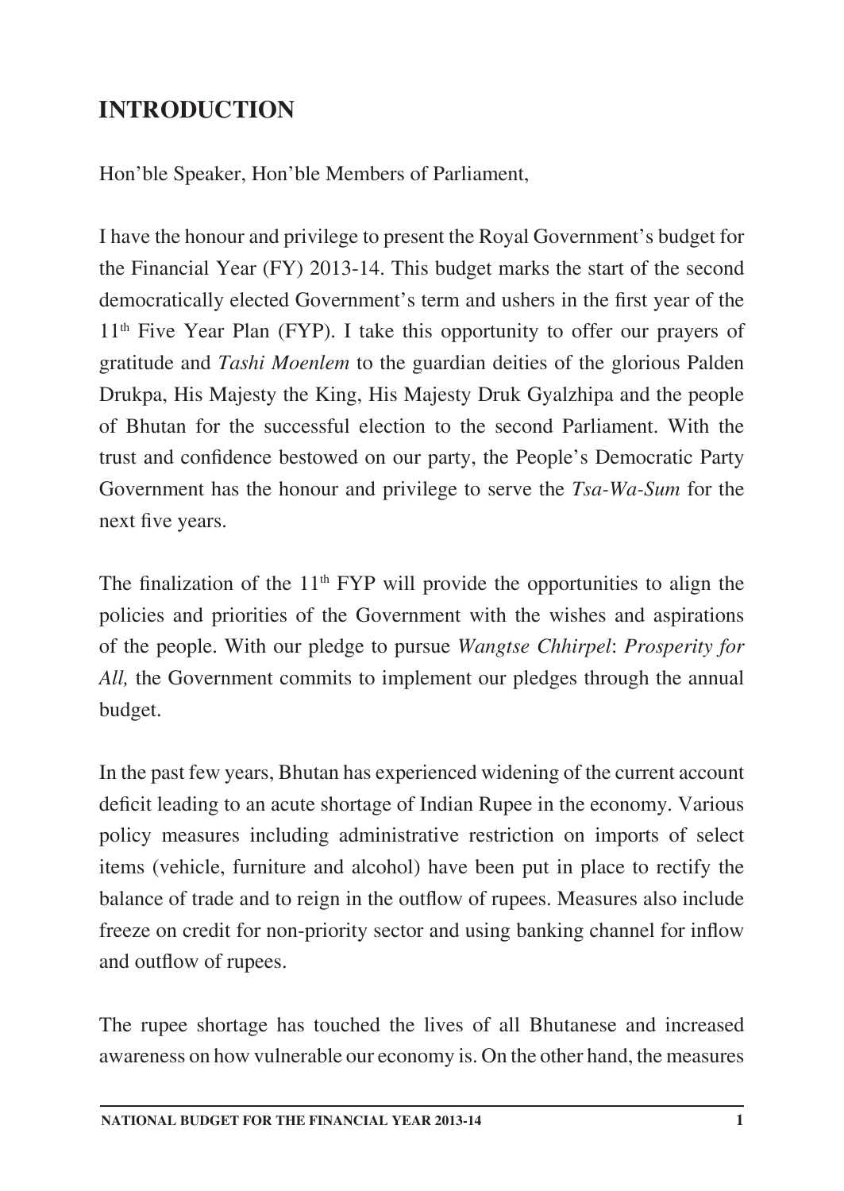# INTRODUCTION

Hon'ble Speaker, Hon'ble Members of Parliament,

I have the honour and privilege to present the Royal Government's budget for the Financial Year (FY) 2013-14. This budget marks the start of the second democratically elected Government's term and ushers in the first year of the 11th Five Year Plan (FYP). I take this opportunity to offer our prayers of gratitude and *Tashi Moenlem* to the guardian deities of the glorious Palden Drukpa, His Majesty the King, His Majesty Druk Gyalzhipa and the people of Bhutan for the successful election to the second Parliament. With the trust and confidence bestowed on our party, the People's Democratic Party Government has the honour and privilege to serve the *Tsa-Wa-Sum* for the next five years.

The finalization of the 11th FYP will provide the opportunities to align the policies and priorities of the Government with the wishes and aspirations of the people. With our pledge to pursue *Wangtse Chhirpel*: *Prosperity for All,* the Government commits to implement our pledges through the annual budget.

In the past few years, Bhutan has experienced widening of the current account deficit leading to an acute shortage of Indian Rupee in the economy. Various policy measures including administrative restriction on imports of select items (vehicle, furniture and alcohol) have been put in place to rectify the balance of trade and to reign in the outflow of rupees. Measures also include freeze on credit for non-priority sector and using banking channel for inflow and outflow of rupees.

The rupee shortage has touched the lives of all Bhutanese and increased awareness on how vulnerable our economy is. On the other hand, the measures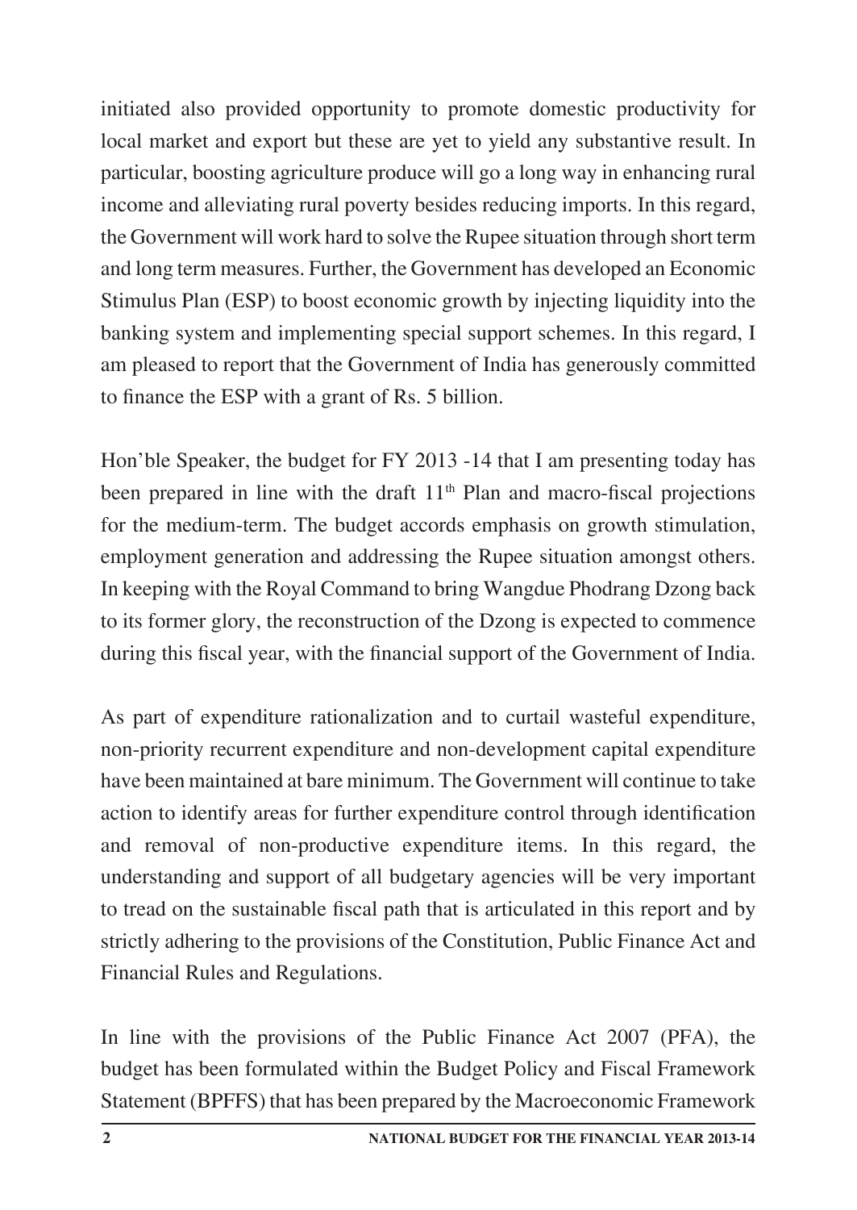initiated also provided opportunity to promote domestic productivity for local market and export but these are yet to yield any substantive result. In particular, boosting agriculture produce will go a long way in enhancing rural income and alleviating rural poverty besides reducing imports. In this regard, the Government will work hard to solve the Rupee situation through short term and long term measures. Further, the Government has developed an Economic Stimulus Plan (ESP) to boost economic growth by injecting liquidity into the banking system and implementing special support schemes. In this regard, I am pleased to report that the Government of India has generously committed to finance the ESP with a grant of Rs. 5 billion.

Hon'ble Speaker, the budget for FY 2013 -14 that I am presenting today has been prepared in line with the draft 11th Plan and macro-fiscal projections for the medium-term. The budget accords emphasis on growth stimulation, employment generation and addressing the Rupee situation amongst others. In keeping with the Royal Command to bring Wangdue Phodrang Dzong back to its former glory, the reconstruction of the Dzong is expected to commence during this fiscal year, with the financial support of the Government of India.

As part of expenditure rationalization and to curtail wasteful expenditure, non-priority recurrent expenditure and non-development capital expenditure have been maintained at bare minimum. The Government will continue to take action to identify areas for further expenditure control through identification and removal of non-productive expenditure items. In this regard, the understanding and support of all budgetary agencies will be very important to tread on the sustainable fiscal path that is articulated in this report and by strictly adhering to the provisions of the Constitution, Public Finance Act and Financial Rules and Regulations.

In line with the provisions of the Public Finance Act 2007 (PFA), the budget has been formulated within the Budget Policy and Fiscal Framework Statement (BPFFS) that has been prepared by the Macroeconomic Framework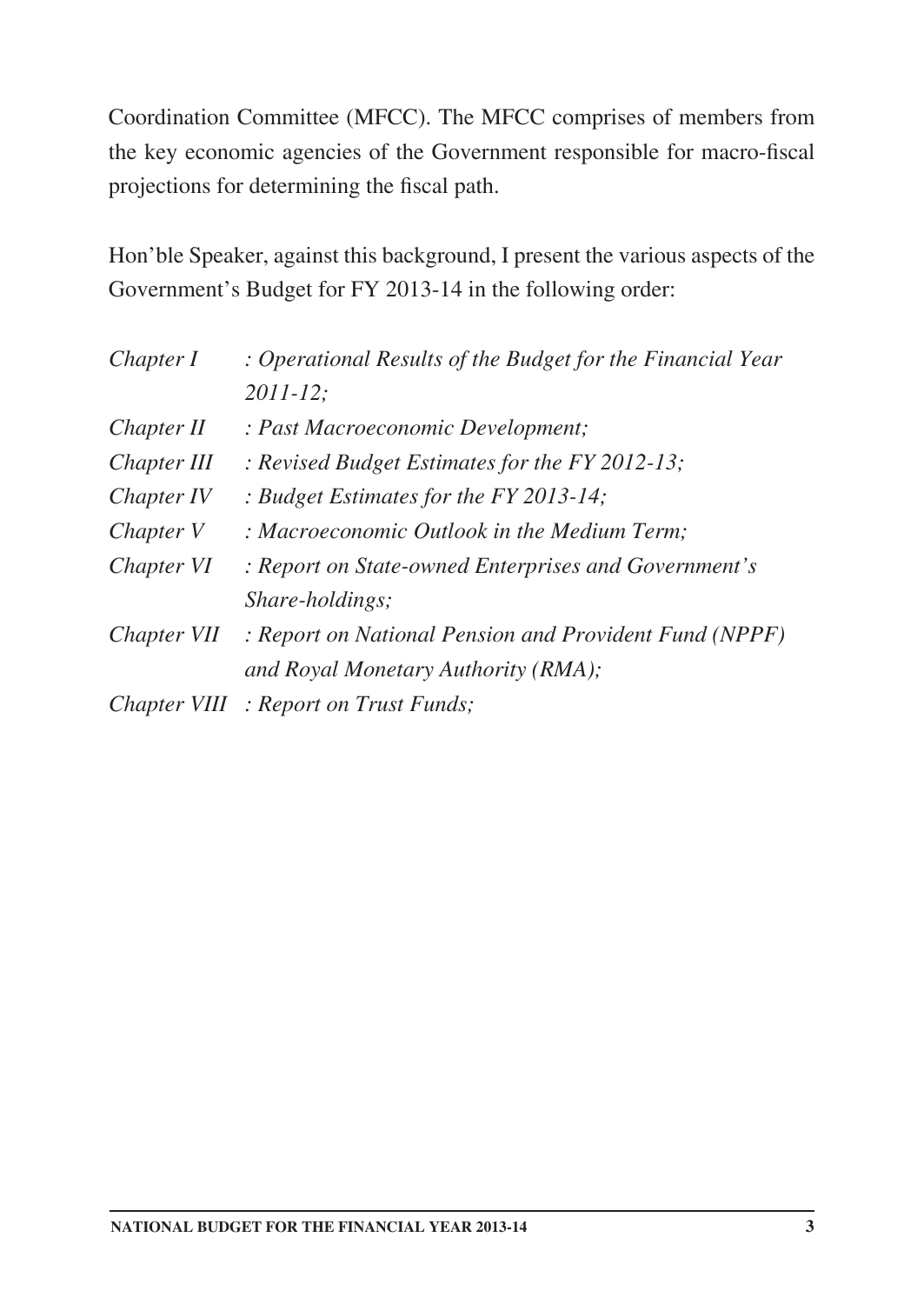Coordination Committee (MFCC). The MFCC comprises of members from the key economic agencies of the Government responsible for macro-fiscal projections for determining the fiscal path.

Hon'ble Speaker, against this background, I present the various aspects of the Government's Budget for FY 2013-14 in the following order:

| | |
|---|---|
| *Chapter I* | *: Operational Results of the Budget for the Financial Year 2011-12;* |
| *Chapter II* | *: Past Macroeconomic Development;* |
| *Chapter III* | *: Revised Budget Estimates for the FY 2012-13;* |
| *Chapter IV* | *: Budget Estimates for the FY 2013-14;* |
| *Chapter V* | *: Macroeconomic Outlook in the Medium Term;* |
| *Chapter VI* | *: Report on State-owned Enterprises and Government's Share-holdings;* |
| *Chapter VII* | *: Report on National Pension and Provident Fund (NPPF) and Royal Monetary Authority (RMA);* |
| *Chapter VIII* | *: Report on Trust Funds;* |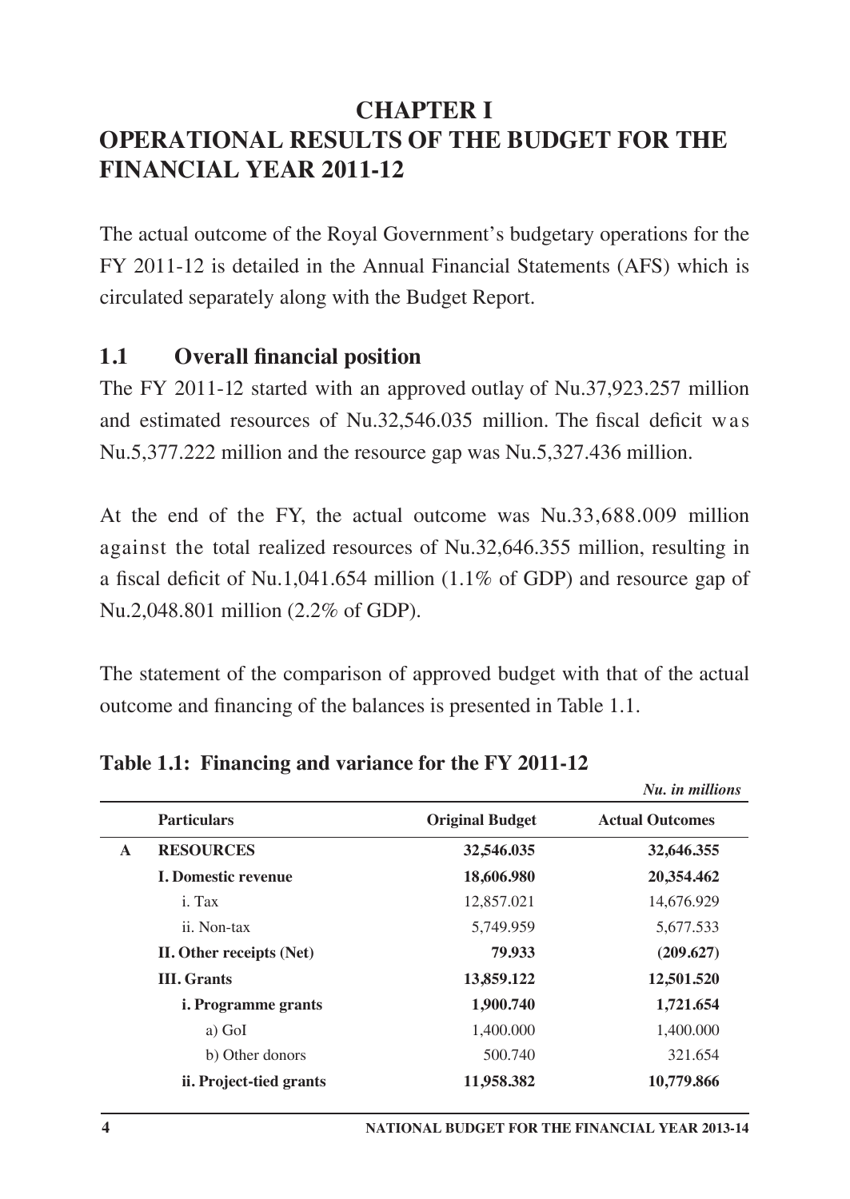# CHAPTER I
# OPERATIONAL RESULTS OF THE BUDGET FOR THE FINANCIAL YEAR 2011-12

The actual outcome of the Royal Government's budgetary operations for the FY 2011-12 is detailed in the Annual Financial Statements (AFS) which is circulated separately along with the Budget Report.

## 1.1 Overall financial position

The FY 2011-12 started with an approved outlay of Nu.37,923.257 million and estimated resources of Nu.32,546.035 million. The fiscal deficit was Nu.5,377.222 million and the resource gap was Nu.5,327.436 million.

At the end of the FY, the actual outcome was Nu.33,688.009 million against the total realized resources of Nu.32,646.355 million, resulting in a fiscal deficit of Nu.1,041.654 million (1.1% of GDP) and resource gap of Nu.2,048.801 million (2.2% of GDP).

The statement of the comparison of approved budget with that of the actual outcome and financing of the balances is presented in Table 1.1.

**Table 1.1: Financing and variance for the FY 2011-12**

*Nu. in millions*

| | Particulars | Original Budget | Actual Outcomes |
|---|---|---|---|
| **A** | **RESOURCES** | **32,546.035** | **32,646.355** |
| | **I. Domestic revenue** | **18,606.980** | **20,354.462** |
| | i. Tax | 12,857.021 | 14,676.929 |
| | ii. Non-tax | 5,749.959 | 5,677.533 |
| | **II. Other receipts (Net)** | **79.933** | **(209.627)** |
| | **III. Grants** | **13,859.122** | **12,501.520** |
| | **i. Programme grants** | **1,900.740** | **1,721.654** |
| | a) GoI | 1,400.000 | 1,400.000 |
| | b) Other donors | 500.740 | 321.654 |
| | **ii. Project-tied grants** | **11,958.382** | **10,779.866** |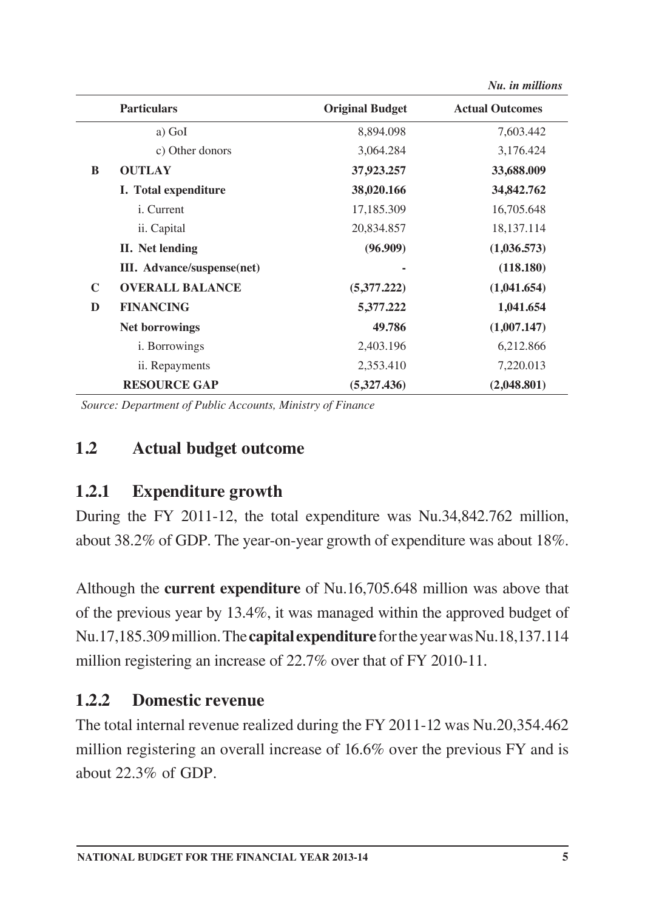*Nu. in millions*

| | Particulars | Original Budget | Actual Outcomes |
|---|---|---|---|
| | a) GoI | 8,894.098 | 7,603.442 |
| | c) Other donors | 3,064.284 | 3,176.424 |
| **B** | **OUTLAY** | **37,923.257** | **33,688.009** |
| | **I. Total expenditure** | **38,020.166** | **34,842.762** |
| | i. Current | 17,185.309 | 16,705.648 |
| | ii. Capital | 20,834.857 | 18,137.114 |
| | **II. Net lending** | **(96.909)** | **(1,036.573)** |
| | **III. Advance/suspense(net)** | **-** | **(118.180)** |
| **C** | **OVERALL BALANCE** | **(5,377.222)** | **(1,041.654)** |
| **D** | **FINANCING** | **5,377.222** | **1,041.654** |
| | **Net borrowings** | **49.786** | **(1,007.147)** |
| | i. Borrowings | 2,403.196 | 6,212.866 |
| | ii. Repayments | 2,353.410 | 7,220.013 |
| | **RESOURCE GAP** | **(5,327.436)** | **(2,048.801)** |

*Source: Department of Public Accounts, Ministry of Finance*

## 1.2 Actual budget outcome

### 1.2.1 Expenditure growth

During the FY 2011-12, the total expenditure was Nu.34,842.762 million, about 38.2% of GDP. The year-on-year growth of expenditure was about 18%.

Although the **current expenditure** of Nu.16,705.648 million was above that of the previous year by 13.4%, it was managed within the approved budget of Nu.17,185.309 million. The **capital expenditure** for the year was Nu.18,137.114 million registering an increase of 22.7% over that of FY 2010-11.

### 1.2.2 Domestic revenue

The total internal revenue realized during the FY 2011-12 was Nu.20,354.462 million registering an overall increase of 16.6% over the previous FY and is about 22.3% of GDP.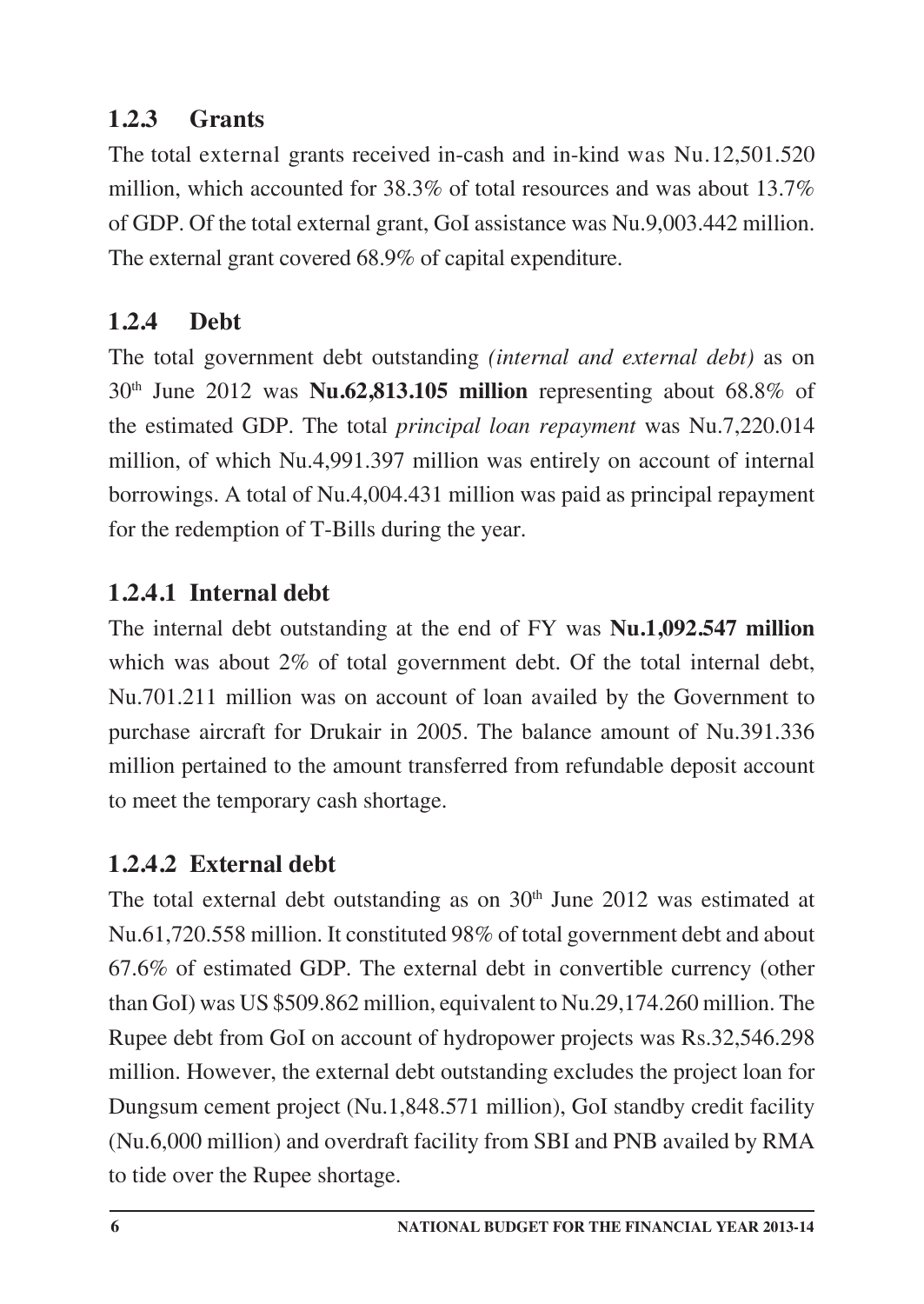### 1.2.3 Grants

The total external grants received in-cash and in-kind was Nu.12,501.520 million, which accounted for 38.3% of total resources and was about 13.7% of GDP. Of the total external grant, GoI assistance was Nu.9,003.442 million. The external grant covered 68.9% of capital expenditure.

### 1.2.4 Debt

The total government debt outstanding *(internal and external debt)* as on 30th June 2012 was **Nu.62,813.105 million** representing about 68.8% of the estimated GDP. The total *principal loan repayment* was Nu.7,220.014 million, of which Nu.4,991.397 million was entirely on account of internal borrowings. A total of Nu.4,004.431 million was paid as principal repayment for the redemption of T-Bills during the year.

#### 1.2.4.1 Internal debt

The internal debt outstanding at the end of FY was **Nu.1,092.547 million** which was about 2% of total government debt. Of the total internal debt, Nu.701.211 million was on account of loan availed by the Government to purchase aircraft for Drukair in 2005. The balance amount of Nu.391.336 million pertained to the amount transferred from refundable deposit account to meet the temporary cash shortage.

#### 1.2.4.2 External debt

The total external debt outstanding as on 30th June 2012 was estimated at Nu.61,720.558 million. It constituted 98% of total government debt and about 67.6% of estimated GDP. The external debt in convertible currency (other than GoI) was US $509.862 million, equivalent to Nu.29,174.260 million. The Rupee debt from GoI on account of hydropower projects was Rs.32,546.298 million. However, the external debt outstanding excludes the project loan for Dungsum cement project (Nu.1,848.571 million), GoI standby credit facility (Nu.6,000 million) and overdraft facility from SBI and PNB availed by RMA to tide over the Rupee shortage.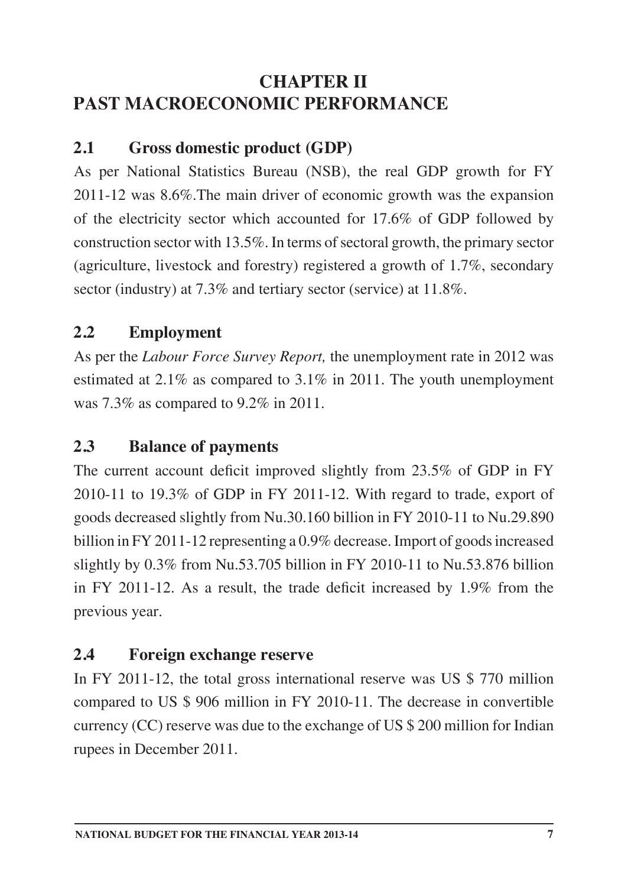# CHAPTER II
# PAST MACROECONOMIC PERFORMANCE

## 2.1 Gross domestic product (GDP)

As per National Statistics Bureau (NSB), the real GDP growth for FY 2011-12 was 8.6%.The main driver of economic growth was the expansion of the electricity sector which accounted for 17.6% of GDP followed by construction sector with 13.5%. In terms of sectoral growth, the primary sector (agriculture, livestock and forestry) registered a growth of 1.7%, secondary sector (industry) at 7.3% and tertiary sector (service) at 11.8%.

## 2.2 Employment

As per the *Labour Force Survey Report,* the unemployment rate in 2012 was estimated at 2.1% as compared to 3.1% in 2011. The youth unemployment was 7.3% as compared to 9.2% in 2011.

## 2.3 Balance of payments

The current account deficit improved slightly from 23.5% of GDP in FY 2010-11 to 19.3% of GDP in FY 2011-12. With regard to trade, export of goods decreased slightly from Nu.30.160 billion in FY 2010-11 to Nu.29.890 billion in FY 2011-12 representing a 0.9% decrease. Import of goods increased slightly by 0.3% from Nu.53.705 billion in FY 2010-11 to Nu.53.876 billion in FY 2011-12. As a result, the trade deficit increased by 1.9% from the previous year.

## 2.4 Foreign exchange reserve

In FY 2011-12, the total gross international reserve was US $ 770 million compared to US $ 906 million in FY 2010-11. The decrease in convertible currency (CC) reserve was due to the exchange of US $ 200 million for Indian rupees in December 2011.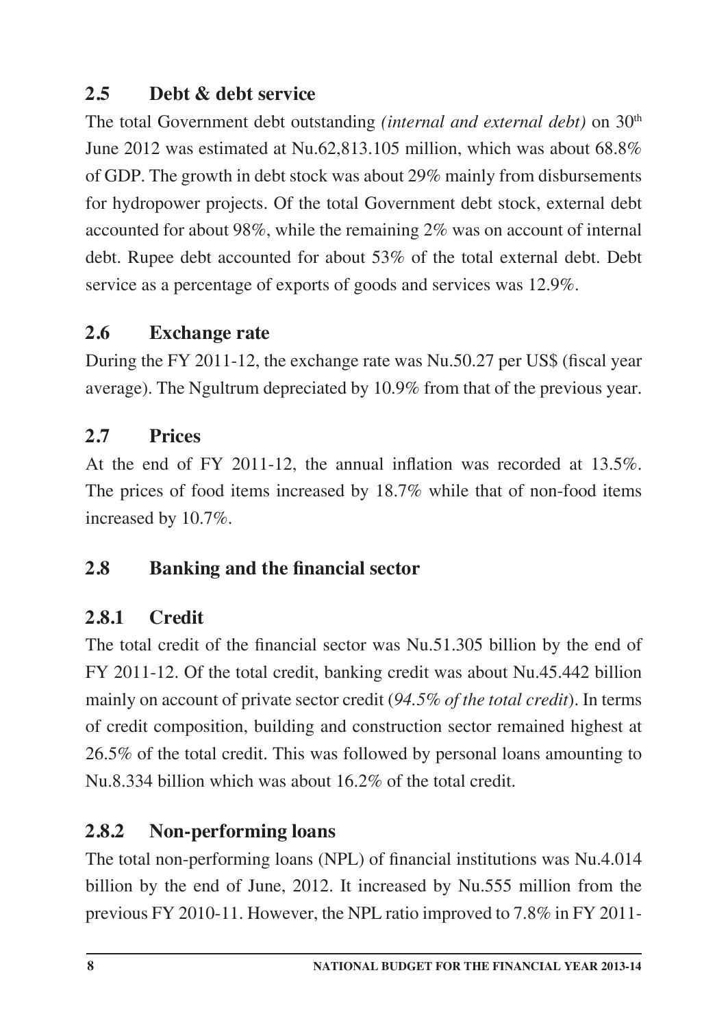## 2.5 Debt & debt service

The total Government debt outstanding *(internal and external debt)* on 30th June 2012 was estimated at Nu.62,813.105 million, which was about 68.8% of GDP. The growth in debt stock was about 29% mainly from disbursements for hydropower projects. Of the total Government debt stock, external debt accounted for about 98%, while the remaining 2% was on account of internal debt. Rupee debt accounted for about 53% of the total external debt. Debt service as a percentage of exports of goods and services was 12.9%.

## 2.6 Exchange rate

During the FY 2011-12, the exchange rate was Nu.50.27 per US$ (fiscal year average). The Ngultrum depreciated by 10.9% from that of the previous year.

## 2.7 Prices

At the end of FY 2011-12, the annual inflation was recorded at 13.5%. The prices of food items increased by 18.7% while that of non-food items increased by 10.7%.

## 2.8 Banking and the financial sector

### 2.8.1 Credit

The total credit of the financial sector was Nu.51.305 billion by the end of FY 2011-12. Of the total credit, banking credit was about Nu.45.442 billion mainly on account of private sector credit (*94.5% of the total credit*). In terms of credit composition, building and construction sector remained highest at 26.5% of the total credit. This was followed by personal loans amounting to Nu.8.334 billion which was about 16.2% of the total credit.

### 2.8.2 Non-performing loans

The total non-performing loans (NPL) of financial institutions was Nu.4.014 billion by the end of June, 2012. It increased by Nu.555 million from the previous FY 2010-11. However, the NPL ratio improved to 7.8% in FY 2011-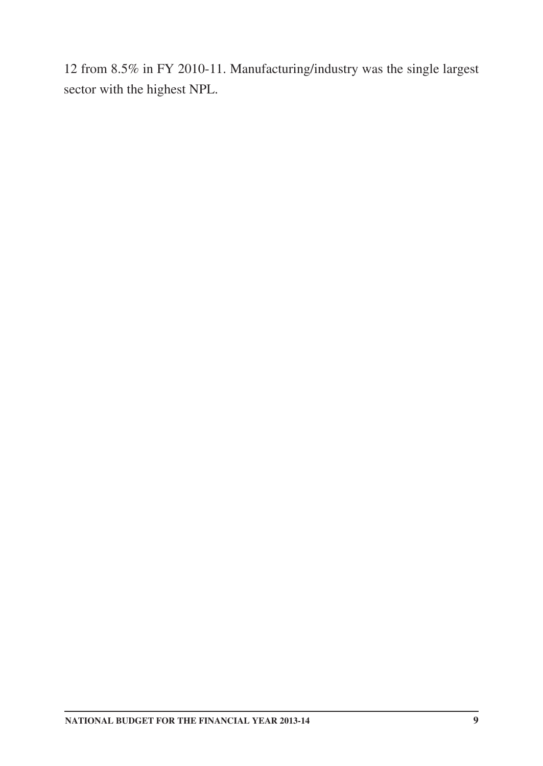12 from 8.5% in FY 2010-11. Manufacturing/industry was the single largest sector with the highest NPL.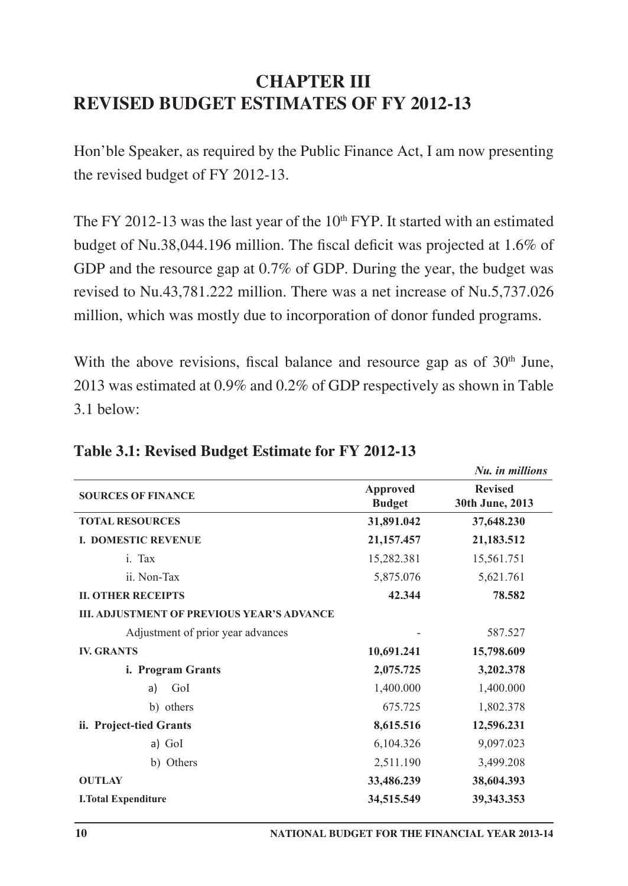# CHAPTER III
# REVISED BUDGET ESTIMATES OF FY 2012-13

Hon'ble Speaker, as required by the Public Finance Act, I am now presenting the revised budget of FY 2012-13.

The FY 2012-13 was the last year of the 10th FYP. It started with an estimated budget of Nu.38,044.196 million. The fiscal deficit was projected at 1.6% of GDP and the resource gap at 0.7% of GDP. During the year, the budget was revised to Nu.43,781.222 million. There was a net increase of Nu.5,737.026 million, which was mostly due to incorporation of donor funded programs.

With the above revisions, fiscal balance and resource gap as of 30th June, 2013 was estimated at 0.9% and 0.2% of GDP respectively as shown in Table 3.1 below:

**Table 3.1: Revised Budget Estimate for FY 2012-13**

*Nu. in millions*

| SOURCES OF FINANCE | Approved Budget | Revised 30th June, 2013 |
|---|---|---|
| **TOTAL RESOURCES** | **31,891.042** | **37,648.230** |
| **I. DOMESTIC REVENUE** | **21,157.457** | **21,183.512** |
| i. Tax | 15,282.381 | 15,561.751 |
| ii. Non-Tax | 5,875.076 | 5,621.761 |
| **II. OTHER RECEIPTS** | **42.344** | **78.582** |
| **III. ADJUSTMENT OF PREVIOUS YEAR'S ADVANCE** | | |
| Adjustment of prior year advances | - | 587.527 |
| **IV. GRANTS** | **10,691.241** | **15,798.609** |
| **i. Program Grants** | **2,075.725** | **3,202.378** |
| a) GoI | 1,400.000 | 1,400.000 |
| b) others | 675.725 | 1,802.378 |
| **ii. Project-tied Grants** | **8,615.516** | **12,596.231** |
| a) GoI | 6,104.326 | 9,097.023 |
| b) Others | 2,511.190 | 3,499.208 |
| **OUTLAY** | **33,486.239** | **38,604.393** |
| **I.Total Expenditure** | **34,515.549** | **39,343.353** |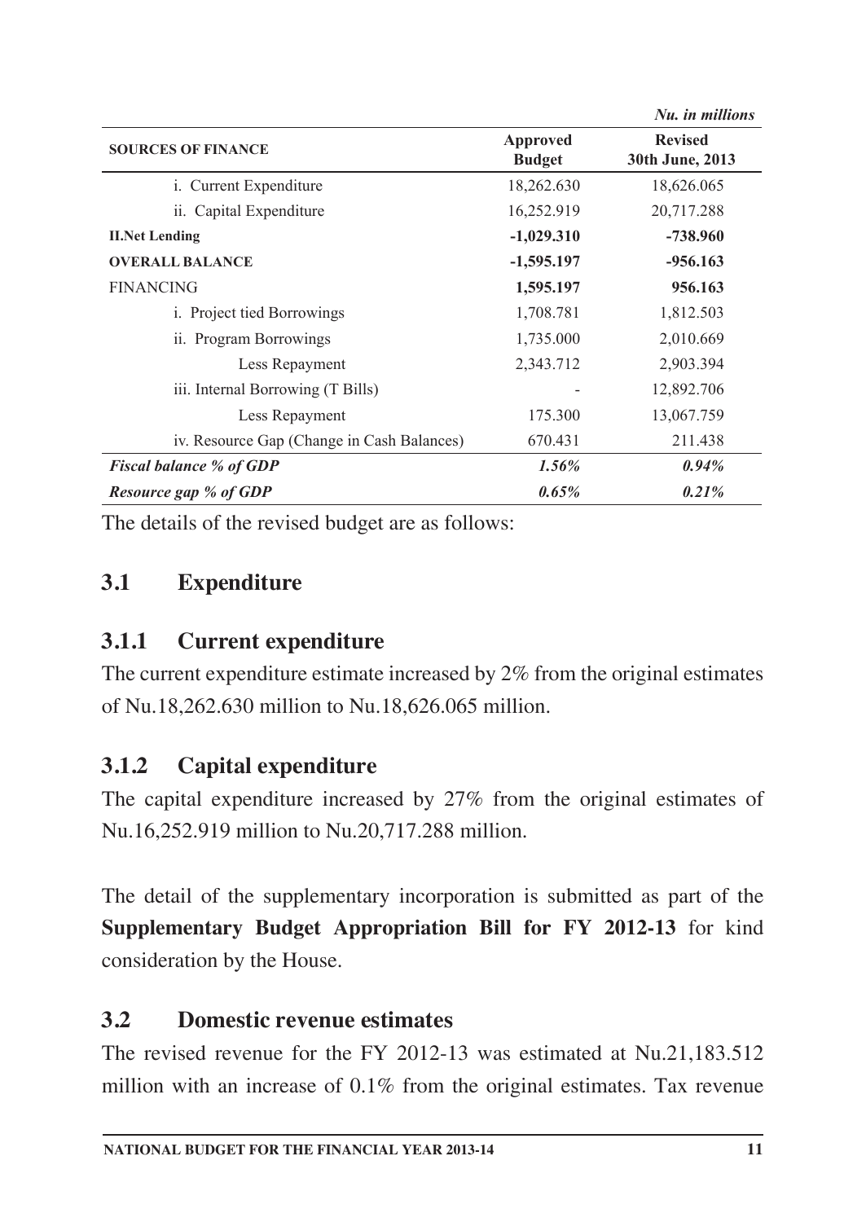*Nu. in millions*

| SOURCES OF FINANCE | Approved Budget | Revised 30th June, 2013 |
|---|---|---|
| i. Current Expenditure | 18,262.630 | 18,626.065 |
| ii. Capital Expenditure | 16,252.919 | 20,717.288 |
| **II.Net Lending** | **-1,029.310** | **-738.960** |
| **OVERALL BALANCE** | **-1,595.197** | **-956.163** |
| FINANCING | **1,595.197** | **956.163** |
| i. Project tied Borrowings | 1,708.781 | 1,812.503 |
| ii. Program Borrowings | 1,735.000 | 2,010.669 |
| Less Repayment | 2,343.712 | 2,903.394 |
| iii. Internal Borrowing (T Bills) | - | 12,892.706 |
| Less Repayment | 175.300 | 13,067.759 |
| iv. Resource Gap (Change in Cash Balances) | 670.431 | 211.438 |
| ***Fiscal balance % of GDP*** | ***1.56%*** | ***0.94%*** |
| ***Resource gap % of GDP*** | ***0.65%*** | ***0.21%*** |

The details of the revised budget are as follows:

## 3.1 Expenditure

### 3.1.1 Current expenditure

The current expenditure estimate increased by 2% from the original estimates of Nu.18,262.630 million to Nu.18,626.065 million.

### 3.1.2 Capital expenditure

The capital expenditure increased by 27% from the original estimates of Nu.16,252.919 million to Nu.20,717.288 million.

The detail of the supplementary incorporation is submitted as part of the **Supplementary Budget Appropriation Bill for FY 2012-13** for kind consideration by the House.

## 3.2 Domestic revenue estimates

The revised revenue for the FY 2012-13 was estimated at Nu.21,183.512 million with an increase of 0.1% from the original estimates. Tax revenue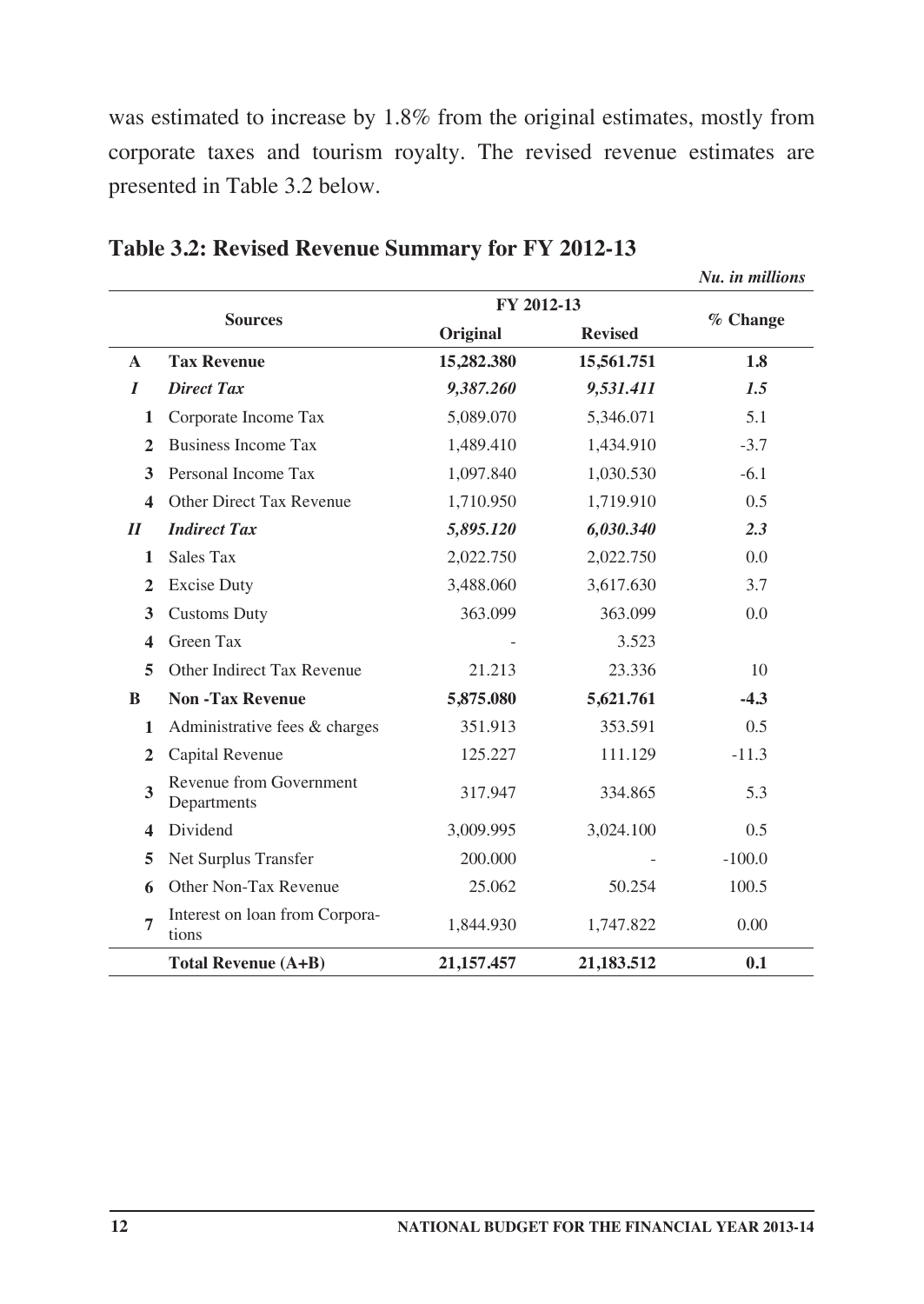was estimated to increase by 1.8% from the original estimates, mostly from corporate taxes and tourism royalty. The revised revenue estimates are presented in Table 3.2 below.

**Table 3.2: Revised Revenue Summary for FY 2012-13**

*Nu. in millions*

| | Sources | FY 2012-13 | | % Change |
|---|---|---|---|---|
| | | Original | Revised | |
| **A** | **Tax Revenue** | **15,282.380** | **15,561.751** | **1.8** |
| ***I*** | ***Direct Tax*** | ***9,387.260*** | ***9,531.411*** | ***1.5*** |
| **1** | Corporate Income Tax | 5,089.070 | 5,346.071 | 5.1 |
| **2** | Business Income Tax | 1,489.410 | 1,434.910 | -3.7 |
| **3** | Personal Income Tax | 1,097.840 | 1,030.530 | -6.1 |
| **4** | Other Direct Tax Revenue | 1,710.950 | 1,719.910 | 0.5 |
| ***II*** | ***Indirect Tax*** | ***5,895.120*** | ***6,030.340*** | ***2.3*** |
| **1** | Sales Tax | 2,022.750 | 2,022.750 | 0.0 |
| **2** | Excise Duty | 3,488.060 | 3,617.630 | 3.7 |
| **3** | Customs Duty | 363.099 | 363.099 | 0.0 |
| **4** | Green Tax | - | 3.523 | |
| **5** | Other Indirect Tax Revenue | 21.213 | 23.336 | 10 |
| **B** | **Non -Tax Revenue** | **5,875.080** | **5,621.761** | **-4.3** |
| **1** | Administrative fees & charges | 351.913 | 353.591 | 0.5 |
| **2** | Capital Revenue | 125.227 | 111.129 | -11.3 |
| **3** | Revenue from Government Departments | 317.947 | 334.865 | 5.3 |
| **4** | Dividend | 3,009.995 | 3,024.100 | 0.5 |
| **5** | Net Surplus Transfer | 200.000 | - | -100.0 |
| **6** | Other Non-Tax Revenue | 25.062 | 50.254 | 100.5 |
| **7** | Interest on loan from Corporations | 1,844.930 | 1,747.822 | 0.00 |
| | **Total Revenue (A+B)** | **21,157.457** | **21,183.512** | **0.1** |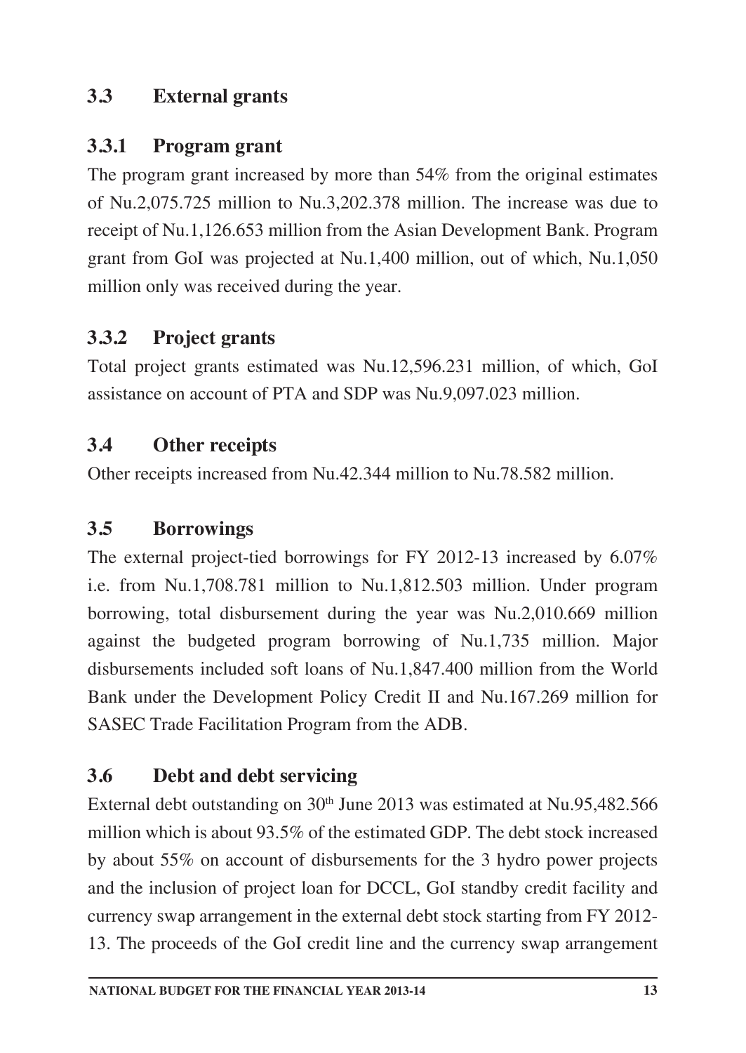## 3.3 External grants

### 3.3.1 Program grant

The program grant increased by more than 54% from the original estimates of Nu.2,075.725 million to Nu.3,202.378 million. The increase was due to receipt of Nu.1,126.653 million from the Asian Development Bank. Program grant from GoI was projected at Nu.1,400 million, out of which, Nu.1,050 million only was received during the year.

### 3.3.2 Project grants

Total project grants estimated was Nu.12,596.231 million, of which, GoI assistance on account of PTA and SDP was Nu.9,097.023 million.

## 3.4 Other receipts

Other receipts increased from Nu.42.344 million to Nu.78.582 million.

## 3.5 Borrowings

The external project-tied borrowings for FY 2012-13 increased by 6.07% i.e. from Nu.1,708.781 million to Nu.1,812.503 million. Under program borrowing, total disbursement during the year was Nu.2,010.669 million against the budgeted program borrowing of Nu.1,735 million. Major disbursements included soft loans of Nu.1,847.400 million from the World Bank under the Development Policy Credit II and Nu.167.269 million for SASEC Trade Facilitation Program from the ADB.

## 3.6 Debt and debt servicing

External debt outstanding on 30th June 2013 was estimated at Nu.95,482.566 million which is about 93.5% of the estimated GDP. The debt stock increased by about 55% on account of disbursements for the 3 hydro power projects and the inclusion of project loan for DCCL, GoI standby credit facility and currency swap arrangement in the external debt stock starting from FY 2012-13. The proceeds of the GoI credit line and the currency swap arrangement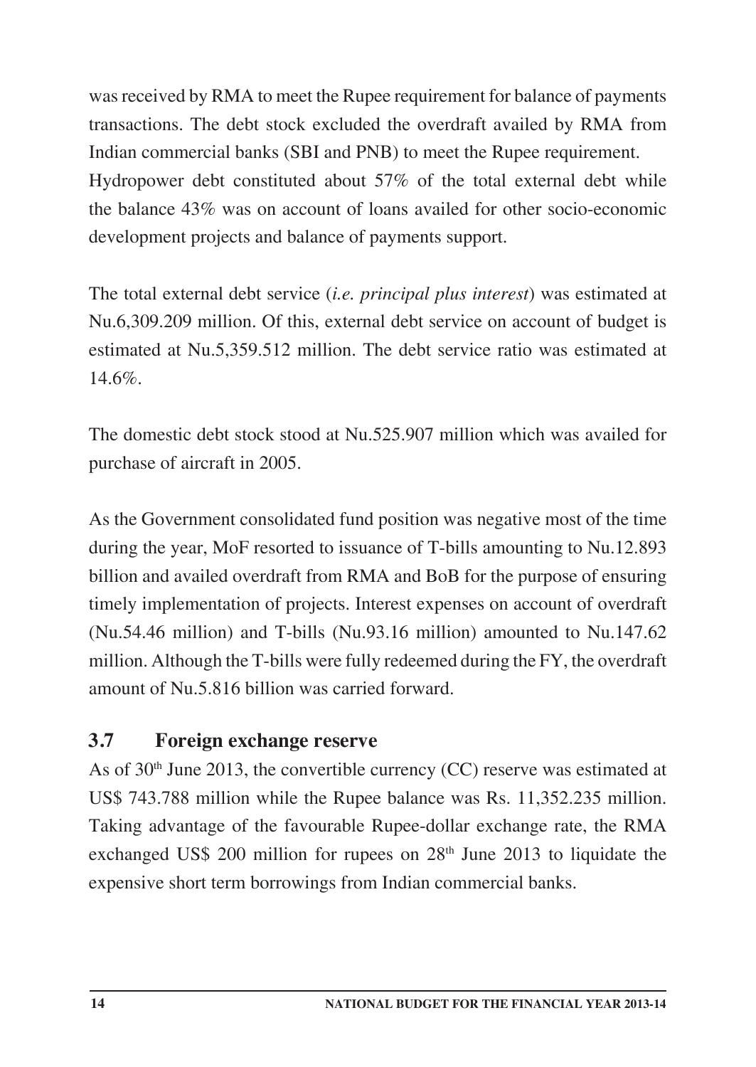was received by RMA to meet the Rupee requirement for balance of payments transactions. The debt stock excluded the overdraft availed by RMA from Indian commercial banks (SBI and PNB) to meet the Rupee requirement. Hydropower debt constituted about 57% of the total external debt while the balance 43% was on account of loans availed for other socio-economic development projects and balance of payments support.

The total external debt service (*i.e. principal plus interest*) was estimated at Nu.6,309.209 million. Of this, external debt service on account of budget is estimated at Nu.5,359.512 million. The debt service ratio was estimated at 14.6%.

The domestic debt stock stood at Nu.525.907 million which was availed for purchase of aircraft in 2005.

As the Government consolidated fund position was negative most of the time during the year, MoF resorted to issuance of T-bills amounting to Nu.12.893 billion and availed overdraft from RMA and BoB for the purpose of ensuring timely implementation of projects. Interest expenses on account of overdraft (Nu.54.46 million) and T-bills (Nu.93.16 million) amounted to Nu.147.62 million. Although the T-bills were fully redeemed during the FY, the overdraft amount of Nu.5.816 billion was carried forward.

## 3.7 Foreign exchange reserve

As of 30th June 2013, the convertible currency (CC) reserve was estimated at US$ 743.788 million while the Rupee balance was Rs. 11,352.235 million. Taking advantage of the favourable Rupee-dollar exchange rate, the RMA exchanged US$ 200 million for rupees on 28th June 2013 to liquidate the expensive short term borrowings from Indian commercial banks.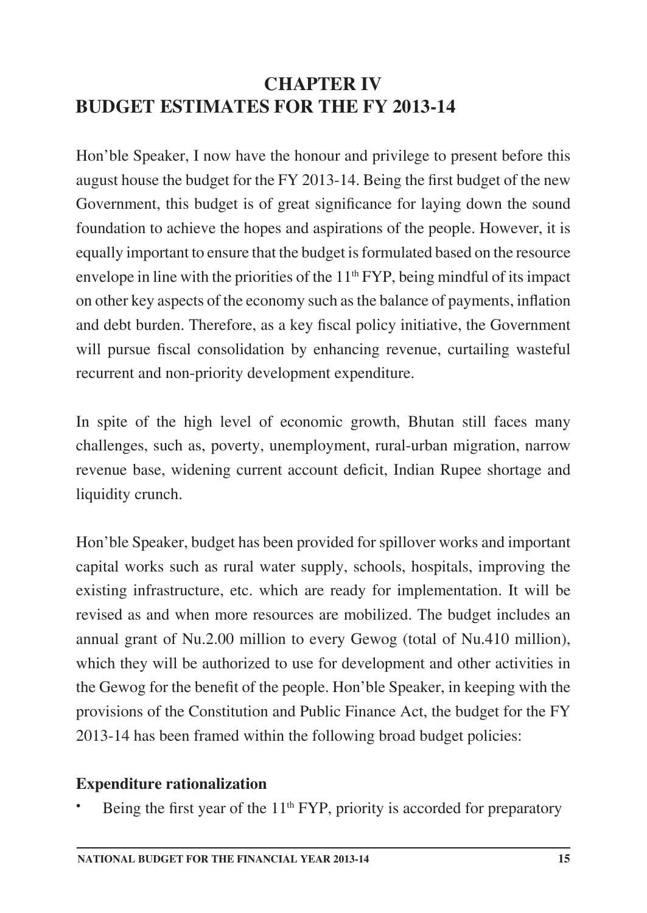# CHAPTER IV
# BUDGET ESTIMATES FOR THE FY 2013-14

Hon'ble Speaker, I now have the honour and privilege to present before this august house the budget for the FY 2013-14. Being the first budget of the new Government, this budget is of great significance for laying down the sound foundation to achieve the hopes and aspirations of the people. However, it is equally important to ensure that the budget is formulated based on the resource envelope in line with the priorities of the 11th FYP, being mindful of its impact on other key aspects of the economy such as the balance of payments, inflation and debt burden. Therefore, as a key fiscal policy initiative, the Government will pursue fiscal consolidation by enhancing revenue, curtailing wasteful recurrent and non-priority development expenditure.

In spite of the high level of economic growth, Bhutan still faces many challenges, such as, poverty, unemployment, rural-urban migration, narrow revenue base, widening current account deficit, Indian Rupee shortage and liquidity crunch.

Hon'ble Speaker, budget has been provided for spillover works and important capital works such as rural water supply, schools, hospitals, improving the existing infrastructure, etc. which are ready for implementation. It will be revised as and when more resources are mobilized. The budget includes an annual grant of Nu.2.00 million to every Gewog (total of Nu.410 million), which they will be authorized to use for development and other activities in the Gewog for the benefit of the people. Hon'ble Speaker, in keeping with the provisions of the Constitution and Public Finance Act, the budget for the FY 2013-14 has been framed within the following broad budget policies:

**Expenditure rationalization**

- Being the first year of the 11th FYP, priority is accorded for preparatory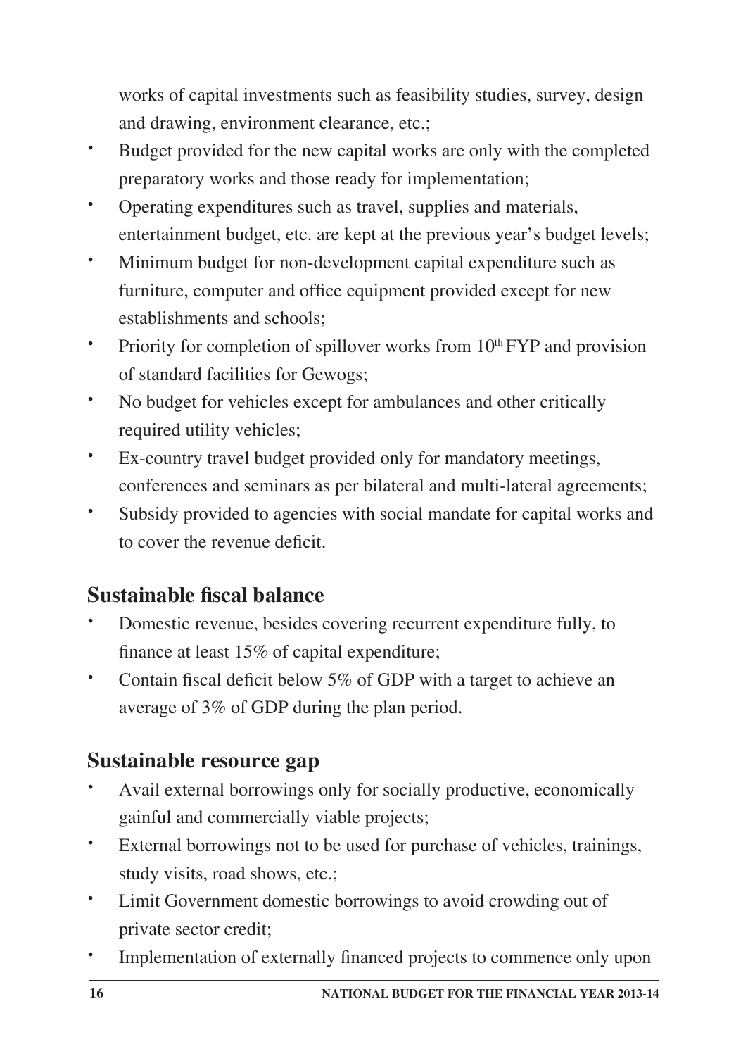works of capital investments such as feasibility studies, survey, design and drawing, environment clearance, etc.;

- Budget provided for the new capital works are only with the completed preparatory works and those ready for implementation;
- Operating expenditures such as travel, supplies and materials, entertainment budget, etc. are kept at the previous year's budget levels;
- Minimum budget for non-development capital expenditure such as furniture, computer and office equipment provided except for new establishments and schools;
- Priority for completion of spillover works from 10th FYP and provision of standard facilities for Gewogs;
- No budget for vehicles except for ambulances and other critically required utility vehicles;
- Ex-country travel budget provided only for mandatory meetings, conferences and seminars as per bilateral and multi-lateral agreements;
- Subsidy provided to agencies with social mandate for capital works and to cover the revenue deficit.

## Sustainable fiscal balance

- Domestic revenue, besides covering recurrent expenditure fully, to finance at least 15% of capital expenditure;
- Contain fiscal deficit below 5% of GDP with a target to achieve an average of 3% of GDP during the plan period.

## Sustainable resource gap

- Avail external borrowings only for socially productive, economically gainful and commercially viable projects;
- External borrowings not to be used for purchase of vehicles, trainings, study visits, road shows, etc.;
- Limit Government domestic borrowings to avoid crowding out of private sector credit;
- Implementation of externally financed projects to commence only upon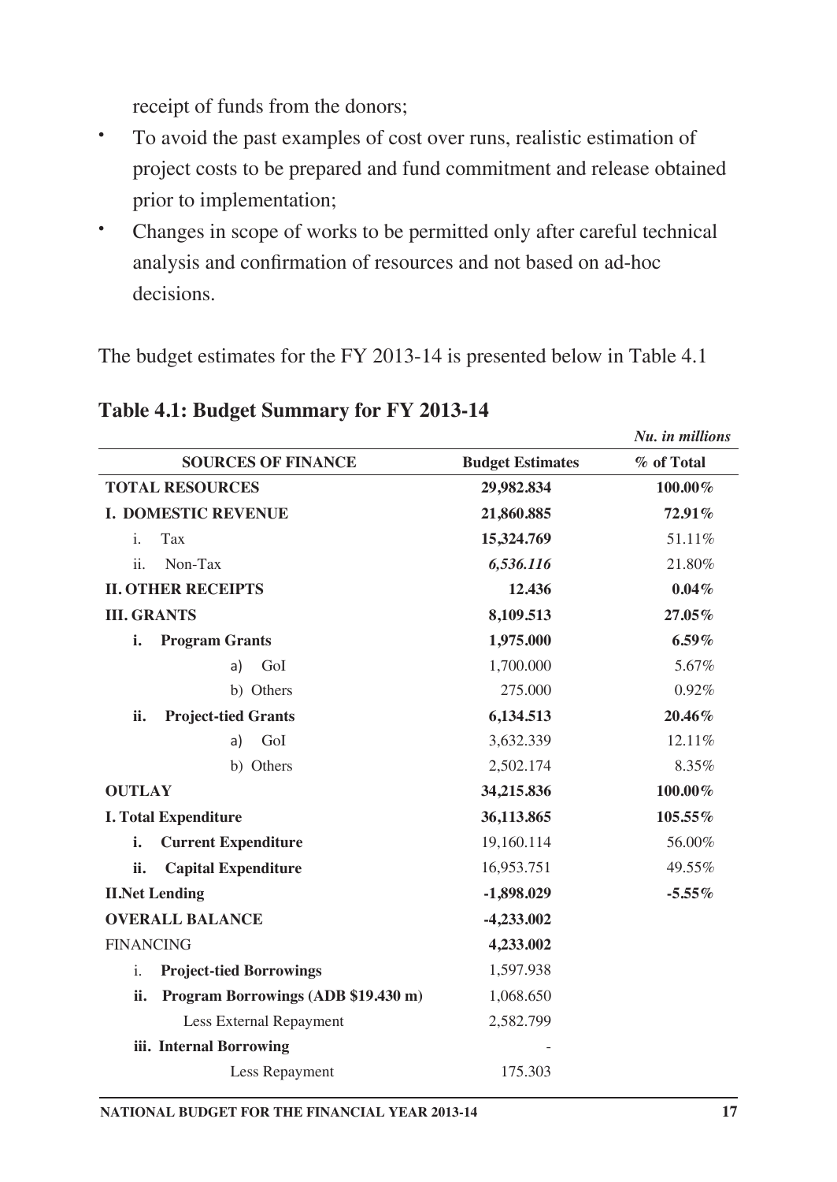receipt of funds from the donors;

- To avoid the past examples of cost over runs, realistic estimation of project costs to be prepared and fund commitment and release obtained prior to implementation;
- Changes in scope of works to be permitted only after careful technical analysis and confirmation of resources and not based on ad-hoc decisions.

The budget estimates for the FY 2013-14 is presented below in Table 4.1

**Table 4.1: Budget Summary for FY 2013-14**

*Nu. in millions*

| SOURCES OF FINANCE | Budget Estimates | % of Total |
|---|---|---|
| **TOTAL RESOURCES** | **29,982.834** | **100.00%** |
| **I. DOMESTIC REVENUE** | **21,860.885** | **72.91%** |
| i. Tax | **15,324.769** | 51.11% |
| ii. Non-Tax | ***6,536.116*** | 21.80% |
| **II. OTHER RECEIPTS** | **12.436** | **0.04%** |
| **III. GRANTS** | **8,109.513** | **27.05%** |
| **i. Program Grants** | **1,975.000** | **6.59%** |
| a) GoI | 1,700.000 | 5.67% |
| b) Others | 275.000 | 0.92% |
| **ii. Project-tied Grants** | **6,134.513** | **20.46%** |
| a) GoI | 3,632.339 | 12.11% |
| b) Others | 2,502.174 | 8.35% |
| **OUTLAY** | **34,215.836** | **100.00%** |
| **I. Total Expenditure** | **36,113.865** | **105.55%** |
| **i. Current Expenditure** | 19,160.114 | 56.00% |
| **ii. Capital Expenditure** | 16,953.751 | 49.55% |
| **II.Net Lending** | **-1,898.029** | **-5.55%** |
| **OVERALL BALANCE** | **-4,233.002** | |
| FINANCING | **4,233.002** | |
| i. **Project-tied Borrowings** | 1,597.938 | |
| **ii. Program Borrowings (ADB $19.430 m)** | 1,068.650 | |
| Less External Repayment | 2,582.799 | |
| **iii. Internal Borrowing** | - | |
| Less Repayment | 175.303 | |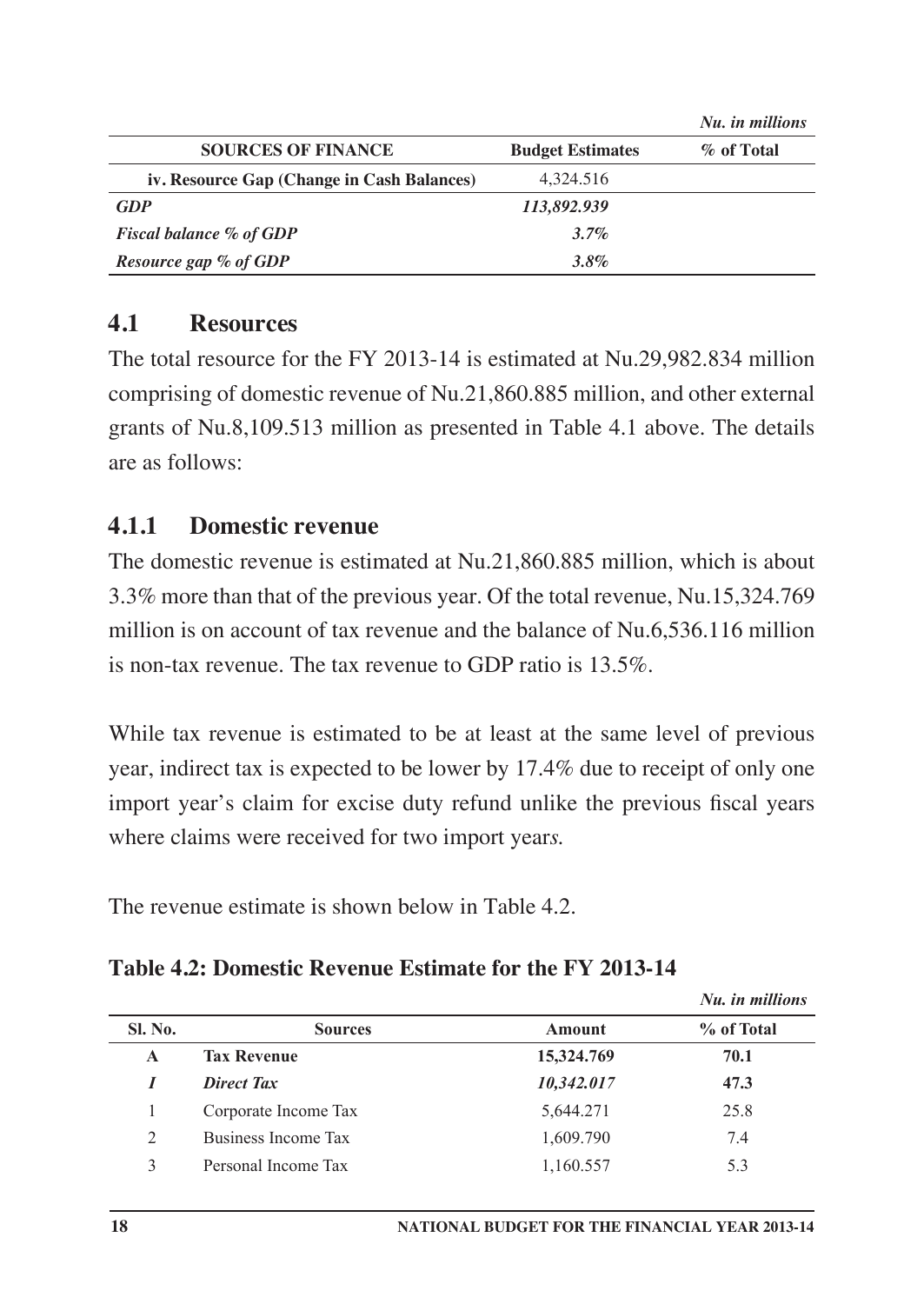*Nu. in millions*

| SOURCES OF FINANCE | Budget Estimates | % of Total |
|---|---|---|
| iv. Resource Gap (Change in Cash Balances) | 4,324.516 | |
| ***GDP*** | ***113,892.939*** | |
| ***Fiscal balance % of GDP*** | ***3.7%*** | |
| ***Resource gap % of GDP*** | ***3.8%*** | |

## 4.1 Resources

The total resource for the FY 2013-14 is estimated at Nu.29,982.834 million comprising of domestic revenue of Nu.21,860.885 million, and other external grants of Nu.8,109.513 million as presented in Table 4.1 above. The details are as follows:

### 4.1.1 Domestic revenue

The domestic revenue is estimated at Nu.21,860.885 million, which is about 3.3% more than that of the previous year. Of the total revenue, Nu.15,324.769 million is on account of tax revenue and the balance of Nu.6,536.116 million is non-tax revenue. The tax revenue to GDP ratio is 13.5%.

While tax revenue is estimated to be at least at the same level of previous year, indirect tax is expected to be lower by 17.4% due to receipt of only one import year's claim for excise duty refund unlike the previous fiscal years where claims were received for two import year*s.*

The revenue estimate is shown below in Table 4.2.

**Table 4.2: Domestic Revenue Estimate for the FY 2013-14**

*Nu. in millions*

| Sl. No. | Sources | Amount | % of Total |
|---|---|---|---|
| **A** | **Tax Revenue** | **15,324.769** | **70.1** |
| ***I*** | ***Direct Tax*** | ***10,342.017*** | ***47.3*** |
| 1 | Corporate Income Tax | 5,644.271 | 25.8 |
| 2 | Business Income Tax | 1,609.790 | 7.4 |
| 3 | Personal Income Tax | 1,160.557 | 5.3 |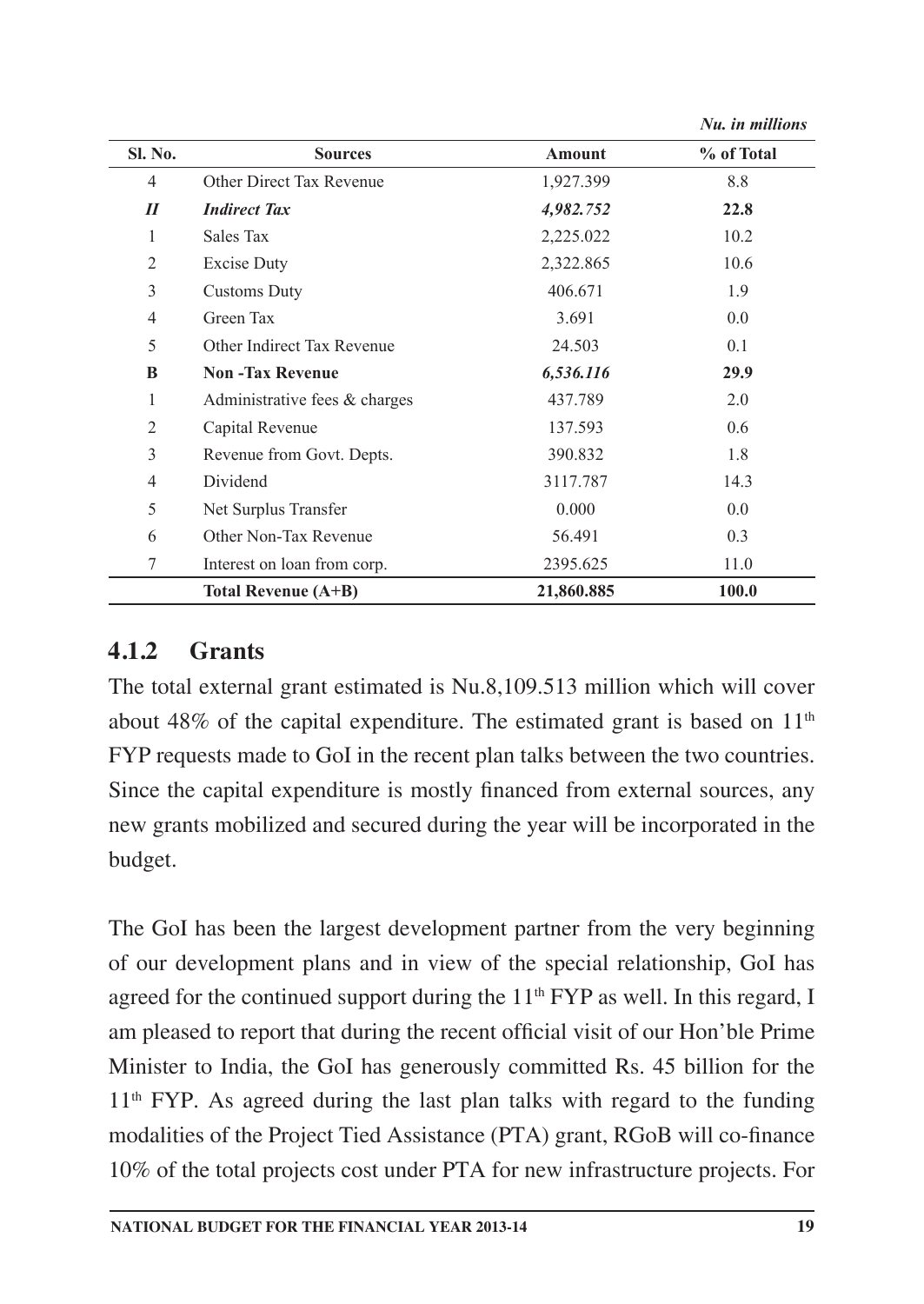*Nu. in millions*

| Sl. No. | Sources | Amount | % of Total |
|---|---|---|---|
| 4 | Other Direct Tax Revenue | 1,927.399 | 8.8 |
| ***II*** | ***Indirect Tax*** | ***4,982.752*** | **22.8** |
| 1 | Sales Tax | 2,225.022 | 10.2 |
| 2 | Excise Duty | 2,322.865 | 10.6 |
| 3 | Customs Duty | 406.671 | 1.9 |
| 4 | Green Tax | 3.691 | 0.0 |
| 5 | Other Indirect Tax Revenue | 24.503 | 0.1 |
| **B** | **Non -Tax Revenue** | ***6,536.116*** | **29.9** |
| 1 | Administrative fees & charges | 437.789 | 2.0 |
| 2 | Capital Revenue | 137.593 | 0.6 |
| 3 | Revenue from Govt. Depts. | 390.832 | 1.8 |
| 4 | Dividend | 3117.787 | 14.3 |
| 5 | Net Surplus Transfer | 0.000 | 0.0 |
| 6 | Other Non-Tax Revenue | 56.491 | 0.3 |
| 7 | Interest on loan from corp. | 2395.625 | 11.0 |
| | **Total Revenue (A+B)** | **21,860.885** | **100.0** |

### 4.1.2 Grants

The total external grant estimated is Nu.8,109.513 million which will cover about 48% of the capital expenditure. The estimated grant is based on 11th FYP requests made to GoI in the recent plan talks between the two countries. Since the capital expenditure is mostly financed from external sources, any new grants mobilized and secured during the year will be incorporated in the budget.

The GoI has been the largest development partner from the very beginning of our development plans and in view of the special relationship, GoI has agreed for the continued support during the 11th FYP as well. In this regard, I am pleased to report that during the recent official visit of our Hon'ble Prime Minister to India, the GoI has generously committed Rs. 45 billion for the 11th FYP. As agreed during the last plan talks with regard to the funding modalities of the Project Tied Assistance (PTA) grant, RGoB will co-finance 10% of the total projects cost under PTA for new infrastructure projects. For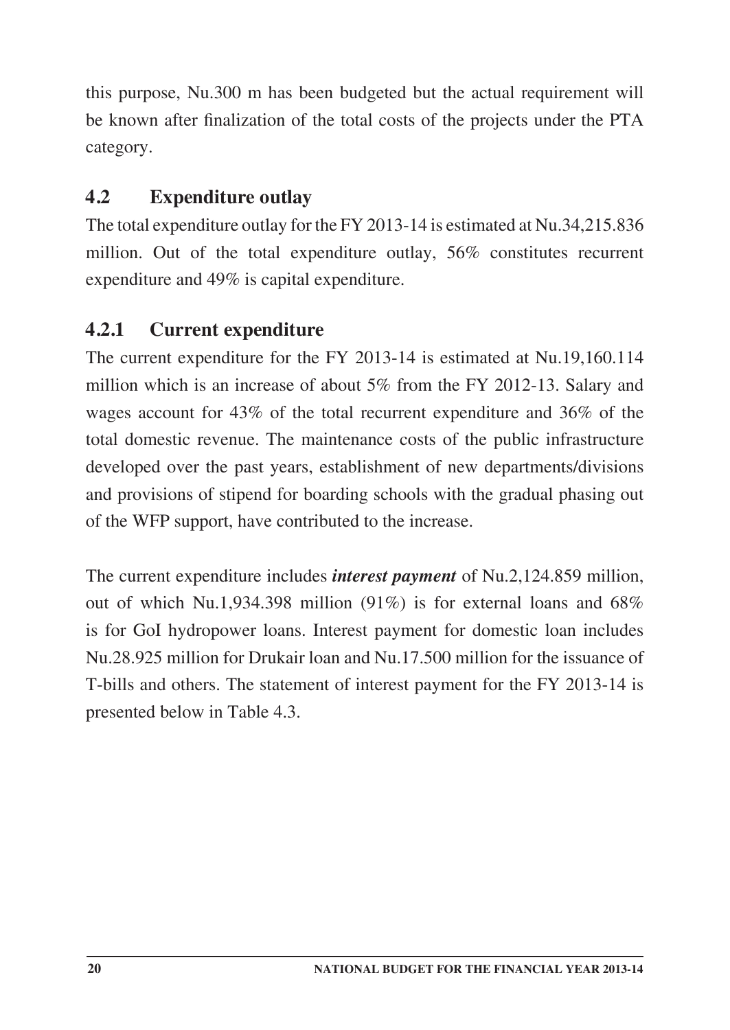this purpose, Nu.300 m has been budgeted but the actual requirement will be known after finalization of the total costs of the projects under the PTA category.

## 4.2 Expenditure outlay

The total expenditure outlay for the FY 2013-14 is estimated at Nu.34,215.836 million. Out of the total expenditure outlay, 56% constitutes recurrent expenditure and 49% is capital expenditure.

### 4.2.1 Current expenditure

The current expenditure for the FY 2013-14 is estimated at Nu.19,160.114 million which is an increase of about 5% from the FY 2012-13. Salary and wages account for 43% of the total recurrent expenditure and 36% of the total domestic revenue. The maintenance costs of the public infrastructure developed over the past years, establishment of new departments/divisions and provisions of stipend for boarding schools with the gradual phasing out of the WFP support, have contributed to the increase.

The current expenditure includes ***interest payment*** of Nu.2,124.859 million, out of which Nu.1,934.398 million (91%) is for external loans and 68% is for GoI hydropower loans. Interest payment for domestic loan includes Nu.28.925 million for Drukair loan and Nu.17.500 million for the issuance of T-bills and others. The statement of interest payment for the FY 2013-14 is presented below in Table 4.3.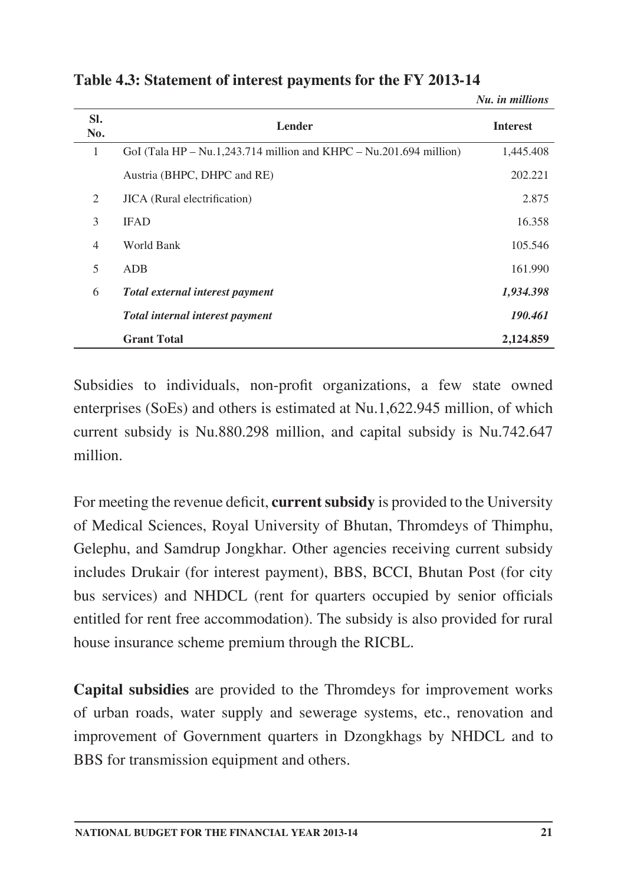**Table 4.3: Statement of interest payments for the FY 2013-14**

*Nu. in millions*

| Sl. No. | Lender | Interest |
|---|---|---|
| 1 | GoI (Tala HP – Nu.1,243.714 million and KHPC – Nu.201.694 million) | 1,445.408 |
| | Austria (BHPC, DHPC and RE) | 202.221 |
| 2 | JICA (Rural electrification) | 2.875 |
| 3 | IFAD | 16.358 |
| 4 | World Bank | 105.546 |
| 5 | ADB | 161.990 |
| 6 | ***Total external interest payment*** | ***1,934.398*** |
| | ***Total internal interest payment*** | ***190.461*** |
| | **Grant Total** | **2,124.859** |

Subsidies to individuals, non-profit organizations, a few state owned enterprises (SoEs) and others is estimated at Nu.1,622.945 million, of which current subsidy is Nu.880.298 million, and capital subsidy is Nu.742.647 million.

For meeting the revenue deficit, **current subsidy** is provided to the University of Medical Sciences, Royal University of Bhutan, Thromdeys of Thimphu, Gelephu, and Samdrup Jongkhar. Other agencies receiving current subsidy includes Drukair (for interest payment), BBS, BCCI, Bhutan Post (for city bus services) and NHDCL (rent for quarters occupied by senior officials entitled for rent free accommodation). The subsidy is also provided for rural house insurance scheme premium through the RICBL.

**Capital subsidies** are provided to the Thromdeys for improvement works of urban roads, water supply and sewerage systems, etc., renovation and improvement of Government quarters in Dzongkhags by NHDCL and to BBS for transmission equipment and others.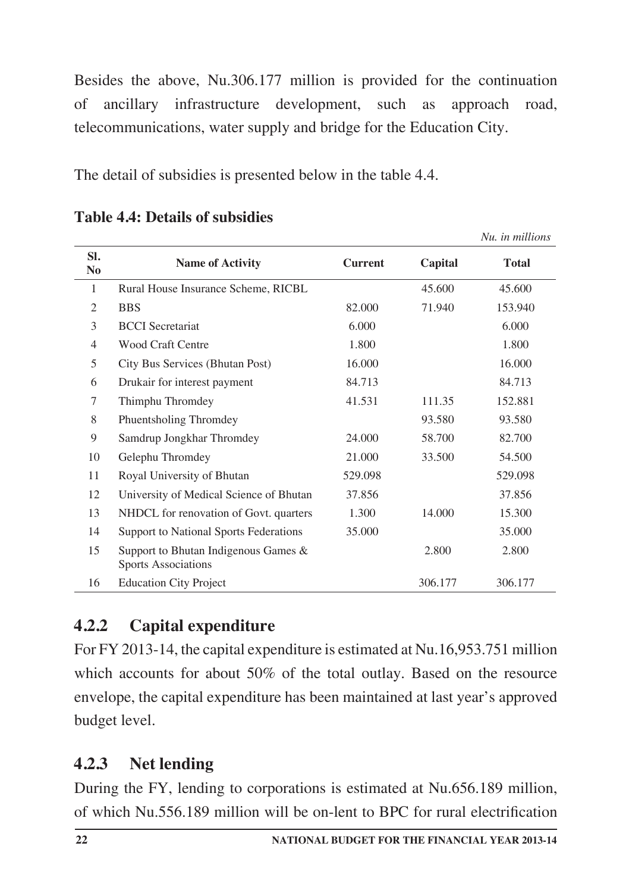Besides the above, Nu.306.177 million is provided for the continuation of ancillary infrastructure development, such as approach road, telecommunications, water supply and bridge for the Education City.

The detail of subsidies is presented below in the table 4.4.

**Table 4.4: Details of subsidies**

*Nu. in millions*

| Sl. No | Name of Activity | Current | Capital | Total |
|---|---|---|---|---|
| 1 | Rural House Insurance Scheme, RICBL | | 45.600 | 45.600 |
| 2 | BBS | 82.000 | 71.940 | 153.940 |
| 3 | BCCI Secretariat | 6.000 | | 6.000 |
| 4 | Wood Craft Centre | 1.800 | | 1.800 |
| 5 | City Bus Services (Bhutan Post) | 16.000 | | 16.000 |
| 6 | Drukair for interest payment | 84.713 | | 84.713 |
| 7 | Thimphu Thromdey | 41.531 | 111.35 | 152.881 |
| 8 | Phuentsholing Thromdey | | 93.580 | 93.580 |
| 9 | Samdrup Jongkhar Thromdey | 24.000 | 58.700 | 82.700 |
| 10 | Gelephu Thromdey | 21.000 | 33.500 | 54.500 |
| 11 | Royal University of Bhutan | 529.098 | | 529.098 |
| 12 | University of Medical Science of Bhutan | 37.856 | | 37.856 |
| 13 | NHDCL for renovation of Govt. quarters | 1.300 | 14.000 | 15.300 |
| 14 | Support to National Sports Federations | 35.000 | | 35.000 |
| 15 | Support to Bhutan Indigenous Games & Sports Associations | | 2.800 | 2.800 |
| 16 | Education City Project | | 306.177 | 306.177 |

## 4.2.2 Capital expenditure

For FY 2013-14, the capital expenditure is estimated at Nu.16,953.751 million which accounts for about 50% of the total outlay. Based on the resource envelope, the capital expenditure has been maintained at last year's approved budget level.

## 4.2.3 Net lending

During the FY, lending to corporations is estimated at Nu.656.189 million, of which Nu.556.189 million will be on-lent to BPC for rural electrification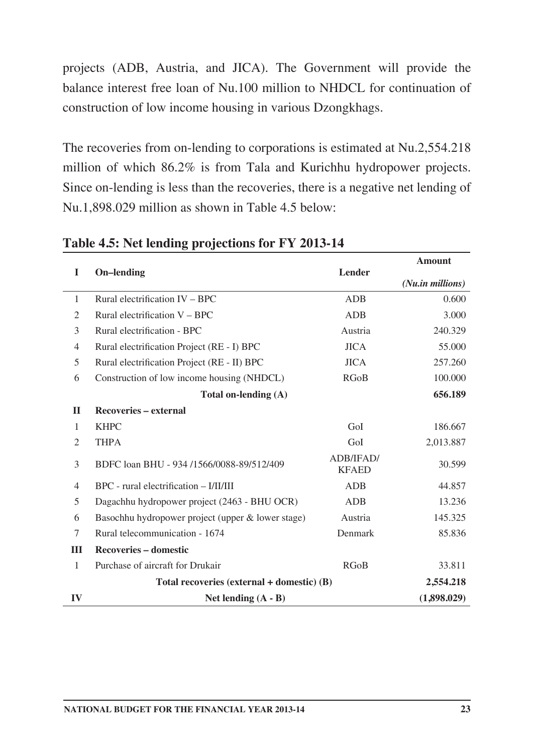projects (ADB, Austria, and JICA). The Government will provide the balance interest free loan of Nu.100 million to NHDCL for continuation of construction of low income housing in various Dzongkhags.

The recoveries from on-lending to corporations is estimated at Nu.2,554.218 million of which 86.2% is from Tala and Kurichhu hydropower projects. Since on-lending is less than the recoveries, there is a negative net lending of Nu.1,898.029 million as shown in Table 4.5 below:

**Table 4.5: Net lending projections for FY 2013-14**

| I | On–lending | Lender | Amount (Nu.in millions) |
|---|---|---|---|
| 1 | Rural electrification IV – BPC | ADB | 0.600 |
| 2 | Rural electrification V – BPC | ADB | 3.000 |
| 3 | Rural electrification - BPC | Austria | 240.329 |
| 4 | Rural electrification Project (RE - I) BPC | JICA | 55.000 |
| 5 | Rural electrification Project (RE - II) BPC | JICA | 257.260 |
| 6 | Construction of low income housing (NHDCL) | RGoB | 100.000 |
| | **Total on-lending (A)** | | **656.189** |
| **II** | **Recoveries – external** | | |
| 1 | KHPC | GoI | 186.667 |
| 2 | THPA | GoI | 2,013.887 |
| 3 | BDFC loan BHU - 934 /1566/0088-89/512/409 | ADB/IFAD/ KFAED | 30.599 |
| 4 | BPC - rural electrification – I/II/III | ADB | 44.857 |
| 5 | Dagachhu hydropower project (2463 - BHU OCR) | ADB | 13.236 |
| 6 | Basochhu hydropower project (upper & lower stage) | Austria | 145.325 |
| 7 | Rural telecommunication - 1674 | Denmark | 85.836 |
| **III** | **Recoveries – domestic** | | |
| 1 | Purchase of aircraft for Drukair | RGoB | 33.811 |
| | **Total recoveries (external + domestic) (B)** | | **2,554.218** |
| **IV** | **Net lending (A - B)** | | **(1,898.029)** |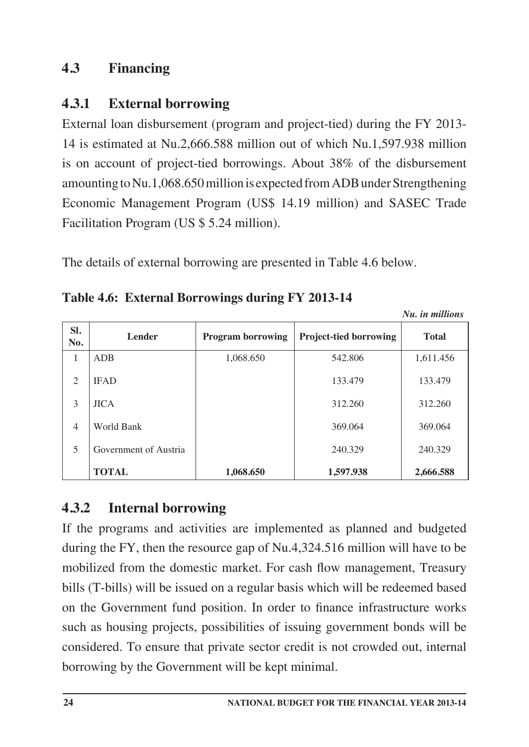## 4.3 Financing

### 4.3.1 External borrowing

External loan disbursement (program and project-tied) during the FY 2013-14 is estimated at Nu.2,666.588 million out of which Nu.1,597.938 million is on account of project-tied borrowings. About 38% of the disbursement amounting to Nu.1,068.650 million is expected from ADB under Strengthening Economic Management Program (US$ 14.19 million) and SASEC Trade Facilitation Program (US $ 5.24 million).

The details of external borrowing are presented in Table 4.6 below.

**Table 4.6: External Borrowings during FY 2013-14**

*Nu. in millions*

| Sl. No. | Lender | Program borrowing | Project-tied borrowing | Total |
|---|---|---|---|---|
| 1 | ADB | 1,068.650 | 542.806 | 1,611.456 |
| 2 | IFAD | | 133.479 | 133.479 |
| 3 | JICA | | 312.260 | 312.260 |
| 4 | World Bank | | 369.064 | 369.064 |
| 5 | Government of Austria | | 240.329 | 240.329 |
| | **TOTAL** | **1,068.650** | **1,597.938** | **2,666.588** |

### 4.3.2 Internal borrowing

If the programs and activities are implemented as planned and budgeted during the FY, then the resource gap of Nu.4,324.516 million will have to be mobilized from the domestic market. For cash flow management, Treasury bills (T-bills) will be issued on a regular basis which will be redeemed based on the Government fund position. In order to finance infrastructure works such as housing projects, possibilities of issuing government bonds will be considered. To ensure that private sector credit is not crowded out, internal borrowing by the Government will be kept minimal.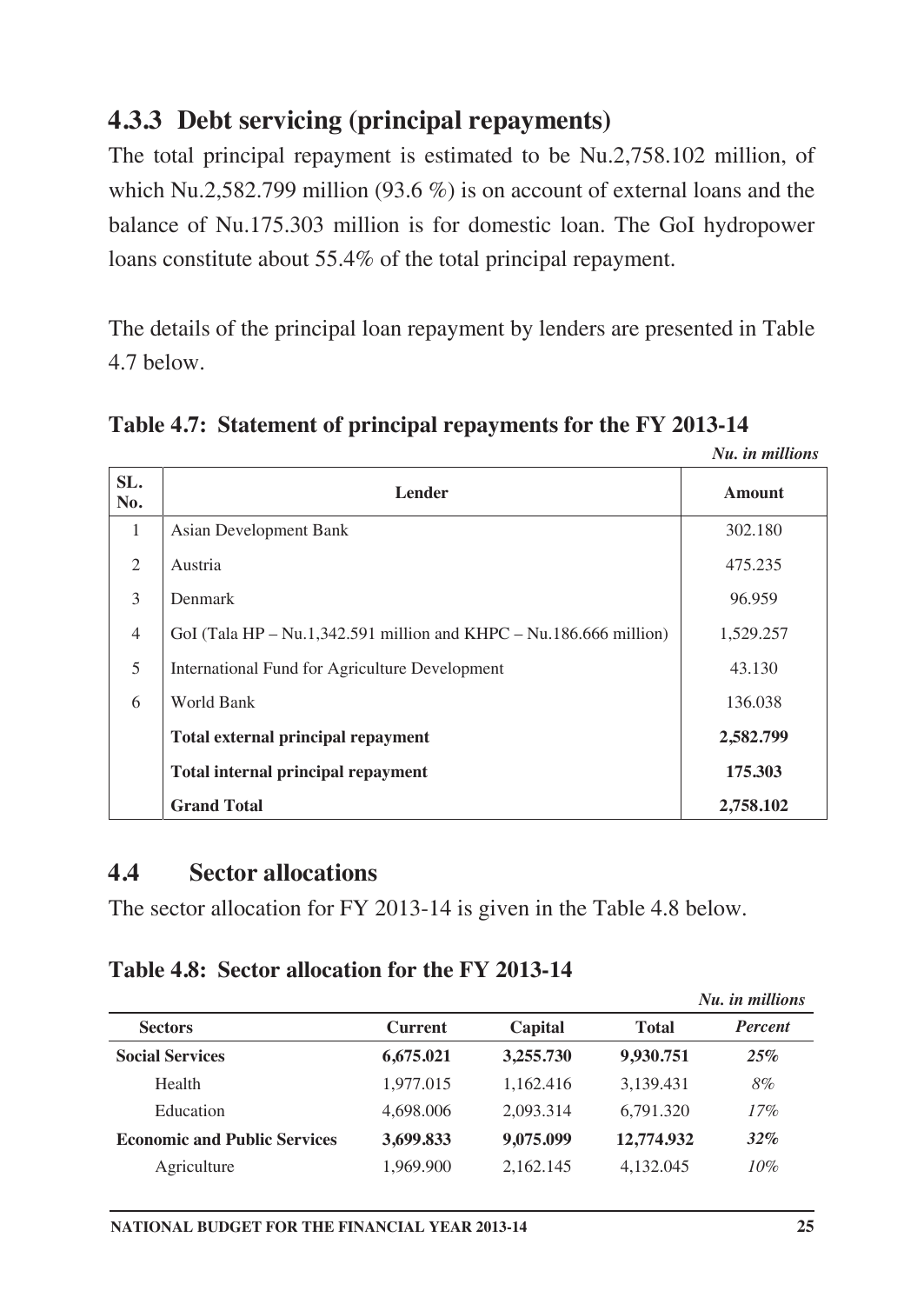### 4.3.3 Debt servicing (principal repayments)

The total principal repayment is estimated to be Nu.2,758.102 million, of which Nu.2,582.799 million (93.6 %) is on account of external loans and the balance of Nu.175.303 million is for domestic loan. The GoI hydropower loans constitute about 55.4% of the total principal repayment.

The details of the principal loan repayment by lenders are presented in Table 4.7 below.

**Table 4.7: Statement of principal repayments for the FY 2013-14**

*Nu. in millions*

| SL. No. | Lender | Amount |
|---|---|---|
| 1 | Asian Development Bank | 302.180 |
| 2 | Austria | 475.235 |
| 3 | Denmark | 96.959 |
| 4 | GoI (Tala HP – Nu.1,342.591 million and KHPC – Nu.186.666 million) | 1,529.257 |
| 5 | International Fund for Agriculture Development | 43.130 |
| 6 | World Bank | 136.038 |
| | **Total external principal repayment** | **2,582.799** |
| | **Total internal principal repayment** | **175.303** |
| | **Grand Total** | **2,758.102** |

## 4.4 Sector allocations

The sector allocation for FY 2013-14 is given in the Table 4.8 below.

**Table 4.8: Sector allocation for the FY 2013-14**

*Nu. in millions*

| Sectors | Current | Capital | Total | *Percent* |
|---|---|---|---|---|
| **Social Services** | **6,675.021** | **3,255.730** | **9,930.751** | ***25%*** |
| Health | 1,977.015 | 1,162.416 | 3,139.431 | *8%* |
| Education | 4,698.006 | 2,093.314 | 6,791.320 | *17%* |
| **Economic and Public Services** | **3,699.833** | **9,075.099** | **12,774.932** | ***32%*** |
| Agriculture | 1,969.900 | 2,162.145 | 4,132.045 | *10%* |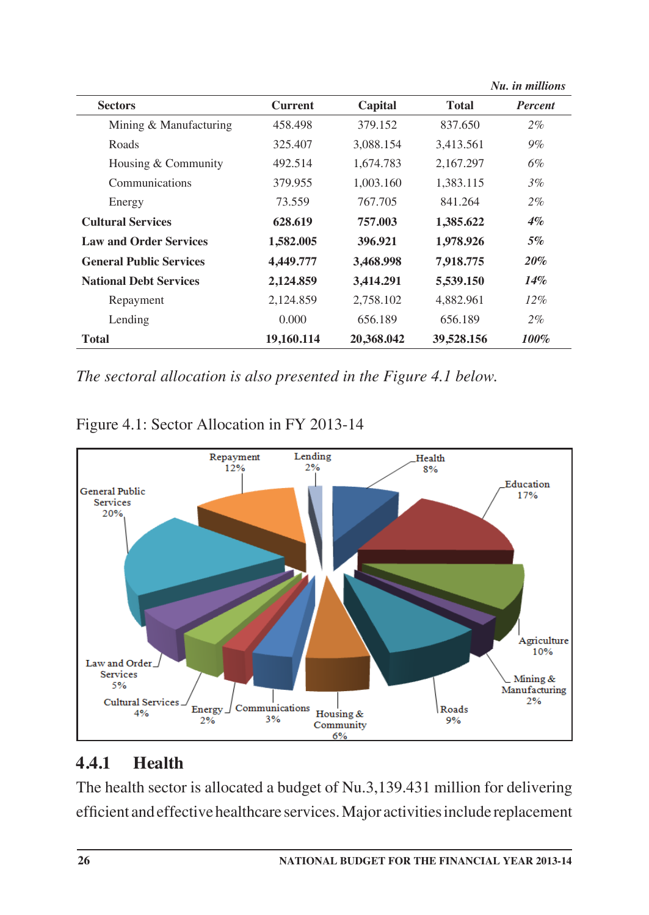*Nu. in millions*

| Sectors | Current | Capital | Total | *Percent* |
|---|---|---|---|---|
| Mining & Manufacturing | 458.498 | 379.152 | 837.650 | *2%* |
| Roads | 325.407 | 3,088.154 | 3,413.561 | *9%* |
| Housing & Community | 492.514 | 1,674.783 | 2,167.297 | *6%* |
| Communications | 379.955 | 1,003.160 | 1,383.115 | *3%* |
| Energy | 73.559 | 767.705 | 841.264 | *2%* |
| **Cultural Services** | **628.619** | **757.003** | **1,385.622** | ***4%*** |
| **Law and Order Services** | **1,582.005** | **396.921** | **1,978.926** | ***5%*** |
| **General Public Services** | **4,449.777** | **3,468.998** | **7,918.775** | ***20%*** |
| **National Debt Services** | **2,124.859** | **3,414.291** | **5,539.150** | ***14%*** |
| Repayment | 2,124.859 | 2,758.102 | 4,882.961 | *12%* |
| Lending | 0.000 | 656.189 | 656.189 | *2%* |
| **Total** | **19,160.114** | **20,368.042** | **39,528.156** | ***100%*** |

*The sectoral allocation is also presented in the Figure 4.1 below.*

Figure 4.1: Sector Allocation in FY 2013-14

## 4.4.1 Health

The health sector is allocated a budget of Nu.3,139.431 million for delivering efficient and effective healthcare services. Major activities include replacement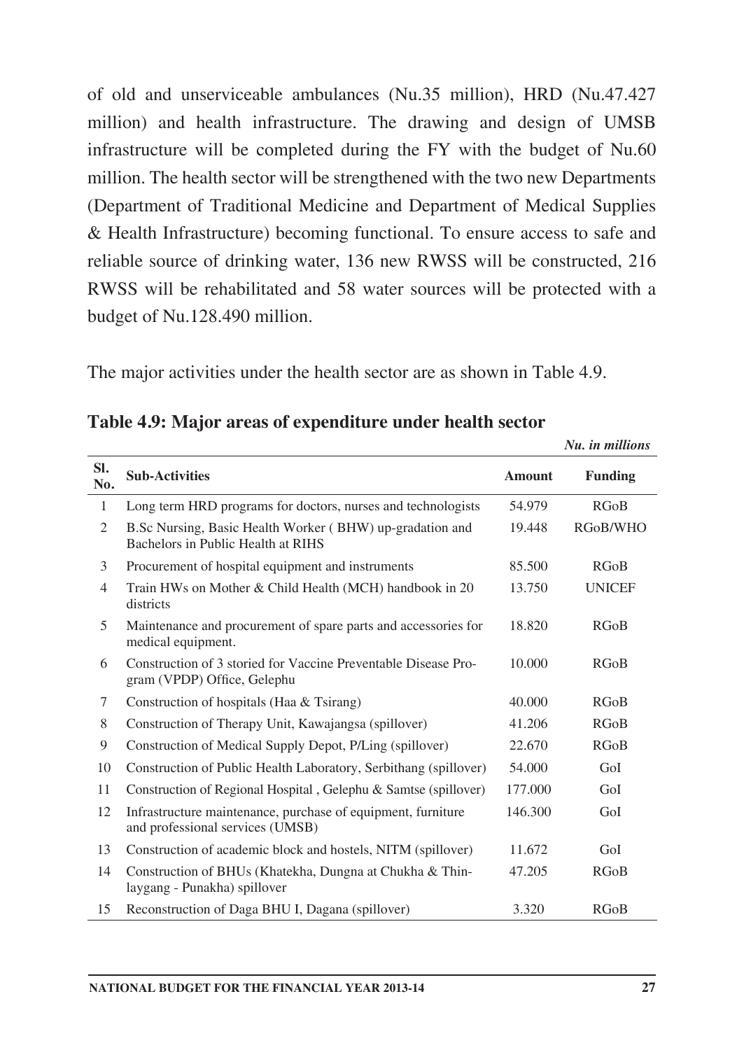of old and unserviceable ambulances (Nu.35 million), HRD (Nu.47.427 million) and health infrastructure. The drawing and design of UMSB infrastructure will be completed during the FY with the budget of Nu.60 million. The health sector will be strengthened with the two new Departments (Department of Traditional Medicine and Department of Medical Supplies & Health Infrastructure) becoming functional. To ensure access to safe and reliable source of drinking water, 136 new RWSS will be constructed, 216 RWSS will be rehabilitated and 58 water sources will be protected with a budget of Nu.128.490 million.

The major activities under the health sector are as shown in Table 4.9.

**Table 4.9: Major areas of expenditure under health sector**

*Nu. in millions*

| Sl. No. | Sub-Activities | Amount | Funding |
|---|---|---|---|
| 1 | Long term HRD programs for doctors, nurses and technologists | 54.979 | RGoB |
| 2 | B.Sc Nursing, Basic Health Worker ( BHW) up-gradation and Bachelors in Public Health at RIHS | 19.448 | RGoB/WHO |
| 3 | Procurement of hospital equipment and instruments | 85.500 | RGoB |
| 4 | Train HWs on Mother & Child Health (MCH) handbook in 20 districts | 13.750 | UNICEF |
| 5 | Maintenance and procurement of spare parts and accessories for medical equipment. | 18.820 | RGoB |
| 6 | Construction of 3 storied for Vaccine Preventable Disease Program (VPDP) Office, Gelephu | 10.000 | RGoB |
| 7 | Construction of hospitals (Haa & Tsirang) | 40.000 | RGoB |
| 8 | Construction of Therapy Unit, Kawajangsa (spillover) | 41.206 | RGoB |
| 9 | Construction of Medical Supply Depot, P/Ling (spillover) | 22.670 | RGoB |
| 10 | Construction of Public Health Laboratory, Serbithang (spillover) | 54.000 | GoI |
| 11 | Construction of Regional Hospital , Gelephu & Samtse (spillover) | 177.000 | GoI |
| 12 | Infrastructure maintenance, purchase of equipment, furniture and professional services (UMSB) | 146.300 | GoI |
| 13 | Construction of academic block and hostels, NITM (spillover) | 11.672 | GoI |
| 14 | Construction of BHUs (Khatekha, Dungna at Chukha & Thinlaygang - Punakha) spillover | 47.205 | RGoB |
| 15 | Reconstruction of Daga BHU I, Dagana (spillover) | 3.320 | RGoB |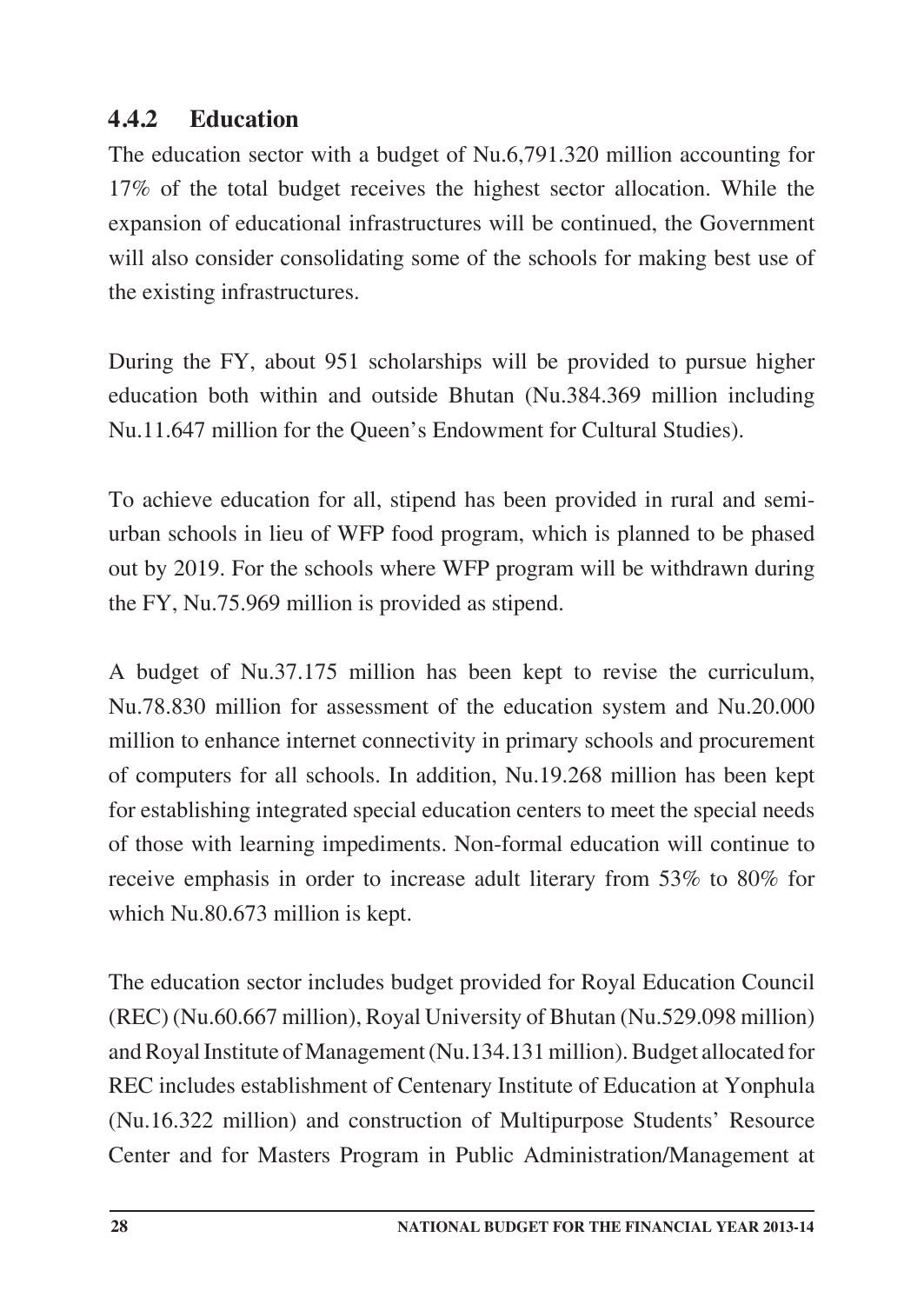### 4.4.2 Education

The education sector with a budget of Nu.6,791.320 million accounting for 17% of the total budget receives the highest sector allocation. While the expansion of educational infrastructures will be continued, the Government will also consider consolidating some of the schools for making best use of the existing infrastructures.

During the FY, about 951 scholarships will be provided to pursue higher education both within and outside Bhutan (Nu.384.369 million including Nu.11.647 million for the Queen's Endowment for Cultural Studies).

To achieve education for all, stipend has been provided in rural and semi-urban schools in lieu of WFP food program, which is planned to be phased out by 2019. For the schools where WFP program will be withdrawn during the FY, Nu.75.969 million is provided as stipend.

A budget of Nu.37.175 million has been kept to revise the curriculum, Nu.78.830 million for assessment of the education system and Nu.20.000 million to enhance internet connectivity in primary schools and procurement of computers for all schools. In addition, Nu.19.268 million has been kept for establishing integrated special education centers to meet the special needs of those with learning impediments. Non-formal education will continue to receive emphasis in order to increase adult literary from 53% to 80% for which Nu.80.673 million is kept.

The education sector includes budget provided for Royal Education Council (REC) (Nu.60.667 million), Royal University of Bhutan (Nu.529.098 million) and Royal Institute of Management (Nu.134.131 million). Budget allocated for REC includes establishment of Centenary Institute of Education at Yonphula (Nu.16.322 million) and construction of Multipurpose Students' Resource Center and for Masters Program in Public Administration/Management at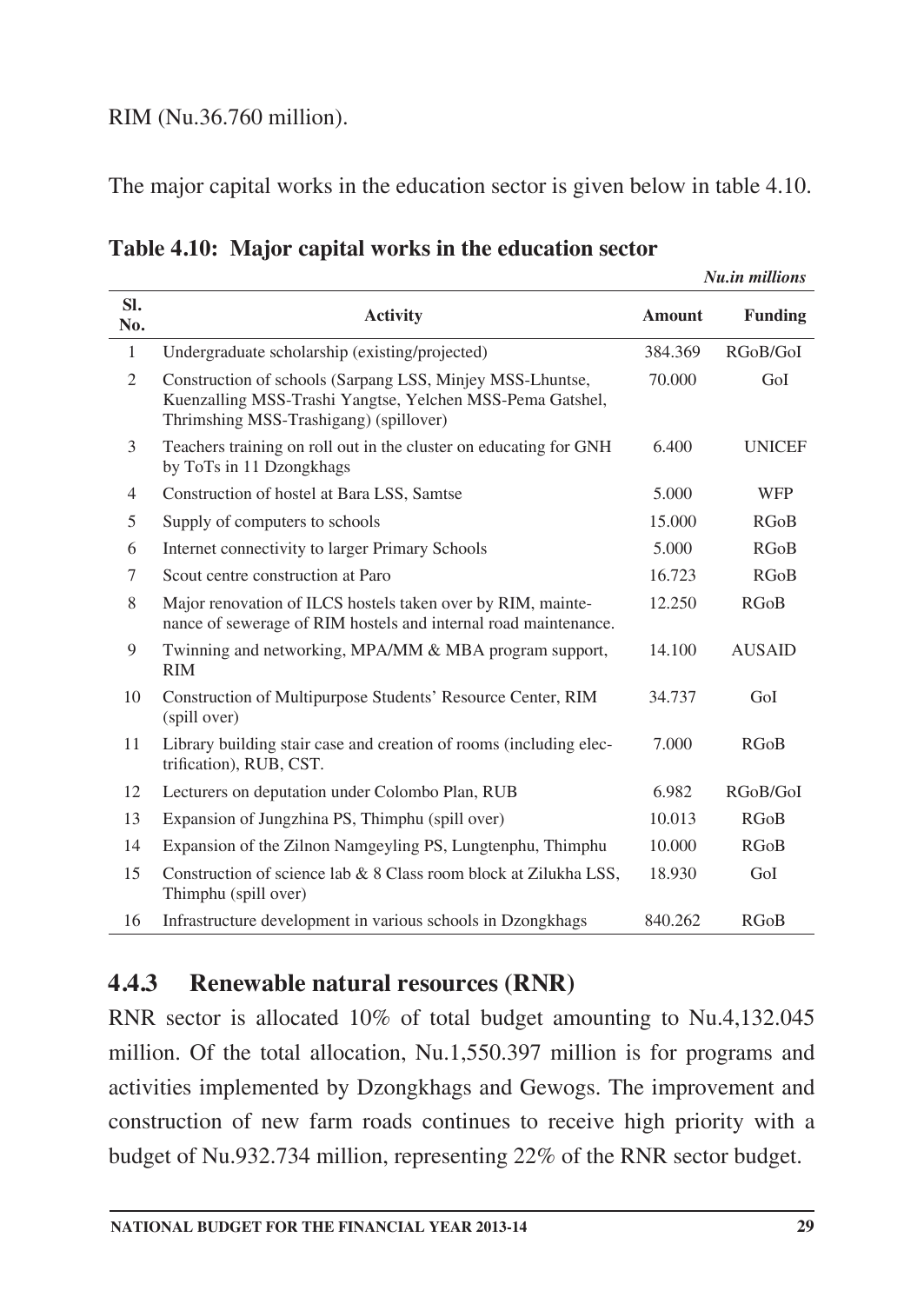RIM (Nu.36.760 million).

The major capital works in the education sector is given below in table 4.10.

**Table 4.10: Major capital works in the education sector**

***Nu.in millions***

| Sl. No. | Activity | Amount | Funding |
|---|---|---|---|
| 1 | Undergraduate scholarship (existing/projected) | 384.369 | RGoB/GoI |
| 2 | Construction of schools (Sarpang LSS, Minjey MSS-Lhuntse, Kuenzalling MSS-Trashi Yangtse, Yelchen MSS-Pema Gatshel, Thrimshing MSS-Trashigang) (spillover) | 70.000 | GoI |
| 3 | Teachers training on roll out in the cluster on educating for GNH by ToTs in 11 Dzongkhags | 6.400 | UNICEF |
| 4 | Construction of hostel at Bara LSS, Samtse | 5.000 | WFP |
| 5 | Supply of computers to schools | 15.000 | RGoB |
| 6 | Internet connectivity to larger Primary Schools | 5.000 | RGoB |
| 7 | Scout centre construction at Paro | 16.723 | RGoB |
| 8 | Major renovation of ILCS hostels taken over by RIM, maintenance of sewerage of RIM hostels and internal road maintenance. | 12.250 | RGoB |
| 9 | Twinning and networking, MPA/MM & MBA program support, RIM | 14.100 | AUSAID |
| 10 | Construction of Multipurpose Students' Resource Center, RIM (spill over) | 34.737 | GoI |
| 11 | Library building stair case and creation of rooms (including electrification), RUB, CST. | 7.000 | RGoB |
| 12 | Lecturers on deputation under Colombo Plan, RUB | 6.982 | RGoB/GoI |
| 13 | Expansion of Jungzhina PS, Thimphu (spill over) | 10.013 | RGoB |
| 14 | Expansion of the Zilnon Namgeyling PS, Lungtenphu, Thimphu | 10.000 | RGoB |
| 15 | Construction of science lab & 8 Class room block at Zilukha LSS, Thimphu (spill over) | 18.930 | GoI |
| 16 | Infrastructure development in various schools in Dzongkhags | 840.262 | RGoB |

### 4.4.3 Renewable natural resources (RNR)

RNR sector is allocated 10% of total budget amounting to Nu.4,132.045 million. Of the total allocation, Nu.1,550.397 million is for programs and activities implemented by Dzongkhags and Gewogs. The improvement and construction of new farm roads continues to receive high priority with a budget of Nu.932.734 million, representing 22% of the RNR sector budget.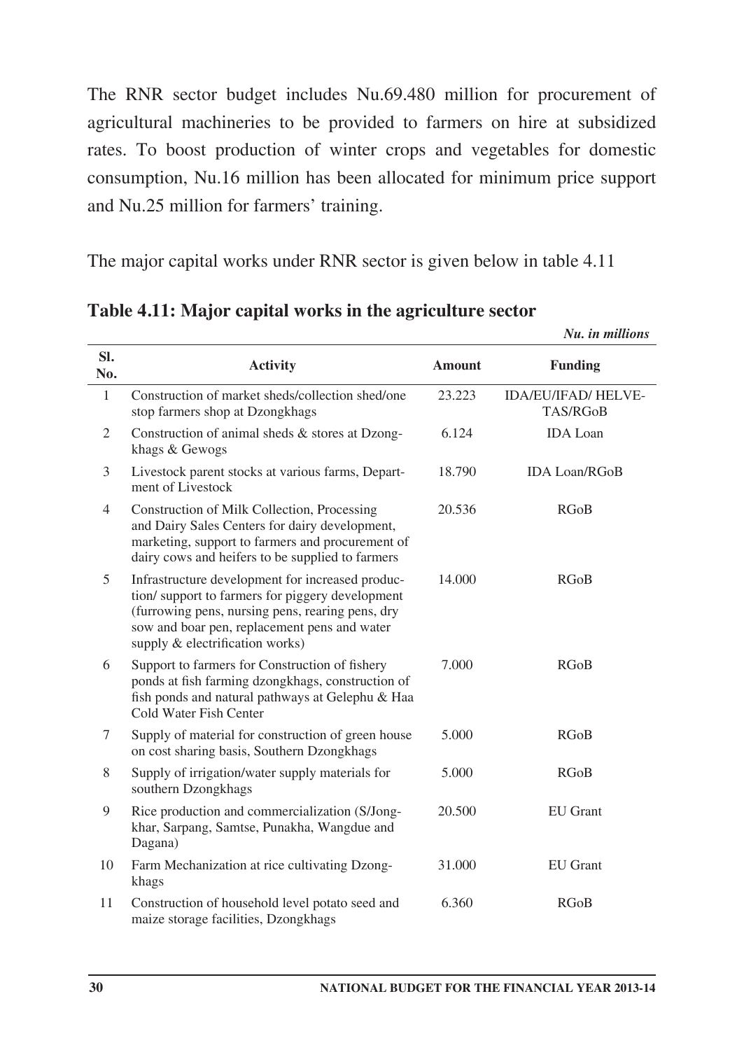The RNR sector budget includes Nu.69.480 million for procurement of agricultural machineries to be provided to farmers on hire at subsidized rates. To boost production of winter crops and vegetables for domestic consumption, Nu.16 million has been allocated for minimum price support and Nu.25 million for farmers' training.

The major capital works under RNR sector is given below in table 4.11

**Table 4.11: Major capital works in the agriculture sector**

*Nu. in millions*

| Sl. No. | Activity | Amount | Funding |
|---|---|---|---|
| 1 | Construction of market sheds/collection shed/one stop farmers shop at Dzongkhags | 23.223 | IDA/EU/IFAD/ HELVETAS/RGoB |
| 2 | Construction of animal sheds & stores at Dzongkhags & Gewogs | 6.124 | IDA Loan |
| 3 | Livestock parent stocks at various farms, Department of Livestock | 18.790 | IDA Loan/RGoB |
| 4 | Construction of Milk Collection, Processing and Dairy Sales Centers for dairy development, marketing, support to farmers and procurement of dairy cows and heifers to be supplied to farmers | 20.536 | RGoB |
| 5 | Infrastructure development for increased production/ support to farmers for piggery development (furrowing pens, nursing pens, rearing pens, dry sow and boar pen, replacement pens and water supply & electrification works) | 14.000 | RGoB |
| 6 | Support to farmers for Construction of fishery ponds at fish farming dzongkhags, construction of fish ponds and natural pathways at Gelephu & Haa Cold Water Fish Center | 7.000 | RGoB |
| 7 | Supply of material for construction of green house on cost sharing basis, Southern Dzongkhags | 5.000 | RGoB |
| 8 | Supply of irrigation/water supply materials for southern Dzongkhags | 5.000 | RGoB |
| 9 | Rice production and commercialization (S/Jongkhar, Sarpang, Samtse, Punakha, Wangdue and Dagana) | 20.500 | EU Grant |
| 10 | Farm Mechanization at rice cultivating Dzongkhags | 31.000 | EU Grant |
| 11 | Construction of household level potato seed and maize storage facilities, Dzongkhags | 6.360 | RGoB |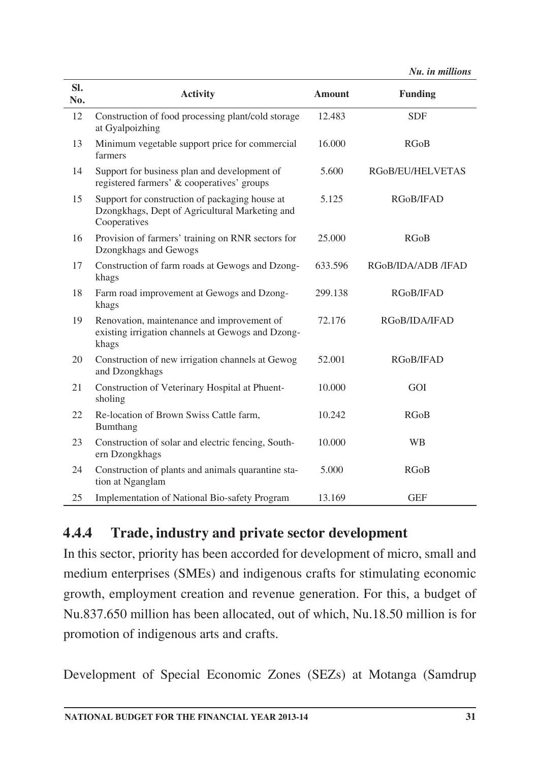*Nu. in millions*

| Sl. No. | Activity | Amount | Funding |
|---|---|---|---|
| 12 | Construction of food processing plant/cold storage at Gyalpoizhing | 12.483 | SDF |
| 13 | Minimum vegetable support price for commercial farmers | 16.000 | RGoB |
| 14 | Support for business plan and development of registered farmers' & cooperatives' groups | 5.600 | RGoB/EU/HELVETAS |
| 15 | Support for construction of packaging house at Dzongkhags, Dept of Agricultural Marketing and Cooperatives | 5.125 | RGoB/IFAD |
| 16 | Provision of farmers' training on RNR sectors for Dzongkhags and Gewogs | 25.000 | RGoB |
| 17 | Construction of farm roads at Gewogs and Dzongkhags | 633.596 | RGoB/IDA/ADB /IFAD |
| 18 | Farm road improvement at Gewogs and Dzongkhags | 299.138 | RGoB/IFAD |
| 19 | Renovation, maintenance and improvement of existing irrigation channels at Gewogs and Dzongkhags | 72.176 | RGoB/IDA/IFAD |
| 20 | Construction of new irrigation channels at Gewog and Dzongkhags | 52.001 | RGoB/IFAD |
| 21 | Construction of Veterinary Hospital at Phuentsholing | 10.000 | GOI |
| 22 | Re-location of Brown Swiss Cattle farm, Bumthang | 10.242 | RGoB |
| 23 | Construction of solar and electric fencing, Southern Dzongkhags | 10.000 | WB |
| 24 | Construction of plants and animals quarantine station at Nganglam | 5.000 | RGoB |
| 25 | Implementation of National Bio-safety Program | 13.169 | GEF |

### 4.4.4 Trade, industry and private sector development

In this sector, priority has been accorded for development of micro, small and medium enterprises (SMEs) and indigenous crafts for stimulating economic growth, employment creation and revenue generation. For this, a budget of Nu.837.650 million has been allocated, out of which, Nu.18.50 million is for promotion of indigenous arts and crafts.

Development of Special Economic Zones (SEZs) at Motanga (Samdrup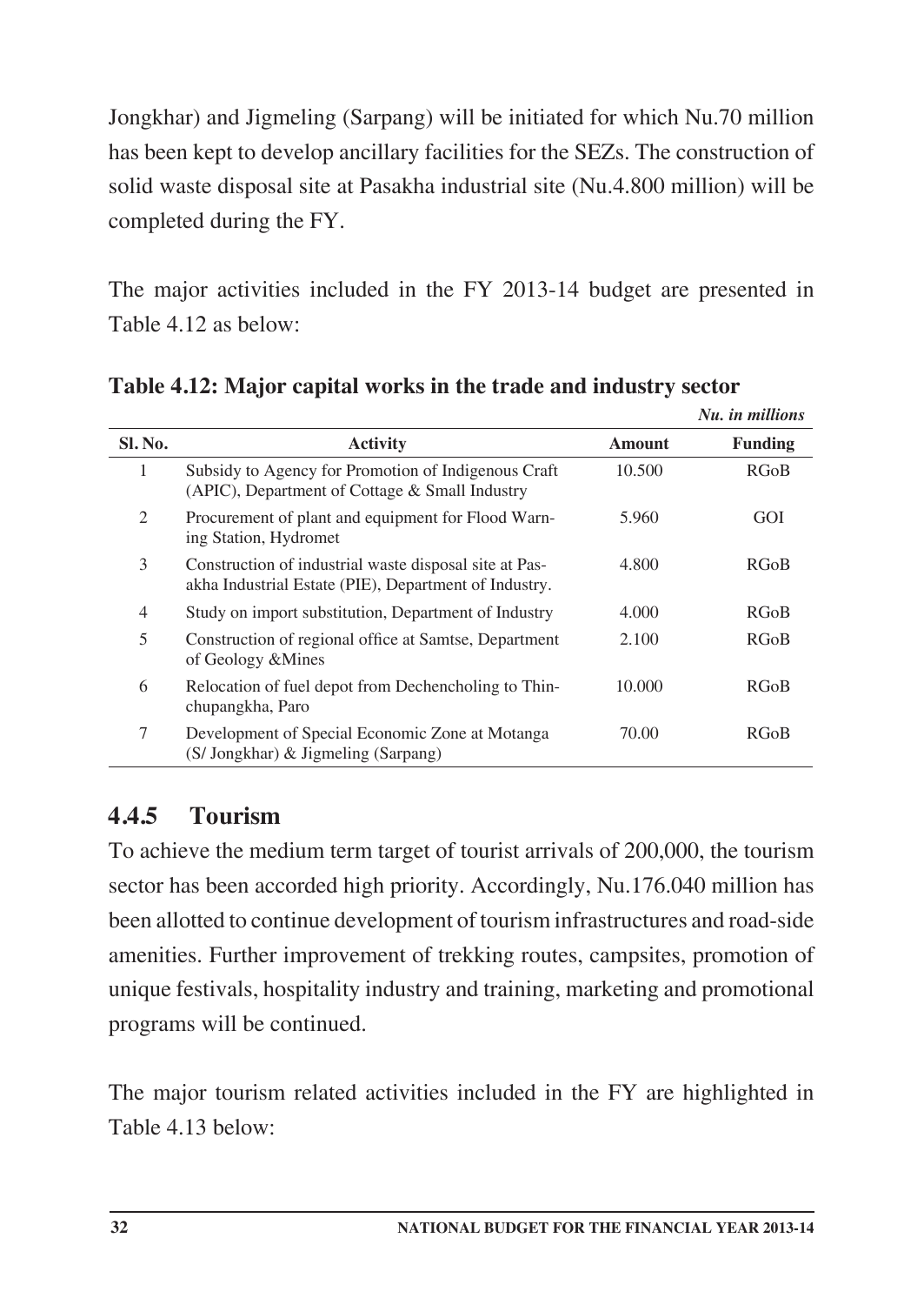Jongkhar) and Jigmeling (Sarpang) will be initiated for which Nu.70 million has been kept to develop ancillary facilities for the SEZs. The construction of solid waste disposal site at Pasakha industrial site (Nu.4.800 million) will be completed during the FY.

The major activities included in the FY 2013-14 budget are presented in Table 4.12 as below:

**Table 4.12: Major capital works in the trade and industry sector**

*Nu. in millions*

| Sl. No. | Activity | Amount | Funding |
|---|---|---|---|
| 1 | Subsidy to Agency for Promotion of Indigenous Craft (APIC), Department of Cottage & Small Industry | 10.500 | RGoB |
| 2 | Procurement of plant and equipment for Flood Warning Station, Hydromet | 5.960 | GOI |
| 3 | Construction of industrial waste disposal site at Pasakha Industrial Estate (PIE), Department of Industry. | 4.800 | RGoB |
| 4 | Study on import substitution, Department of Industry | 4.000 | RGoB |
| 5 | Construction of regional office at Samtse, Department of Geology &Mines | 2.100 | RGoB |
| 6 | Relocation of fuel depot from Dechencholing to Thinchupangkha, Paro | 10.000 | RGoB |
| 7 | Development of Special Economic Zone at Motanga (S/ Jongkhar) & Jigmeling (Sarpang) | 70.00 | RGoB |

### 4.4.5 Tourism

To achieve the medium term target of tourist arrivals of 200,000, the tourism sector has been accorded high priority. Accordingly, Nu.176.040 million has been allotted to continue development of tourism infrastructures and road-side amenities. Further improvement of trekking routes, campsites, promotion of unique festivals, hospitality industry and training, marketing and promotional programs will be continued.

The major tourism related activities included in the FY are highlighted in Table 4.13 below: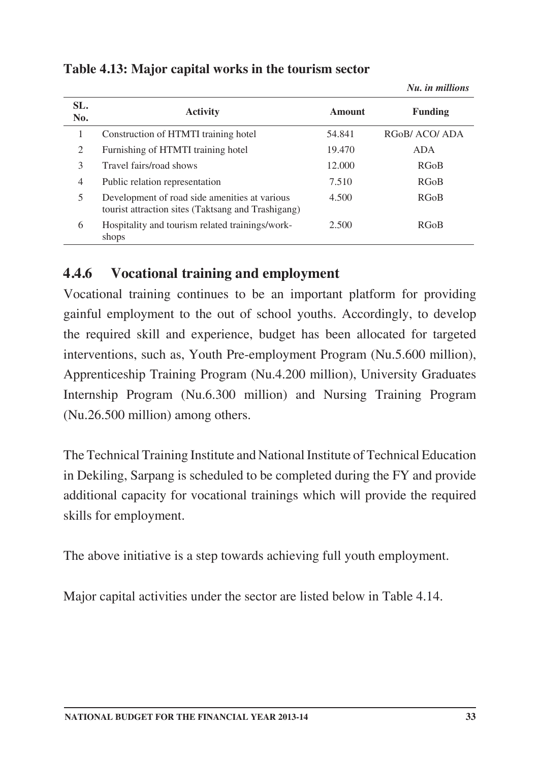**Table 4.13: Major capital works in the tourism sector**

*Nu. in millions*

| SL. No. | Activity | Amount | Funding |
|---|---|---|---|
| 1 | Construction of HTMTI training hotel | 54.841 | RGoB/ ACO/ ADA |
| 2 | Furnishing of HTMTI training hotel | 19.470 | ADA |
| 3 | Travel fairs/road shows | 12.000 | RGoB |
| 4 | Public relation representation | 7.510 | RGoB |
| 5 | Development of road side amenities at various tourist attraction sites (Taktsang and Trashigang) | 4.500 | RGoB |
| 6 | Hospitality and tourism related trainings/work-shops | 2.500 | RGoB |

### 4.4.6 Vocational training and employment

Vocational training continues to be an important platform for providing gainful employment to the out of school youths. Accordingly, to develop the required skill and experience, budget has been allocated for targeted interventions, such as, Youth Pre-employment Program (Nu.5.600 million), Apprenticeship Training Program (Nu.4.200 million), University Graduates Internship Program (Nu.6.300 million) and Nursing Training Program (Nu.26.500 million) among others.

The Technical Training Institute and National Institute of Technical Education in Dekiling, Sarpang is scheduled to be completed during the FY and provide additional capacity for vocational trainings which will provide the required skills for employment.

The above initiative is a step towards achieving full youth employment.

Major capital activities under the sector are listed below in Table 4.14.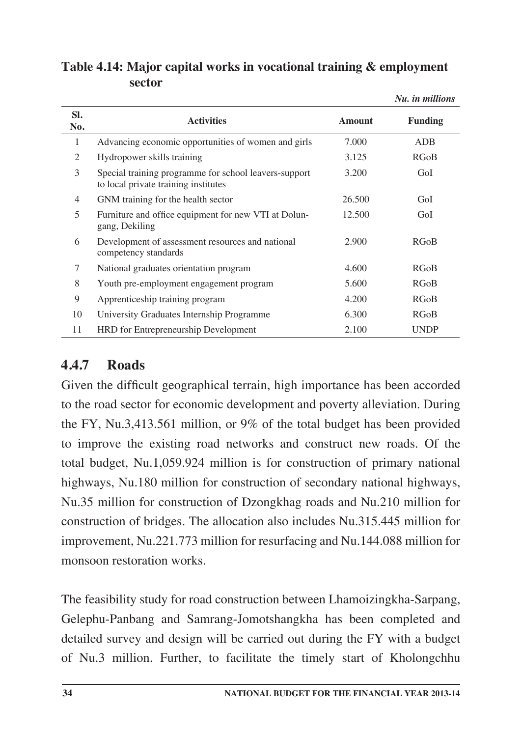**Table 4.14: Major capital works in vocational training & employment sector**

*Nu. in millions*

| Sl. No. | Activities | Amount | Funding |
|---|---|---|---|
| 1 | Advancing economic opportunities of women and girls | 7.000 | ADB |
| 2 | Hydropower skills training | 3.125 | RGoB |
| 3 | Special training programme for school leavers-support to local private training institutes | 3.200 | GoI |
| 4 | GNM training for the health sector | 26.500 | GoI |
| 5 | Furniture and office equipment for new VTI at Dolungang, Dekiling | 12.500 | GoI |
| 6 | Development of assessment resources and national competency standards | 2.900 | RGoB |
| 7 | National graduates orientation program | 4.600 | RGoB |
| 8 | Youth pre-employment engagement program | 5.600 | RGoB |
| 9 | Apprenticeship training program | 4.200 | RGoB |
| 10 | University Graduates Internship Programme | 6.300 | RGoB |
| 11 | HRD for Entrepreneurship Development | 2.100 | UNDP |

### 4.4.7 Roads

Given the difficult geographical terrain, high importance has been accorded to the road sector for economic development and poverty alleviation. During the FY, Nu.3,413.561 million, or 9% of the total budget has been provided to improve the existing road networks and construct new roads. Of the total budget, Nu.1,059.924 million is for construction of primary national highways, Nu.180 million for construction of secondary national highways, Nu.35 million for construction of Dzongkhag roads and Nu.210 million for construction of bridges. The allocation also includes Nu.315.445 million for improvement, Nu.221.773 million for resurfacing and Nu.144.088 million for monsoon restoration works.

The feasibility study for road construction between Lhamoizingkha-Sarpang, Gelephu-Panbang and Samrang-Jomotshangkha has been completed and detailed survey and design will be carried out during the FY with a budget of Nu.3 million. Further, to facilitate the timely start of Kholongchhu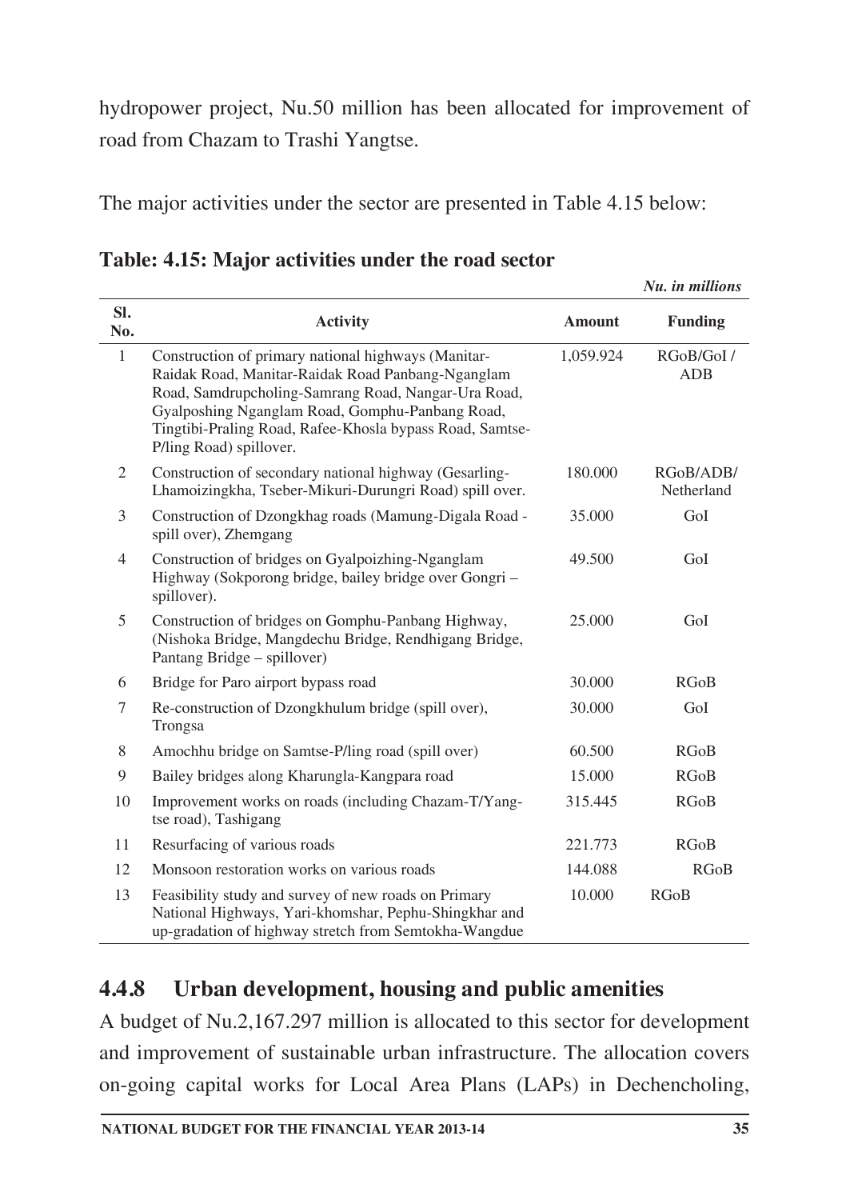hydropower project, Nu.50 million has been allocated for improvement of road from Chazam to Trashi Yangtse.

The major activities under the sector are presented in Table 4.15 below:

**Table: 4.15: Major activities under the road sector**

*Nu. in millions*

| Sl. No. | Activity | Amount | Funding |
|---|---|---|---|
| 1 | Construction of primary national highways (Manitar-Raidak Road, Manitar-Raidak Road Panbang-Nganglam Road, Samdrupcholing-Samrang Road, Nangar-Ura Road, Gyalposhing Nganglam Road, Gomphu-Panbang Road, Tingtibi-Praling Road, Rafee-Khosla bypass Road, Samtse-P/ling Road) spillover. | 1,059.924 | RGoB/GoI / ADB |
| 2 | Construction of secondary national highway (Gesarling-Lhamoizingkha, Tseber-Mikuri-Durungri Road) spill over. | 180.000 | RGoB/ADB/ Netherland |
| 3 | Construction of Dzongkhag roads (Mamung-Digala Road - spill over), Zhemgang | 35.000 | GoI |
| 4 | Construction of bridges on Gyalpoizhing-Nganglam Highway (Sokporong bridge, bailey bridge over Gongri – spillover). | 49.500 | GoI |
| 5 | Construction of bridges on Gomphu-Panbang Highway, (Nishoka Bridge, Mangdechu Bridge, Rendhigang Bridge, Pantang Bridge – spillover) | 25.000 | GoI |
| 6 | Bridge for Paro airport bypass road | 30.000 | RGoB |
| 7 | Re-construction of Dzongkhulum bridge (spill over), Trongsa | 30.000 | GoI |
| 8 | Amochhu bridge on Samtse-P/ling road (spill over) | 60.500 | RGoB |
| 9 | Bailey bridges along Kharungla-Kangpara road | 15.000 | RGoB |
| 10 | Improvement works on roads (including Chazam-T/Yangtse road), Tashigang | 315.445 | RGoB |
| 11 | Resurfacing of various roads | 221.773 | RGoB |
| 12 | Monsoon restoration works on various roads | 144.088 | RGoB |
| 13 | Feasibility study and survey of new roads on Primary National Highways, Yari-khomshar, Pephu-Shingkhar and up-gradation of highway stretch from Semtokha-Wangdue | 10.000 | RGoB |

### 4.4.8 Urban development, housing and public amenities

A budget of Nu.2,167.297 million is allocated to this sector for development and improvement of sustainable urban infrastructure. The allocation covers on-going capital works for Local Area Plans (LAPs) in Dechencholing,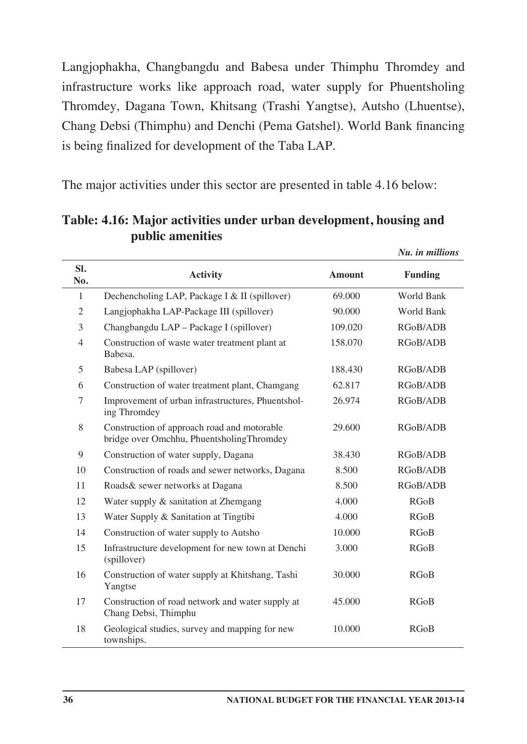Langjophakha, Changbangdu and Babesa under Thimphu Thromdey and infrastructure works like approach road, water supply for Phuentsholing Thromdey, Dagana Town, Khitsang (Trashi Yangtse), Autsho (Lhuentse), Chang Debsi (Thimphu) and Denchi (Pema Gatshel). World Bank financing is being finalized for development of the Taba LAP.

The major activities under this sector are presented in table 4.16 below:

**Table: 4.16: Major activities under urban development, housing and public amenities**

*Nu. in millions*

| Sl. No. | Activity | Amount | Funding |
|---|---|---|---|
| 1 | Dechencholing LAP, Package I & II (spillover) | 69.000 | World Bank |
| 2 | Langjophakha LAP-Package III (spillover) | 90.000 | World Bank |
| 3 | Changbangdu LAP – Package I (spillover) | 109.020 | RGoB/ADB |
| 4 | Construction of waste water treatment plant at Babesa. | 158.070 | RGoB/ADB |
| 5 | Babesa LAP (spillover) | 188.430 | RGoB/ADB |
| 6 | Construction of water treatment plant, Chamgang | 62.817 | RGoB/ADB |
| 7 | Improvement of urban infrastructures, Phuentsholing Thromdey | 26.974 | RGoB/ADB |
| 8 | Construction of approach road and motorable bridge over Omchhu, PhuentsholingThromdey | 29.600 | RGoB/ADB |
| 9 | Construction of water supply, Dagana | 38.430 | RGoB/ADB |
| 10 | Construction of roads and sewer networks, Dagana | 8.500 | RGoB/ADB |
| 11 | Roads& sewer networks at Dagana | 8.500 | RGoB/ADB |
| 12 | Water supply & sanitation at Zhemgang | 4.000 | RGoB |
| 13 | Water Supply & Sanitation at Tingtibi | 4.000 | RGoB |
| 14 | Construction of water supply to Autsho | 10.000 | RGoB |
| 15 | Infrastructure development for new town at Denchi (spillover) | 3.000 | RGoB |
| 16 | Construction of water supply at Khitshang, Tashi Yangtse | 30.000 | RGoB |
| 17 | Construction of road network and water supply at Chang Debsi, Thimphu | 45.000 | RGoB |
| 18 | Geological studies, survey and mapping for new townships. | 10.000 | RGoB |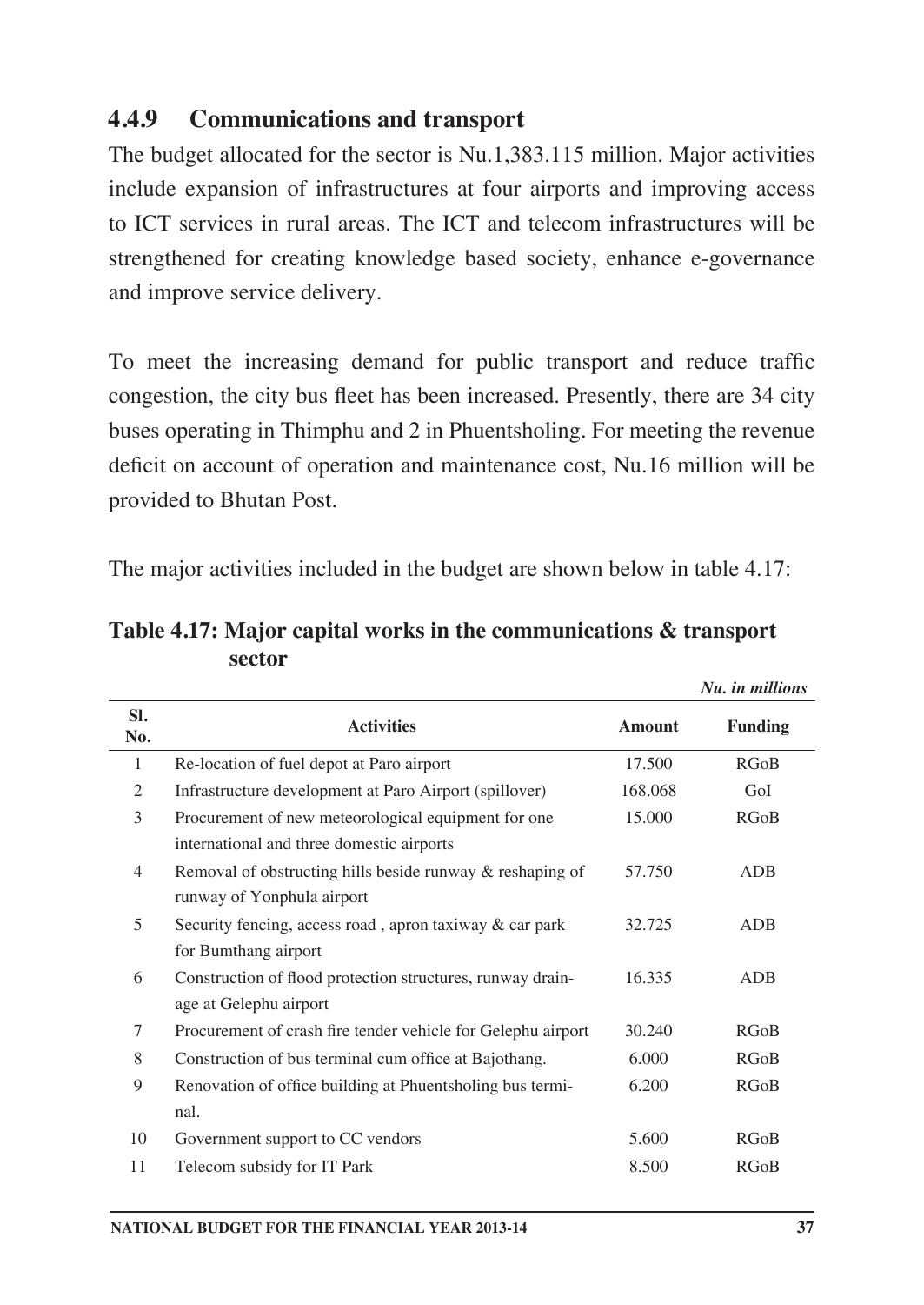### 4.4.9 Communications and transport

The budget allocated for the sector is Nu.1,383.115 million. Major activities include expansion of infrastructures at four airports and improving access to ICT services in rural areas. The ICT and telecom infrastructures will be strengthened for creating knowledge based society, enhance e-governance and improve service delivery.

To meet the increasing demand for public transport and reduce traffic congestion, the city bus fleet has been increased. Presently, there are 34 city buses operating in Thimphu and 2 in Phuentsholing. For meeting the revenue deficit on account of operation and maintenance cost, Nu.16 million will be provided to Bhutan Post.

The major activities included in the budget are shown below in table 4.17:

**Table 4.17: Major capital works in the communications & transport sector**

*Nu. in millions*

| Sl. No. | Activities | Amount | Funding |
|---|---|---|---|
| 1 | Re-location of fuel depot at Paro airport | 17.500 | RGoB |
| 2 | Infrastructure development at Paro Airport (spillover) | 168.068 | GoI |
| 3 | Procurement of new meteorological equipment for one international and three domestic airports | 15.000 | RGoB |
| 4 | Removal of obstructing hills beside runway & reshaping of runway of Yonphula airport | 57.750 | ADB |
| 5 | Security fencing, access road , apron taxiway & car park for Bumthang airport | 32.725 | ADB |
| 6 | Construction of flood protection structures, runway drainage at Gelephu airport | 16.335 | ADB |
| 7 | Procurement of crash fire tender vehicle for Gelephu airport | 30.240 | RGoB |
| 8 | Construction of bus terminal cum office at Bajothang. | 6.000 | RGoB |
| 9 | Renovation of office building at Phuentsholing bus terminal. | 6.200 | RGoB |
| 10 | Government support to CC vendors | 5.600 | RGoB |
| 11 | Telecom subsidy for IT Park | 8.500 | RGoB |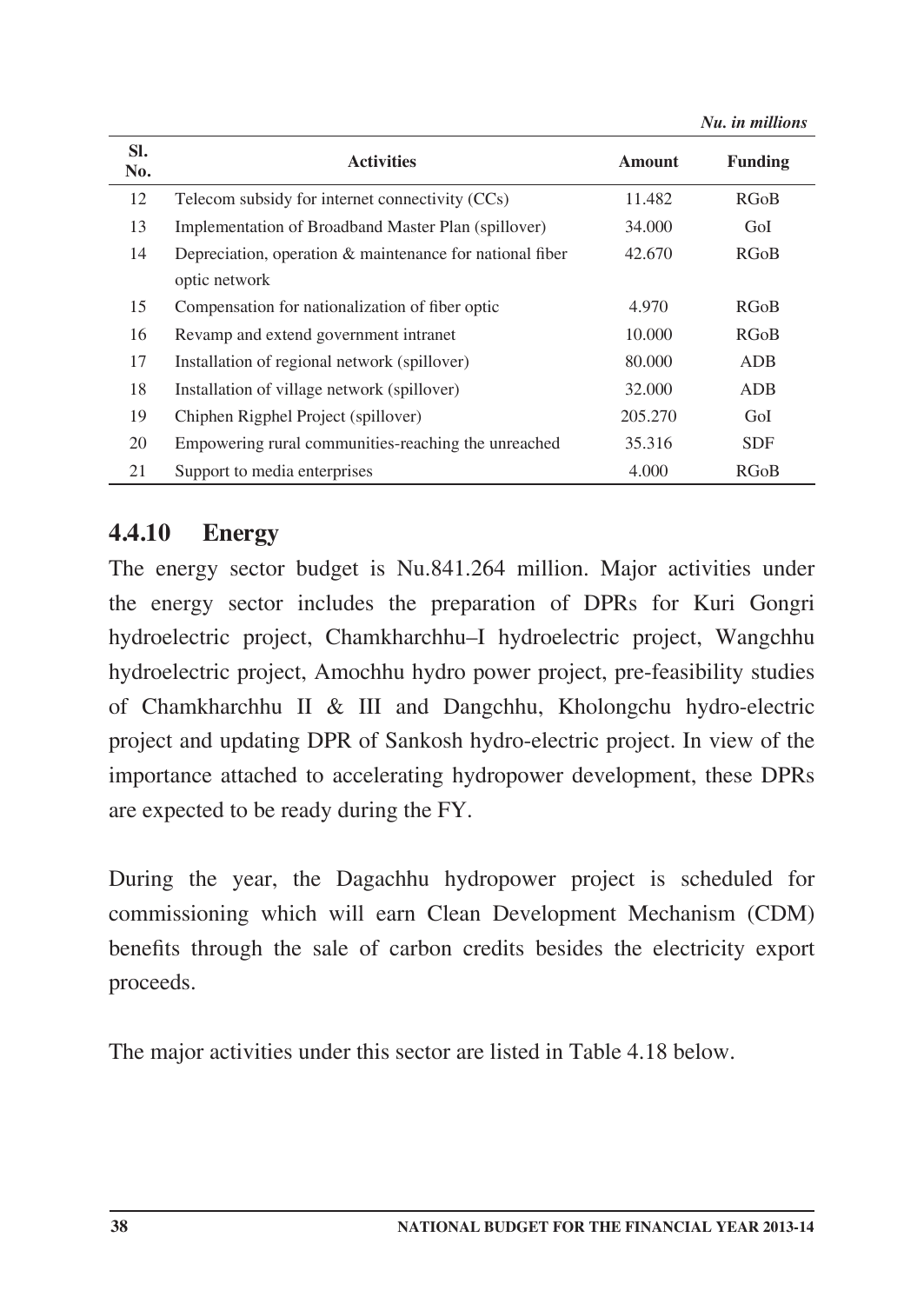*Nu. in millions*

| Sl. No. | Activities | Amount | Funding |
|---|---|---|---|
| 12 | Telecom subsidy for internet connectivity (CCs) | 11.482 | RGoB |
| 13 | Implementation of Broadband Master Plan (spillover) | 34.000 | GoI |
| 14 | Depreciation, operation & maintenance for national fiber optic network | 42.670 | RGoB |
| 15 | Compensation for nationalization of fiber optic | 4.970 | RGoB |
| 16 | Revamp and extend government intranet | 10.000 | RGoB |
| 17 | Installation of regional network (spillover) | 80.000 | ADB |
| 18 | Installation of village network (spillover) | 32.000 | ADB |
| 19 | Chiphen Rigphel Project (spillover) | 205.270 | GoI |
| 20 | Empowering rural communities-reaching the unreached | 35.316 | SDF |
| 21 | Support to media enterprises | 4.000 | RGoB |

### 4.4.10 Energy

The energy sector budget is Nu.841.264 million. Major activities under the energy sector includes the preparation of DPRs for Kuri Gongri hydroelectric project, Chamkharchhu–I hydroelectric project, Wangchhu hydroelectric project, Amochhu hydro power project, pre-feasibility studies of Chamkharchhu II & III and Dangchhu, Kholongchu hydro-electric project and updating DPR of Sankosh hydro-electric project. In view of the importance attached to accelerating hydropower development, these DPRs are expected to be ready during the FY.

During the year, the Dagachhu hydropower project is scheduled for commissioning which will earn Clean Development Mechanism (CDM) benefits through the sale of carbon credits besides the electricity export proceeds.

The major activities under this sector are listed in Table 4.18 below.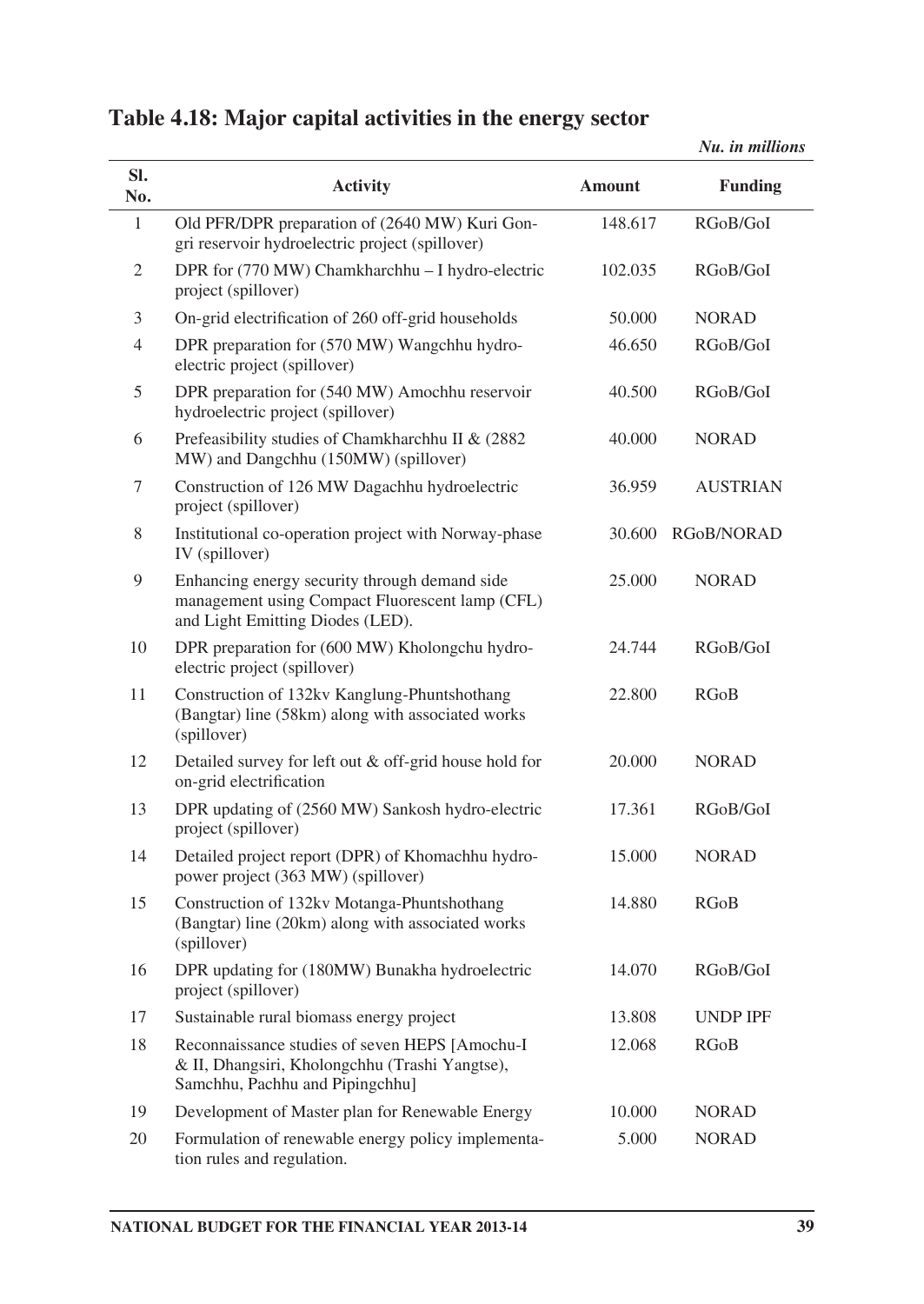## Table 4.18: Major capital activities in the energy sector

*Nu. in millions*

| Sl. No. | Activity | Amount | Funding |
|---|---|---|---|
| 1 | Old PFR/DPR preparation of (2640 MW) Kuri Gongri reservoir hydroelectric project (spillover) | 148.617 | RGoB/GoI |
| 2 | DPR for (770 MW) Chamkharchhu – I hydro-electric project (spillover) | 102.035 | RGoB/GoI |
| 3 | On-grid electrification of 260 off-grid households | 50.000 | NORAD |
| 4 | DPR preparation for (570 MW) Wangchhu hydroelectric project (spillover) | 46.650 | RGoB/GoI |
| 5 | DPR preparation for (540 MW) Amochhu reservoir hydroelectric project (spillover) | 40.500 | RGoB/GoI |
| 6 | Prefeasibility studies of Chamkharchhu II & (2882 MW) and Dangchhu (150MW) (spillover) | 40.000 | NORAD |
| 7 | Construction of 126 MW Dagachhu hydroelectric project (spillover) | 36.959 | AUSTRIAN |
| 8 | Institutional co-operation project with Norway-phase IV (spillover) | 30.600 | RGoB/NORAD |
| 9 | Enhancing energy security through demand side management using Compact Fluorescent lamp (CFL) and Light Emitting Diodes (LED). | 25.000 | NORAD |
| 10 | DPR preparation for (600 MW) Kholongchu hydroelectric project (spillover) | 24.744 | RGoB/GoI |
| 11 | Construction of 132kv Kanglung-Phuntshothang (Bangtar) line (58km) along with associated works (spillover) | 22.800 | RGoB |
| 12 | Detailed survey for left out & off-grid house hold for on-grid electrification | 20.000 | NORAD |
| 13 | DPR updating of (2560 MW) Sankosh hydro-electric project (spillover) | 17.361 | RGoB/GoI |
| 14 | Detailed project report (DPR) of Khomachhu hydropower project (363 MW) (spillover) | 15.000 | NORAD |
| 15 | Construction of 132kv Motanga-Phuntshothang (Bangtar) line (20km) along with associated works (spillover) | 14.880 | RGoB |
| 16 | DPR updating for (180MW) Bunakha hydroelectric project (spillover) | 14.070 | RGoB/GoI |
| 17 | Sustainable rural biomass energy project | 13.808 | UNDP IPF |
| 18 | Reconnaissance studies of seven HEPS [Amochu-I & II, Dhangsiri, Kholongchhu (Trashi Yangtse), Samchhu, Pachhu and Pipingchhu] | 12.068 | RGoB |
| 19 | Development of Master plan for Renewable Energy | 10.000 | NORAD |
| 20 | Formulation of renewable energy policy implementation rules and regulation. | 5.000 | NORAD |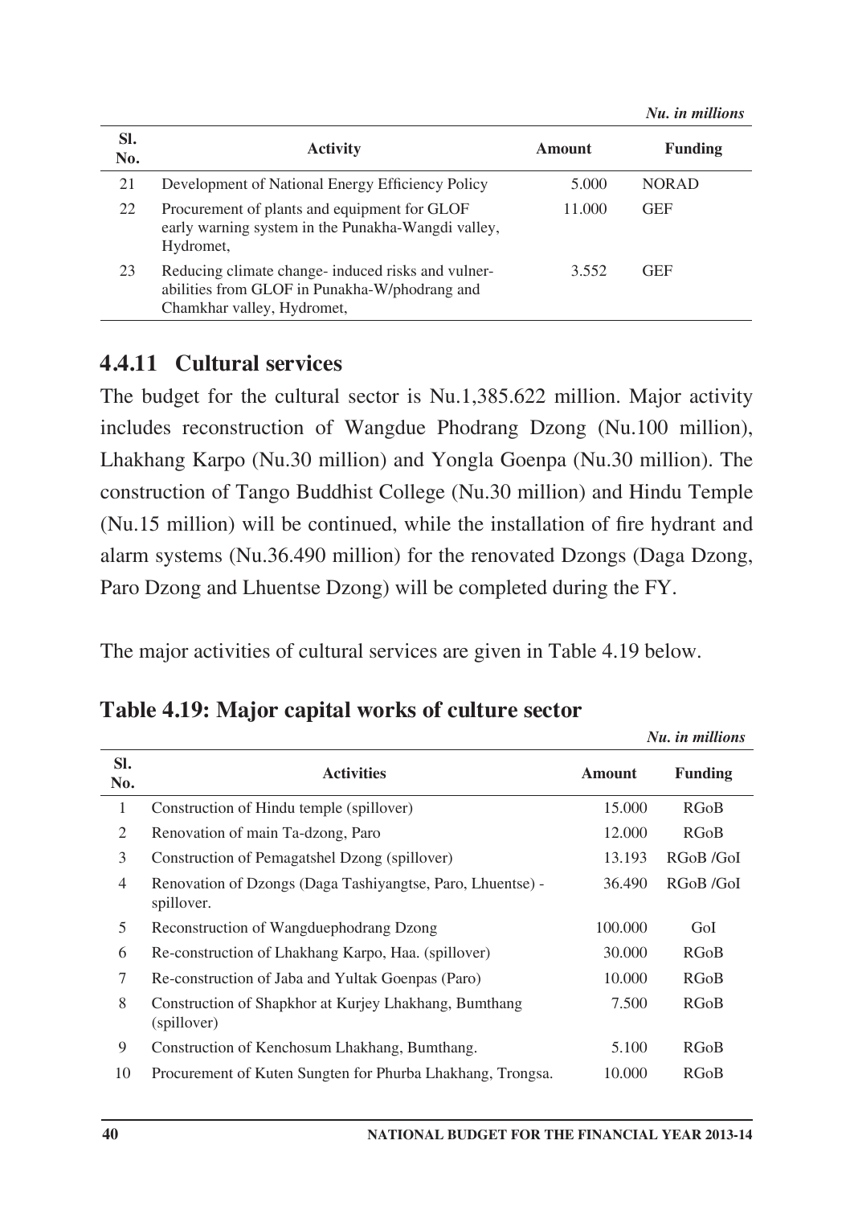*Nu. in millions*

| Sl. No. | Activity | Amount | Funding |
|---|---|---|---|
| 21 | Development of National Energy Efficiency Policy | 5.000 | NORAD |
| 22 | Procurement of plants and equipment for GLOF early warning system in the Punakha-Wangdi valley, Hydromet, | 11.000 | GEF |
| 23 | Reducing climate change- induced risks and vulnerabilities from GLOF in Punakha-W/phodrang and Chamkhar valley, Hydromet, | 3.552 | GEF |

### 4.4.11 Cultural services

The budget for the cultural sector is Nu.1,385.622 million. Major activity includes reconstruction of Wangdue Phodrang Dzong (Nu.100 million), Lhakhang Karpo (Nu.30 million) and Yongla Goenpa (Nu.30 million). The construction of Tango Buddhist College (Nu.30 million) and Hindu Temple (Nu.15 million) will be continued, while the installation of fire hydrant and alarm systems (Nu.36.490 million) for the renovated Dzongs (Daga Dzong, Paro Dzong and Lhuentse Dzong) will be completed during the FY.

The major activities of cultural services are given in Table 4.19 below.

**Table 4.19: Major capital works of culture sector**

*Nu. in millions*

| Sl. No. | Activities | Amount | Funding |
|---|---|---|---|
| 1 | Construction of Hindu temple (spillover) | 15.000 | RGoB |
| 2 | Renovation of main Ta-dzong, Paro | 12.000 | RGoB |
| 3 | Construction of Pemagatshel Dzong (spillover) | 13.193 | RGoB /GoI |
| 4 | Renovation of Dzongs (Daga Tashiyangtse, Paro, Lhuentse) - spillover. | 36.490 | RGoB /GoI |
| 5 | Reconstruction of Wangduephodrang Dzong | 100.000 | GoI |
| 6 | Re-construction of Lhakhang Karpo, Haa. (spillover) | 30.000 | RGoB |
| 7 | Re-construction of Jaba and Yultak Goenpas (Paro) | 10.000 | RGoB |
| 8 | Construction of Shapkhor at Kurjey Lhakhang, Bumthang (spillover) | 7.500 | RGoB |
| 9 | Construction of Kenchosum Lhakhang, Bumthang. | 5.100 | RGoB |
| 10 | Procurement of Kuten Sungten for Phurba Lhakhang, Trongsa. | 10.000 | RGoB |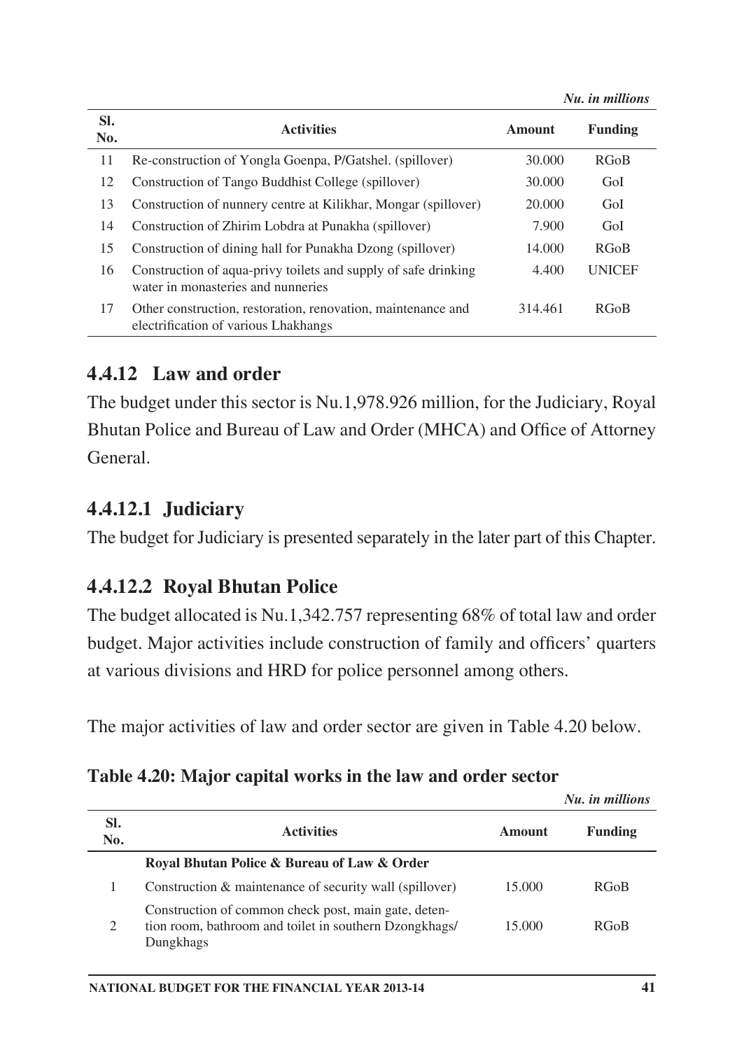*Nu. in millions*

| Sl. No. | Activities | Amount | Funding |
|---|---|---|---|
| 11 | Re-construction of Yongla Goenpa, P/Gatshel. (spillover) | 30.000 | RGoB |
| 12 | Construction of Tango Buddhist College (spillover) | 30.000 | GoI |
| 13 | Construction of nunnery centre at Kilikhar, Mongar (spillover) | 20.000 | GoI |
| 14 | Construction of Zhirim Lobdra at Punakha (spillover) | 7.900 | GoI |
| 15 | Construction of dining hall for Punakha Dzong (spillover) | 14.000 | RGoB |
| 16 | Construction of aqua-privy toilets and supply of safe drinking water in monasteries and nunneries | 4.400 | UNICEF |
| 17 | Other construction, restoration, renovation, maintenance and electrification of various Lhakhangs | 314.461 | RGoB |

## 4.4.12 Law and order

The budget under this sector is Nu.1,978.926 million, for the Judiciary, Royal Bhutan Police and Bureau of Law and Order (MHCA) and Office of Attorney General.

### 4.4.12.1 Judiciary

The budget for Judiciary is presented separately in the later part of this Chapter.

### 4.4.12.2 Royal Bhutan Police

The budget allocated is Nu.1,342.757 representing 68% of total law and order budget. Major activities include construction of family and officers' quarters at various divisions and HRD for police personnel among others.

The major activities of law and order sector are given in Table 4.20 below.

**Table 4.20: Major capital works in the law and order sector**

*Nu. in millions*

| Sl. No. | Activities | Amount | Funding |
|---|---|---|---|
| | **Royal Bhutan Police & Bureau of Law & Order** | | |
| 1 | Construction & maintenance of security wall (spillover) | 15.000 | RGoB |
| 2 | Construction of common check post, main gate, detention room, bathroom and toilet in southern Dzongkhags/ Dungkhags | 15.000 | RGoB |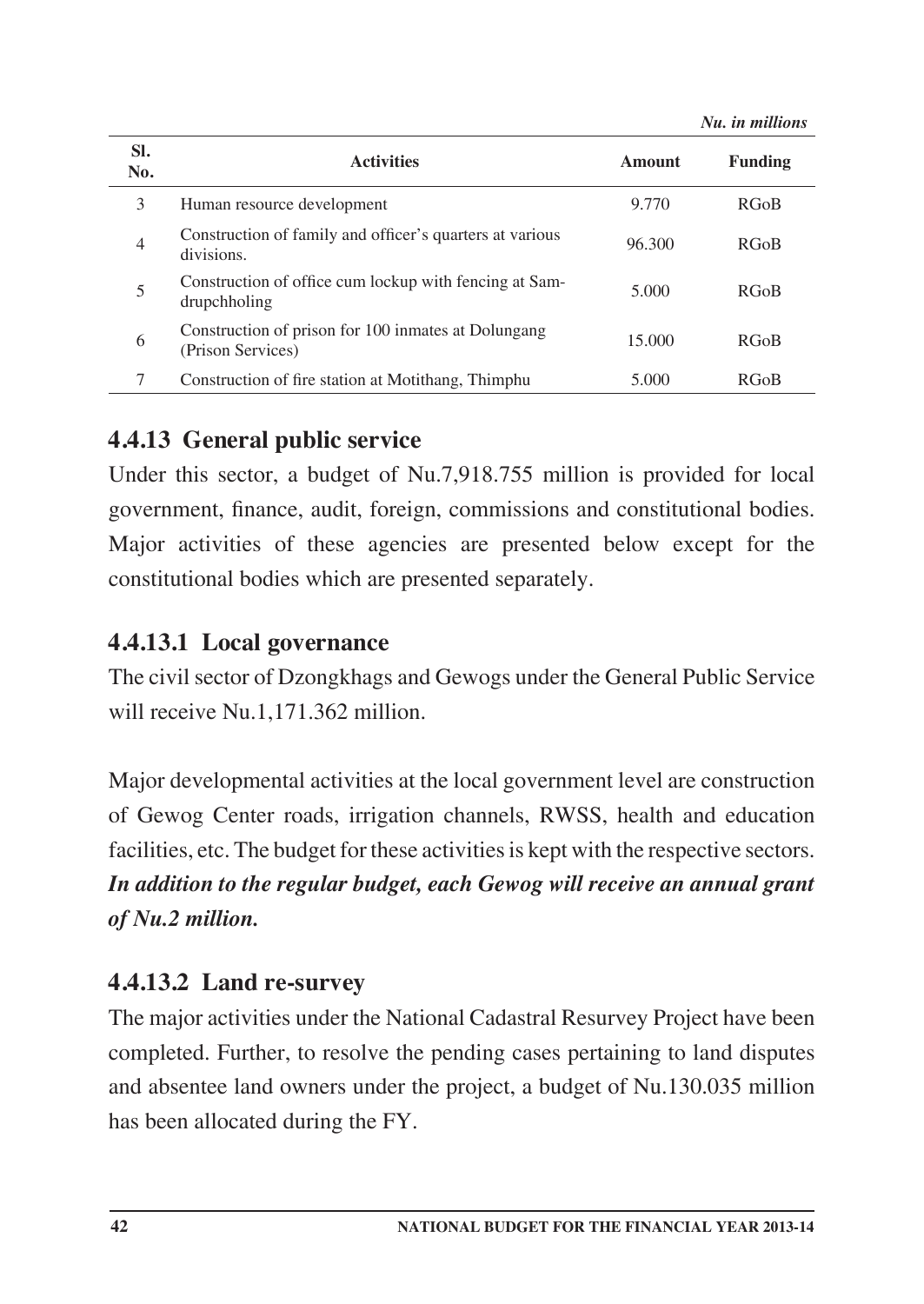*Nu. in millions*

| Sl. No. | Activities | Amount | Funding |
|---|---|---|---|
| 3 | Human resource development | 9.770 | RGoB |
| 4 | Construction of family and officer's quarters at various divisions. | 96.300 | RGoB |
| 5 | Construction of office cum lockup with fencing at Samdrupchholing | 5.000 | RGoB |
| 6 | Construction of prison for 100 inmates at Dolungang (Prison Services) | 15.000 | RGoB |
| 7 | Construction of fire station at Motithang, Thimphu | 5.000 | RGoB |

### 4.4.13 General public service

Under this sector, a budget of Nu.7,918.755 million is provided for local government, finance, audit, foreign, commissions and constitutional bodies. Major activities of these agencies are presented below except for the constitutional bodies which are presented separately.

#### 4.4.13.1 Local governance

The civil sector of Dzongkhags and Gewogs under the General Public Service will receive Nu.1,171.362 million.

Major developmental activities at the local government level are construction of Gewog Center roads, irrigation channels, RWSS, health and education facilities, etc. The budget for these activities is kept with the respective sectors. ***In addition to the regular budget, each Gewog will receive an annual grant of Nu.2 million.***

#### 4.4.13.2 Land re-survey

The major activities under the National Cadastral Resurvey Project have been completed. Further, to resolve the pending cases pertaining to land disputes and absentee land owners under the project, a budget of Nu.130.035 million has been allocated during the FY.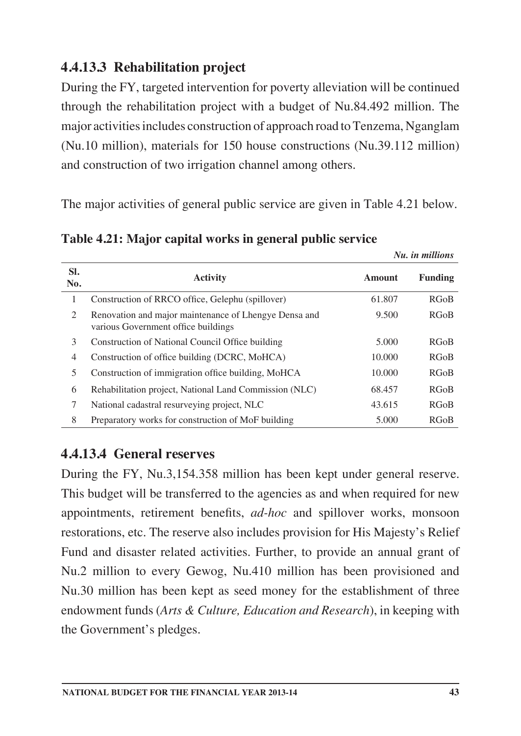#### 4.4.13.3 Rehabilitation project

During the FY, targeted intervention for poverty alleviation will be continued through the rehabilitation project with a budget of Nu.84.492 million. The major activities includes construction of approach road to Tenzema, Nganglam (Nu.10 million), materials for 150 house constructions (Nu.39.112 million) and construction of two irrigation channel among others.

The major activities of general public service are given in Table 4.21 below.

**Table 4.21: Major capital works in general public service**

*Nu. in millions*

| Sl. No. | Activity | Amount | Funding |
|---|---|---|---|
| 1 | Construction of RRCO office, Gelephu (spillover) | 61.807 | RGoB |
| 2 | Renovation and major maintenance of Lhengye Densa and various Government office buildings | 9.500 | RGoB |
| 3 | Construction of National Council Office building | 5.000 | RGoB |
| 4 | Construction of office building (DCRC, MoHCA) | 10.000 | RGoB |
| 5 | Construction of immigration office building, MoHCA | 10.000 | RGoB |
| 6 | Rehabilitation project, National Land Commission (NLC) | 68.457 | RGoB |
| 7 | National cadastral resurveying project, NLC | 43.615 | RGoB |
| 8 | Preparatory works for construction of MoF building | 5.000 | RGoB |

#### 4.4.13.4 General reserves

During the FY, Nu.3,154.358 million has been kept under general reserve. This budget will be transferred to the agencies as and when required for new appointments, retirement benefits, *ad-hoc* and spillover works, monsoon restorations, etc. The reserve also includes provision for His Majesty's Relief Fund and disaster related activities. Further, to provide an annual grant of Nu.2 million to every Gewog, Nu.410 million has been provisioned and Nu.30 million has been kept as seed money for the establishment of three endowment funds (*Arts & Culture, Education and Research*), in keeping with the Government's pledges.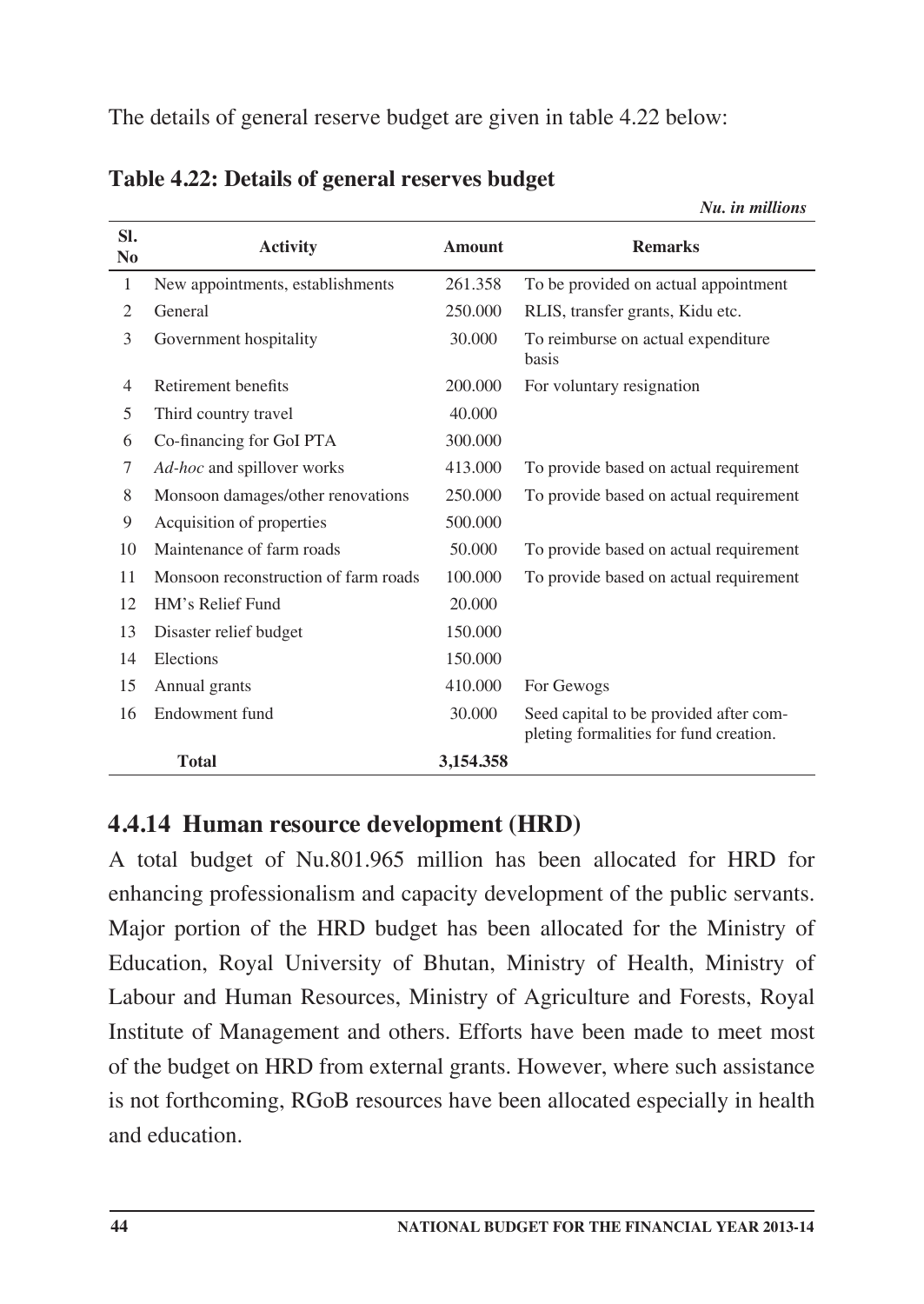The details of general reserve budget are given in table 4.22 below:

**Table 4.22: Details of general reserves budget**

*Nu. in millions*

| Sl. No | Activity | Amount | Remarks |
|---|---|---|---|
| 1 | New appointments, establishments | 261.358 | To be provided on actual appointment |
| 2 | General | 250.000 | RLIS, transfer grants, Kidu etc. |
| 3 | Government hospitality | 30.000 | To reimburse on actual expenditure basis |
| 4 | Retirement benefits | 200.000 | For voluntary resignation |
| 5 | Third country travel | 40.000 | |
| 6 | Co-financing for GoI PTA | 300.000 | |
| 7 | *Ad-hoc* and spillover works | 413.000 | To provide based on actual requirement |
| 8 | Monsoon damages/other renovations | 250.000 | To provide based on actual requirement |
| 9 | Acquisition of properties | 500.000 | |
| 10 | Maintenance of farm roads | 50.000 | To provide based on actual requirement |
| 11 | Monsoon reconstruction of farm roads | 100.000 | To provide based on actual requirement |
| 12 | HM's Relief Fund | 20.000 | |
| 13 | Disaster relief budget | 150.000 | |
| 14 | Elections | 150.000 | |
| 15 | Annual grants | 410.000 | For Gewogs |
| 16 | Endowment fund | 30.000 | Seed capital to be provided after completing formalities for fund creation. |
| | **Total** | **3,154.358** | |

## 4.4.14 Human resource development (HRD)

A total budget of Nu.801.965 million has been allocated for HRD for enhancing professionalism and capacity development of the public servants. Major portion of the HRD budget has been allocated for the Ministry of Education, Royal University of Bhutan, Ministry of Health, Ministry of Labour and Human Resources, Ministry of Agriculture and Forests, Royal Institute of Management and others. Efforts have been made to meet most of the budget on HRD from external grants. However, where such assistance is not forthcoming, RGoB resources have been allocated especially in health and education.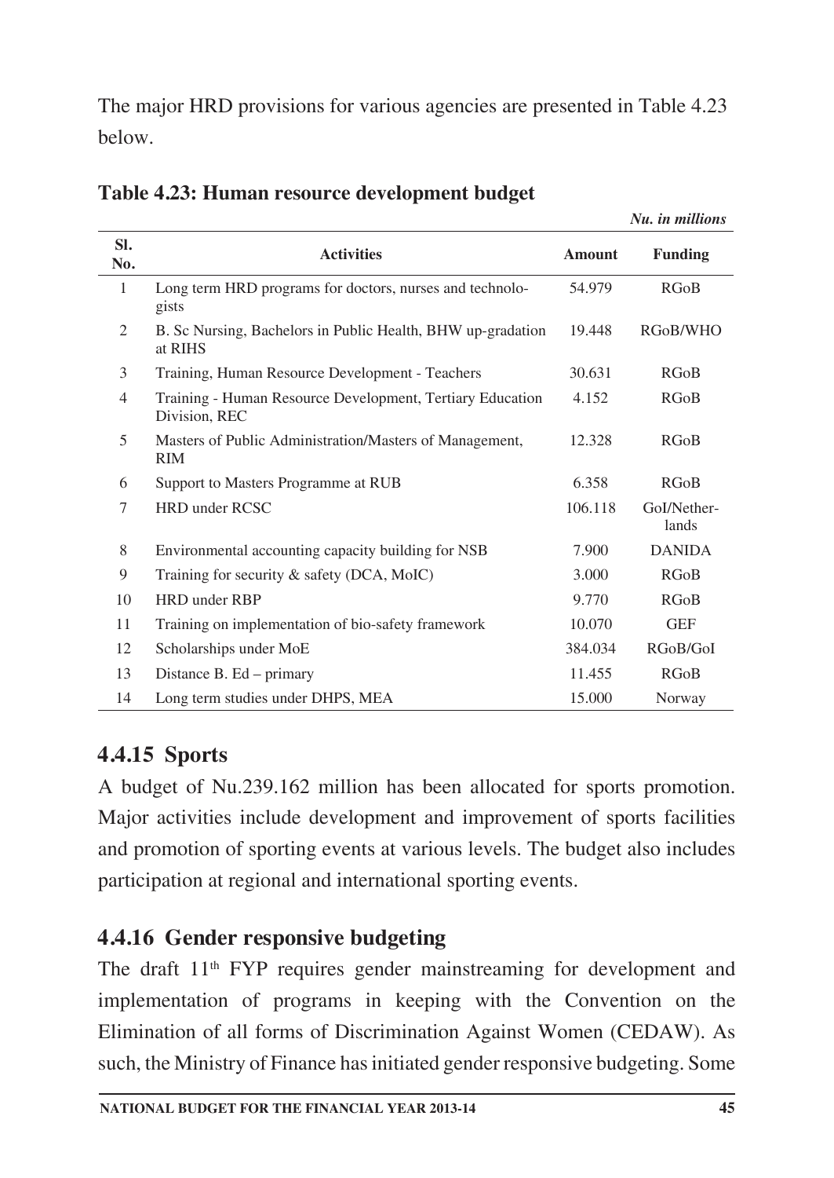The major HRD provisions for various agencies are presented in Table 4.23 below.

**Table 4.23: Human resource development budget**

*Nu. in millions*

| Sl. No. | Activities | Amount | Funding |
|---|---|---|---|
| 1 | Long term HRD programs for doctors, nurses and technologists | 54.979 | RGoB |
| 2 | B. Sc Nursing, Bachelors in Public Health, BHW up-gradation at RIHS | 19.448 | RGoB/WHO |
| 3 | Training, Human Resource Development - Teachers | 30.631 | RGoB |
| 4 | Training - Human Resource Development, Tertiary Education Division, REC | 4.152 | RGoB |
| 5 | Masters of Public Administration/Masters of Management, RIM | 12.328 | RGoB |
| 6 | Support to Masters Programme at RUB | 6.358 | RGoB |
| 7 | HRD under RCSC | 106.118 | GoI/Netherlands |
| 8 | Environmental accounting capacity building for NSB | 7.900 | DANIDA |
| 9 | Training for security & safety (DCA, MoIC) | 3.000 | RGoB |
| 10 | HRD under RBP | 9.770 | RGoB |
| 11 | Training on implementation of bio-safety framework | 10.070 | GEF |
| 12 | Scholarships under MoE | 384.034 | RGoB/GoI |
| 13 | Distance B. Ed – primary | 11.455 | RGoB |
| 14 | Long term studies under DHPS, MEA | 15.000 | Norway |

### 4.4.15 Sports

A budget of Nu.239.162 million has been allocated for sports promotion. Major activities include development and improvement of sports facilities and promotion of sporting events at various levels. The budget also includes participation at regional and international sporting events.

### 4.4.16 Gender responsive budgeting

The draft 11th FYP requires gender mainstreaming for development and implementation of programs in keeping with the Convention on the Elimination of all forms of Discrimination Against Women (CEDAW). As such, the Ministry of Finance has initiated gender responsive budgeting. Some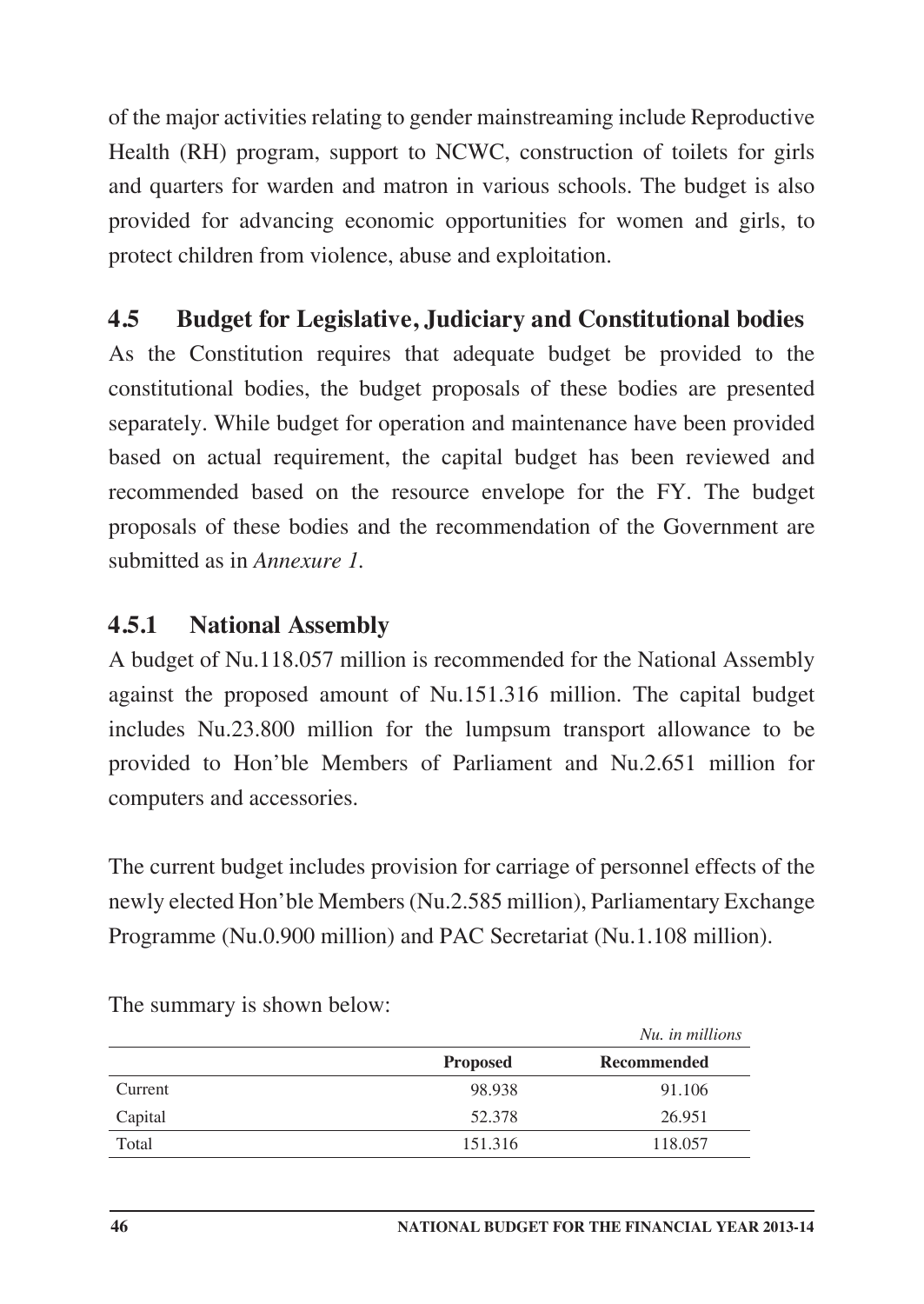of the major activities relating to gender mainstreaming include Reproductive Health (RH) program, support to NCWC, construction of toilets for girls and quarters for warden and matron in various schools. The budget is also provided for advancing economic opportunities for women and girls, to protect children from violence, abuse and exploitation.

## 4.5 Budget for Legislative, Judiciary and Constitutional bodies

As the Constitution requires that adequate budget be provided to the constitutional bodies, the budget proposals of these bodies are presented separately. While budget for operation and maintenance have been provided based on actual requirement, the capital budget has been reviewed and recommended based on the resource envelope for the FY. The budget proposals of these bodies and the recommendation of the Government are submitted as in *Annexure 1.*

### 4.5.1 National Assembly

A budget of Nu.118.057 million is recommended for the National Assembly against the proposed amount of Nu.151.316 million. The capital budget includes Nu.23.800 million for the lumpsum transport allowance to be provided to Hon'ble Members of Parliament and Nu.2.651 million for computers and accessories.

The current budget includes provision for carriage of personnel effects of the newly elected Hon'ble Members (Nu.2.585 million), Parliamentary Exchange Programme (Nu.0.900 million) and PAC Secretariat (Nu.1.108 million).

The summary is shown below:

*Nu. in millions*

| | Proposed | Recommended |
|---|---|---|
| Current | 98.938 | 91.106 |
| Capital | 52.378 | 26.951 |
| Total | 151.316 | 118.057 |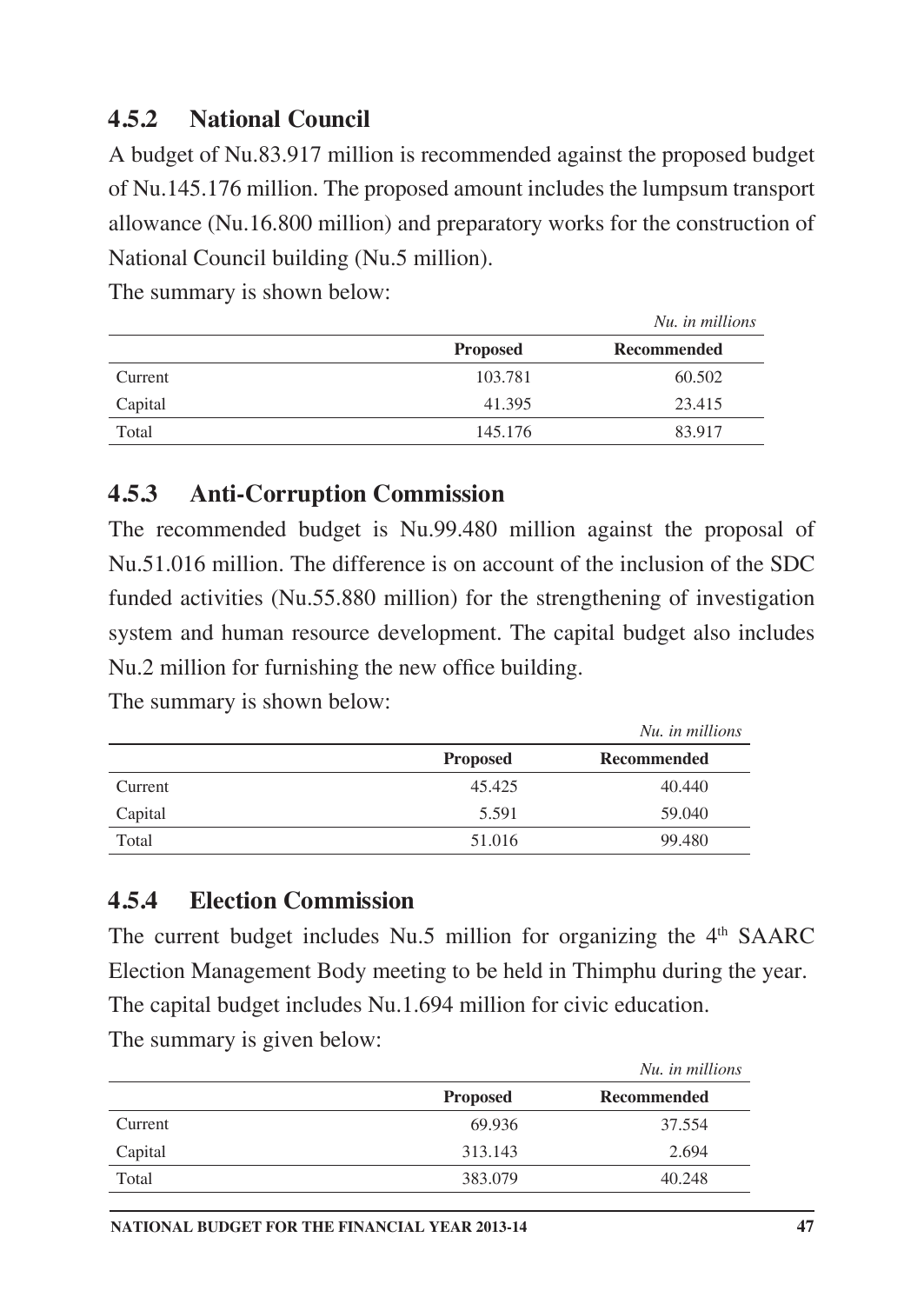### 4.5.2 National Council

A budget of Nu.83.917 million is recommended against the proposed budget of Nu.145.176 million. The proposed amount includes the lumpsum transport allowance (Nu.16.800 million) and preparatory works for the construction of National Council building (Nu.5 million).

The summary is shown below:

*Nu. in millions*

| | Proposed | Recommended |
|---|---|---|
| Current | 103.781 | 60.502 |
| Capital | 41.395 | 23.415 |
| Total | 145.176 | 83.917 |

### 4.5.3 Anti-Corruption Commission

The recommended budget is Nu.99.480 million against the proposal of Nu.51.016 million. The difference is on account of the inclusion of the SDC funded activities (Nu.55.880 million) for the strengthening of investigation system and human resource development. The capital budget also includes Nu.2 million for furnishing the new office building.

The summary is shown below:

*Nu. in millions*

| | Proposed | Recommended |
|---|---|---|
| Current | 45.425 | 40.440 |
| Capital | 5.591 | 59.040 |
| Total | 51.016 | 99.480 |

### 4.5.4 Election Commission

The current budget includes Nu.5 million for organizing the 4th SAARC Election Management Body meeting to be held in Thimphu during the year. The capital budget includes Nu.1.694 million for civic education.

The summary is given below:

*Nu. in millions*

| | Proposed | Recommended |
|---|---|---|
| Current | 69.936 | 37.554 |
| Capital | 313.143 | 2.694 |
| Total | 383.079 | 40.248 |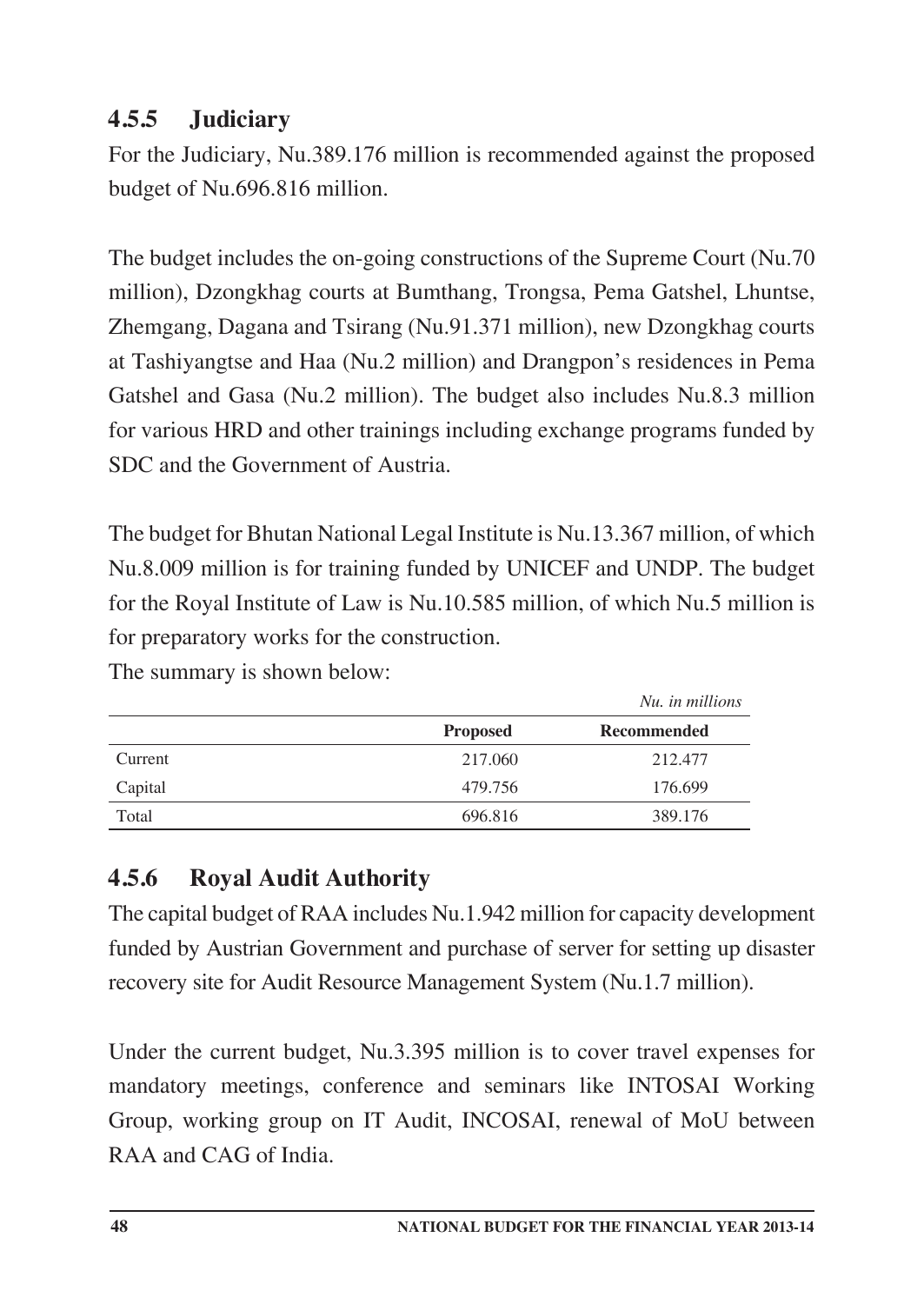### 4.5.5 Judiciary

For the Judiciary, Nu.389.176 million is recommended against the proposed budget of Nu.696.816 million.

The budget includes the on-going constructions of the Supreme Court (Nu.70 million), Dzongkhag courts at Bumthang, Trongsa, Pema Gatshel, Lhuntse, Zhemgang, Dagana and Tsirang (Nu.91.371 million), new Dzongkhag courts at Tashiyangtse and Haa (Nu.2 million) and Drangpon's residences in Pema Gatshel and Gasa (Nu.2 million). The budget also includes Nu.8.3 million for various HRD and other trainings including exchange programs funded by SDC and the Government of Austria.

The budget for Bhutan National Legal Institute is Nu.13.367 million, of which Nu.8.009 million is for training funded by UNICEF and UNDP. The budget for the Royal Institute of Law is Nu.10.585 million, of which Nu.5 million is for preparatory works for the construction.

The summary is shown below:

*Nu. in millions*

| | Proposed | Recommended |
|---|---|---|
| Current | 217.060 | 212.477 |
| Capital | 479.756 | 176.699 |
| Total | 696.816 | 389.176 |

### 4.5.6 Royal Audit Authority

The capital budget of RAA includes Nu.1.942 million for capacity development funded by Austrian Government and purchase of server for setting up disaster recovery site for Audit Resource Management System (Nu.1.7 million).

Under the current budget, Nu.3.395 million is to cover travel expenses for mandatory meetings, conference and seminars like INTOSAI Working Group, working group on IT Audit, INCOSAI, renewal of MoU between RAA and CAG of India.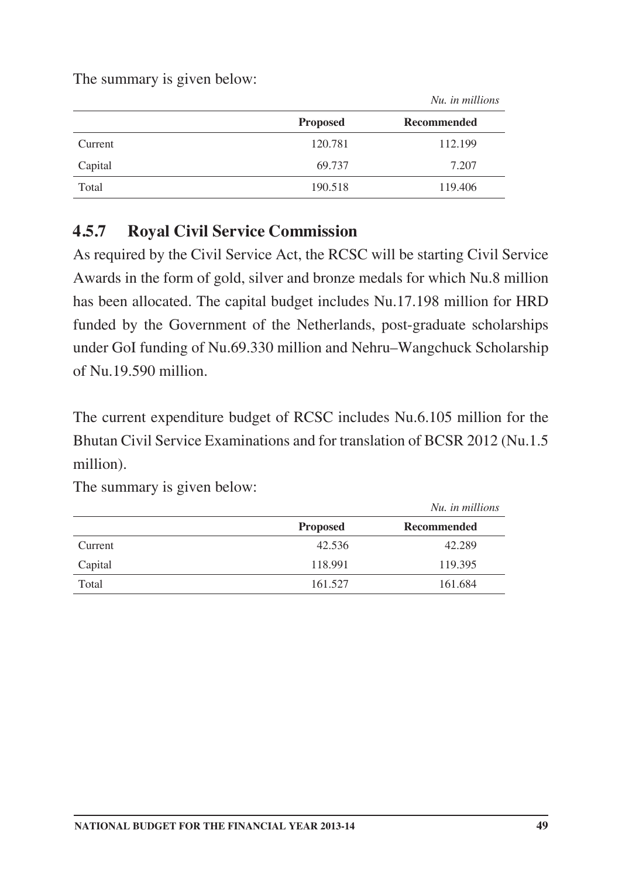The summary is given below:

*Nu. in millions*

| | Proposed | Recommended |
|---|---|---|
| Current | 120.781 | 112.199 |
| Capital | 69.737 | 7.207 |
| Total | 190.518 | 119.406 |

### 4.5.7 Royal Civil Service Commission

As required by the Civil Service Act, the RCSC will be starting Civil Service Awards in the form of gold, silver and bronze medals for which Nu.8 million has been allocated. The capital budget includes Nu.17.198 million for HRD funded by the Government of the Netherlands, post-graduate scholarships under GoI funding of Nu.69.330 million and Nehru–Wangchuck Scholarship of Nu.19.590 million.

The current expenditure budget of RCSC includes Nu.6.105 million for the Bhutan Civil Service Examinations and for translation of BCSR 2012 (Nu.1.5 million).

The summary is given below:

*Nu. in millions*

| | Proposed | Recommended |
|---|---|---|
| Current | 42.536 | 42.289 |
| Capital | 118.991 | 119.395 |
| Total | 161.527 | 161.684 |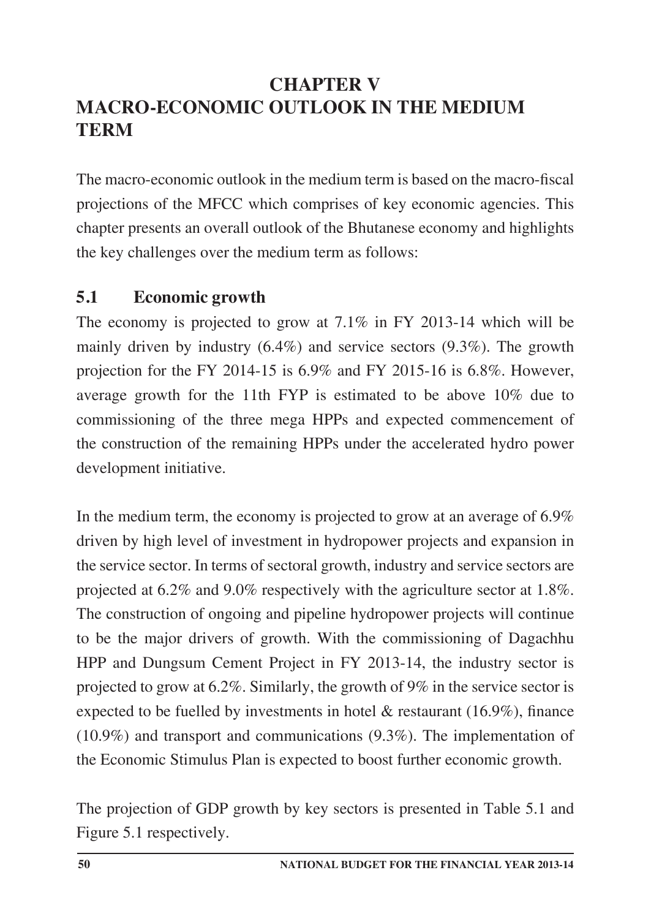# CHAPTER V
# MACRO-ECONOMIC OUTLOOK IN THE MEDIUM TERM

The macro-economic outlook in the medium term is based on the macro-fiscal projections of the MFCC which comprises of key economic agencies. This chapter presents an overall outlook of the Bhutanese economy and highlights the key challenges over the medium term as follows:

## 5.1 Economic growth

The economy is projected to grow at 7.1% in FY 2013-14 which will be mainly driven by industry (6.4%) and service sectors (9.3%). The growth projection for the FY 2014-15 is 6.9% and FY 2015-16 is 6.8%. However, average growth for the 11th FYP is estimated to be above 10% due to commissioning of the three mega HPPs and expected commencement of the construction of the remaining HPPs under the accelerated hydro power development initiative.

In the medium term, the economy is projected to grow at an average of 6.9% driven by high level of investment in hydropower projects and expansion in the service sector. In terms of sectoral growth, industry and service sectors are projected at 6.2% and 9.0% respectively with the agriculture sector at 1.8%. The construction of ongoing and pipeline hydropower projects will continue to be the major drivers of growth. With the commissioning of Dagachhu HPP and Dungsum Cement Project in FY 2013-14, the industry sector is projected to grow at 6.2%. Similarly, the growth of 9% in the service sector is expected to be fuelled by investments in hotel & restaurant (16.9%), finance (10.9%) and transport and communications (9.3%). The implementation of the Economic Stimulus Plan is expected to boost further economic growth.

The projection of GDP growth by key sectors is presented in Table 5.1 and Figure 5.1 respectively.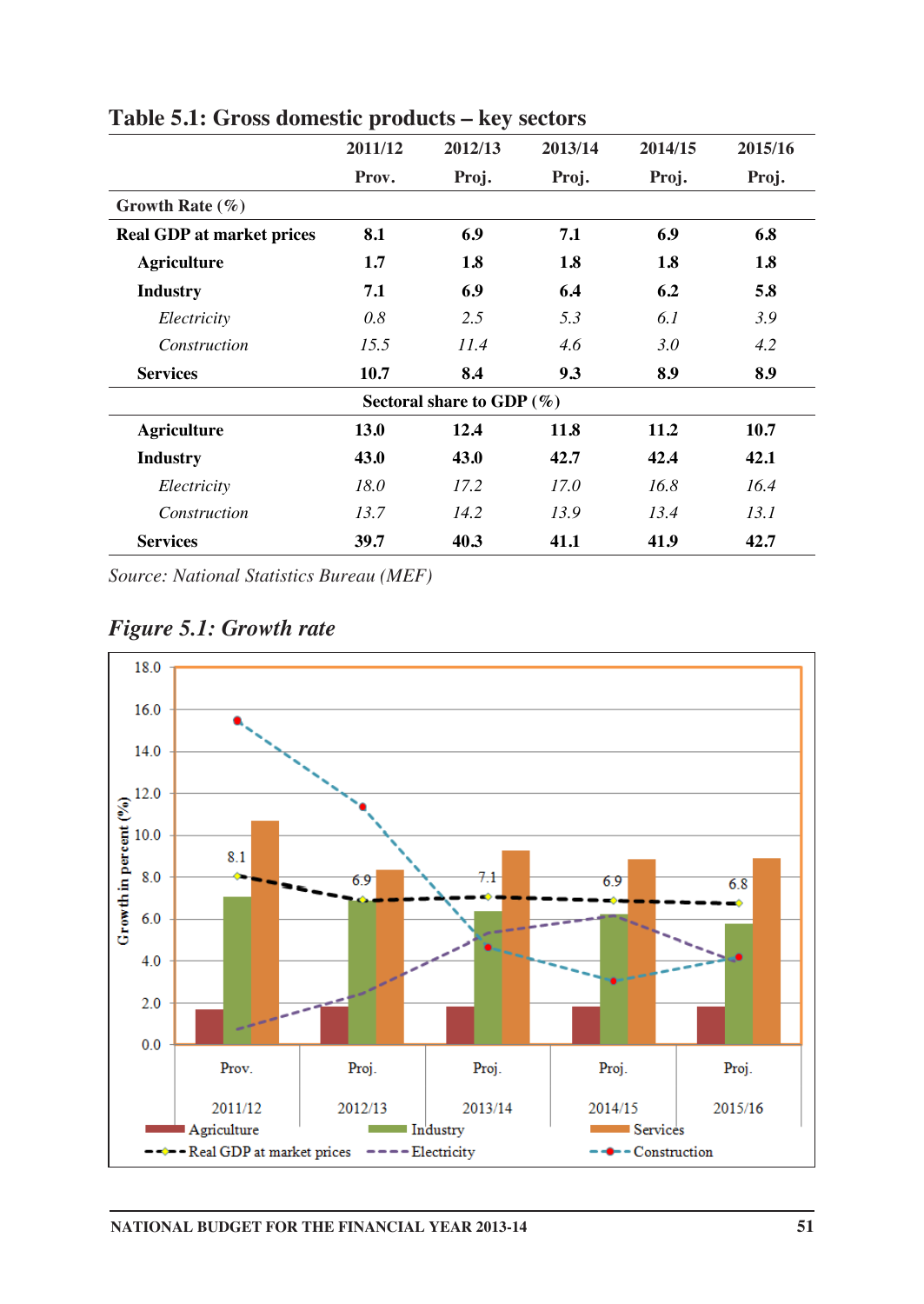## Table 5.1: Gross domestic products – key sectors

| | 2011/12 Prov. | 2012/13 Proj. | 2013/14 Proj. | 2014/15 Proj. | 2015/16 Proj. |
|---|---|---|---|---|---|
| Growth Rate (%) | | | | | |
| **Real GDP at market prices** | **8.1** | **6.9** | **7.1** | **6.9** | **6.8** |
| **Agriculture** | **1.7** | **1.8** | **1.8** | **1.8** | **1.8** |
| **Industry** | **7.1** | **6.9** | **6.4** | **6.2** | **5.8** |
| *Electricity* | *0.8* | *2.5* | *5.3* | *6.1* | *3.9* |
| *Construction* | *15.5* | *11.4* | *4.6* | *3.0* | *4.2* |
| **Services** | **10.7** | **8.4** | **9.3** | **8.9** | **8.9** |
| **Sectoral share to GDP (%)** | | | | | |
| **Agriculture** | **13.0** | **12.4** | **11.8** | **11.2** | **10.7** |
| **Industry** | **43.0** | **43.0** | **42.7** | **42.4** | **42.1** |
| *Electricity* | *18.0* | *17.2* | *17.0* | *16.8* | *16.4* |
| *Construction* | *13.7* | *14.2* | *13.9* | *13.4* | *13.1* |
| **Services** | **39.7** | **40.3** | **41.1** | **41.9** | **42.7** |

*Source: National Statistics Bureau (MEF)*

## *Figure 5.1: Growth rate*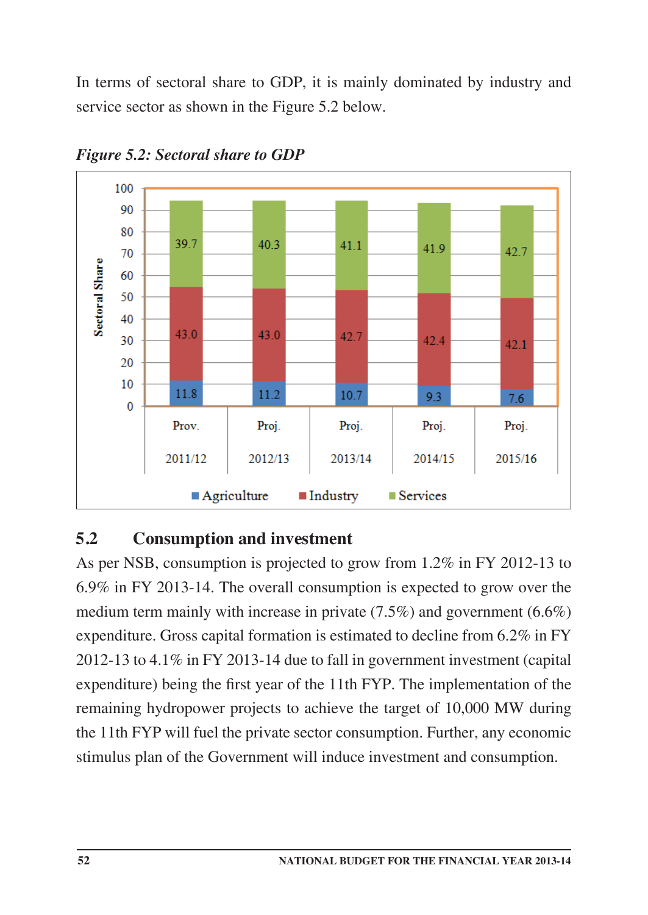In terms of sectoral share to GDP, it is mainly dominated by industry and service sector as shown in the Figure 5.2 below.

*Figure 5.2: Sectoral share to GDP*

| Sectoral Share | Prov. 2011/12 | Proj. 2012/13 | Proj. 2013/14 | Proj. 2014/15 | Proj. 2015/16 |
|---|---|---|---|---|---|
| Agriculture | 11.8 | 11.2 | 10.7 | 9.3 | 7.6 |
| Industry | 43.0 | 43.0 | 42.7 | 42.4 | 42.1 |
| Services | 39.7 | 40.3 | 41.1 | 41.9 | 42.7 |

## 5.2 Consumption and investment

As per NSB, consumption is projected to grow from 1.2% in FY 2012-13 to 6.9% in FY 2013-14. The overall consumption is expected to grow over the medium term mainly with increase in private (7.5%) and government (6.6%) expenditure. Gross capital formation is estimated to decline from 6.2% in FY 2012-13 to 4.1% in FY 2013-14 due to fall in government investment (capital expenditure) being the first year of the 11th FYP. The implementation of the remaining hydropower projects to achieve the target of 10,000 MW during the 11th FYP will fuel the private sector consumption. Further, any economic stimulus plan of the Government will induce investment and consumption.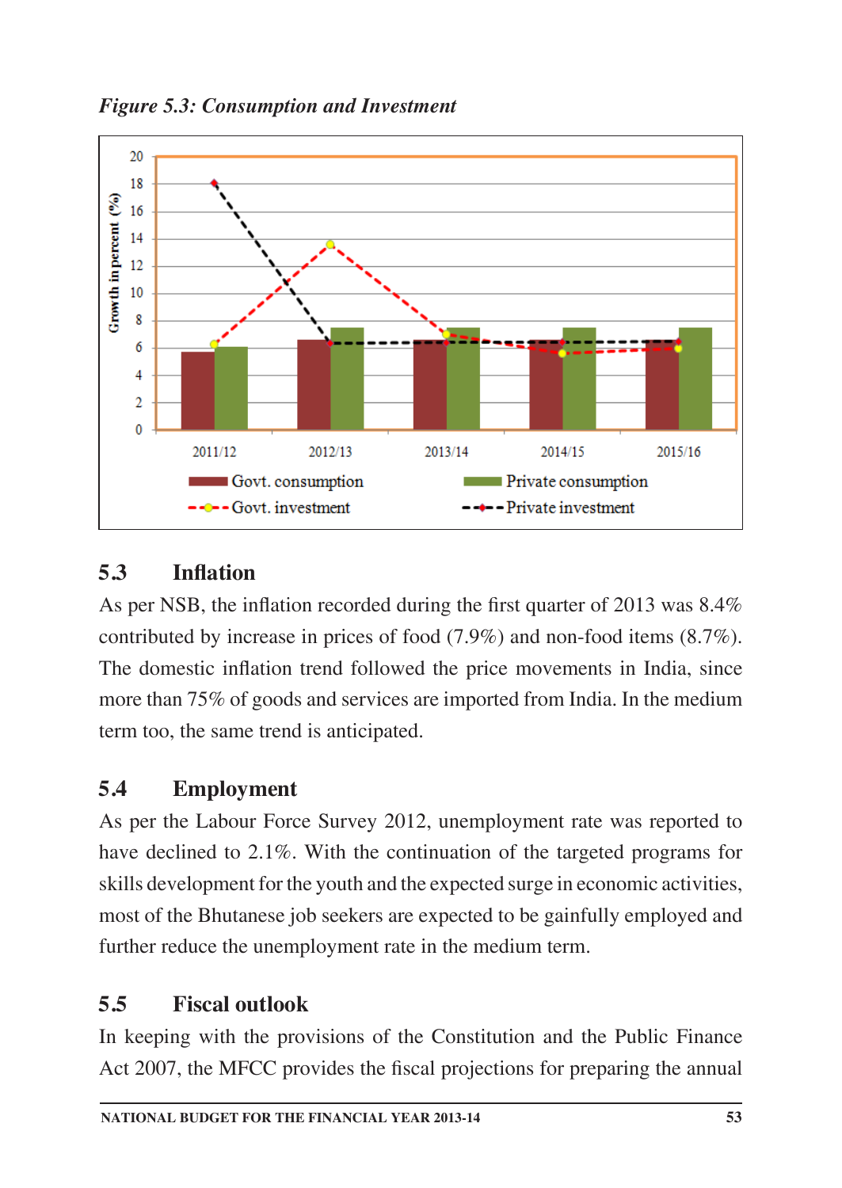*Figure 5.3: Consumption and Investment*

## 5.3 Inflation

As per NSB, the inflation recorded during the first quarter of 2013 was 8.4% contributed by increase in prices of food (7.9%) and non-food items (8.7%). The domestic inflation trend followed the price movements in India, since more than 75% of goods and services are imported from India. In the medium term too, the same trend is anticipated.

## 5.4 Employment

As per the Labour Force Survey 2012, unemployment rate was reported to have declined to 2.1%. With the continuation of the targeted programs for skills development for the youth and the expected surge in economic activities, most of the Bhutanese job seekers are expected to be gainfully employed and further reduce the unemployment rate in the medium term.

## 5.5 Fiscal outlook

In keeping with the provisions of the Constitution and the Public Finance Act 2007, the MFCC provides the fiscal projections for preparing the annual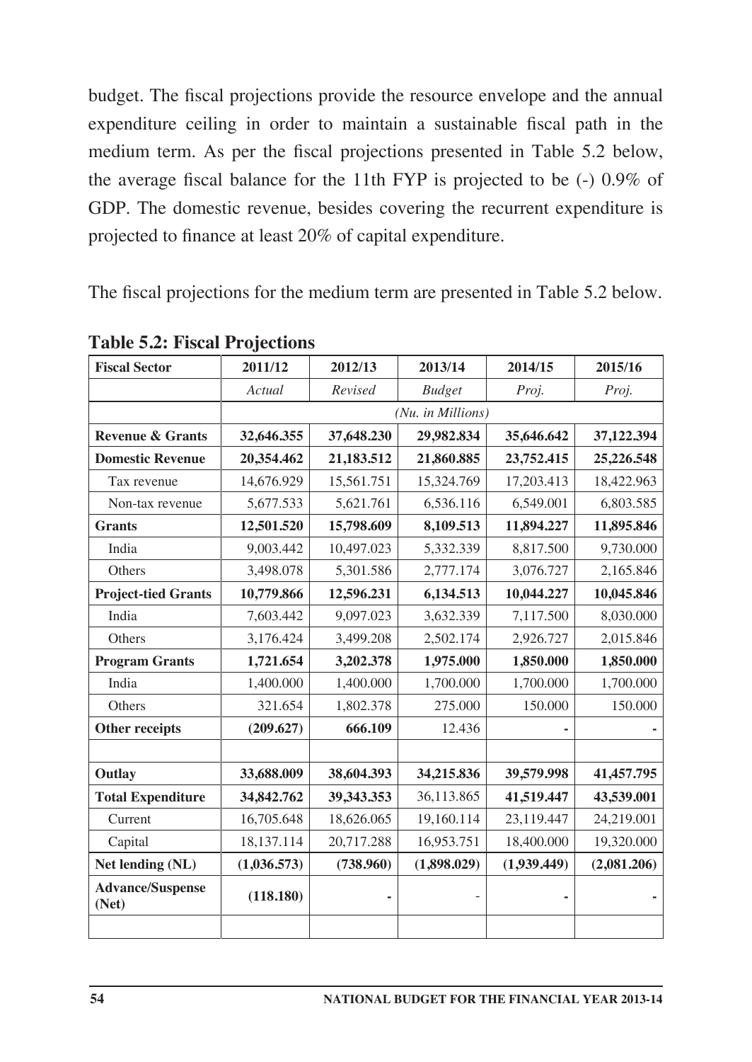budget. The fiscal projections provide the resource envelope and the annual expenditure ceiling in order to maintain a sustainable fiscal path in the medium term. As per the fiscal projections presented in Table 5.2 below, the average fiscal balance for the 11th FYP is projected to be (-) 0.9% of GDP. The domestic revenue, besides covering the recurrent expenditure is projected to finance at least 20% of capital expenditure.

The fiscal projections for the medium term are presented in Table 5.2 below.

**Table 5.2: Fiscal Projections**

| Fiscal Sector | 2011/12 | 2012/13 | 2013/14 | 2014/15 | 2015/16 |
|---|---|---|---|---|---|
| | *Actual* | *Revised* | *Budget* | *Proj.* | *Proj.* |
| | *(Nu. in Millions)* | | | | |
| **Revenue & Grants** | **32,646.355** | **37,648.230** | **29,982.834** | **35,646.642** | **37,122.394** |
| **Domestic Revenue** | **20,354.462** | **21,183.512** | **21,860.885** | **23,752.415** | **25,226.548** |
| Tax revenue | 14,676.929 | 15,561.751 | 15,324.769 | 17,203.413 | 18,422.963 |
| Non-tax revenue | 5,677.533 | 5,621.761 | 6,536.116 | 6,549.001 | 6,803.585 |
| **Grants** | **12,501.520** | **15,798.609** | **8,109.513** | **11,894.227** | **11,895.846** |
| India | 9,003.442 | 10,497.023 | 5,332.339 | 8,817.500 | 9,730.000 |
| Others | 3,498.078 | 5,301.586 | 2,777.174 | 3,076.727 | 2,165.846 |
| **Project-tied Grants** | **10,779.866** | **12,596.231** | **6,134.513** | **10,044.227** | **10,045.846** |
| India | 7,603.442 | 9,097.023 | 3,632.339 | 7,117.500 | 8,030.000 |
| Others | 3,176.424 | 3,499.208 | 2,502.174 | 2,926.727 | 2,015.846 |
| **Program Grants** | **1,721.654** | **3,202.378** | **1,975.000** | **1,850.000** | **1,850.000** |
| India | 1,400.000 | 1,400.000 | 1,700.000 | 1,700.000 | 1,700.000 |
| Others | 321.654 | 1,802.378 | 275.000 | 150.000 | 150.000 |
| **Other receipts** | **(209.627)** | **666.109** | 12.436 | **-** | **-** |
| | | | | | |
| **Outlay** | **33,688.009** | **38,604.393** | **34,215.836** | **39,579.998** | **41,457.795** |
| **Total Expenditure** | **34,842.762** | **39,343.353** | 36,113.865 | **41,519.447** | **43,539.001** |
| Current | 16,705.648 | 18,626.065 | 19,160.114 | 23,119.447 | 24,219.001 |
| Capital | 18,137.114 | 20,717.288 | 16,953.751 | 18,400.000 | 19,320.000 |
| **Net lending (NL)** | **(1,036.573)** | **(738.960)** | **(1,898.029)** | **(1,939.449)** | **(2,081.206)** |
| **Advance/Suspense (Net)** | **(118.180)** | **-** | - | **-** | **-** |
| | | | | | |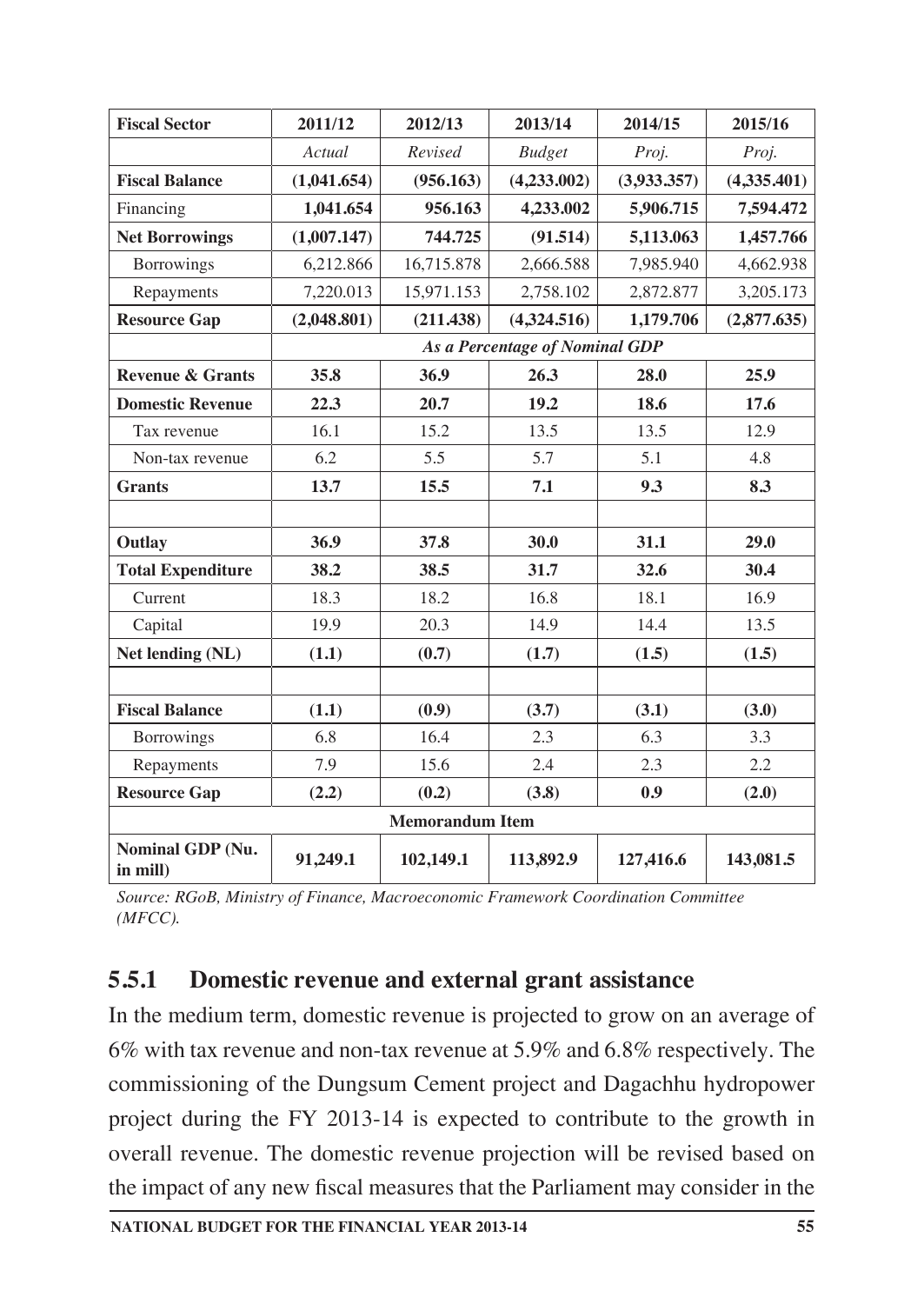| **Fiscal Sector** | **2011/12** | **2012/13** | **2013/14** | **2014/15** | **2015/16** |
|---|---|---|---|---|---|
| | *Actual* | *Revised* | *Budget* | *Proj.* | *Proj.* |
| **Fiscal Balance** | **(1,041.654)** | **(956.163)** | **(4,233.002)** | **(3,933.357)** | **(4,335.401)** |
| Financing | **1,041.654** | **956.163** | **4,233.002** | **5,906.715** | **7,594.472** |
| **Net Borrowings** | **(1,007.147)** | **744.725** | **(91.514)** | **5,113.063** | **1,457.766** |
| Borrowings | 6,212.866 | 16,715.878 | 2,666.588 | 7,985.940 | 4,662.938 |
| Repayments | 7,220.013 | 15,971.153 | 2,758.102 | 2,872.877 | 3,205.173 |
| **Resource Gap** | **(2,048.801)** | **(211.438)** | **(4,324.516)** | **1,179.706** | **(2,877.635)** |
| | ***As a Percentage of Nominal GDP*** | | | | |
| **Revenue & Grants** | **35.8** | **36.9** | **26.3** | **28.0** | **25.9** |
| **Domestic Revenue** | **22.3** | **20.7** | **19.2** | **18.6** | **17.6** |
| Tax revenue | 16.1 | 15.2 | 13.5 | 13.5 | 12.9 |
| Non-tax revenue | 6.2 | 5.5 | 5.7 | 5.1 | 4.8 |
| **Grants** | **13.7** | **15.5** | **7.1** | **9.3** | **8.3** |
| | | | | | |
| **Outlay** | **36.9** | **37.8** | **30.0** | **31.1** | **29.0** |
| **Total Expenditure** | **38.2** | **38.5** | **31.7** | **32.6** | **30.4** |
| Current | 18.3 | 18.2 | 16.8 | 18.1 | 16.9 |
| Capital | 19.9 | 20.3 | 14.9 | 14.4 | 13.5 |
| **Net lending (NL)** | **(1.1)** | **(0.7)** | **(1.7)** | **(1.5)** | **(1.5)** |
| | | | | | |
| **Fiscal Balance** | **(1.1)** | **(0.9)** | **(3.7)** | **(3.1)** | **(3.0)** |
| Borrowings | 6.8 | 16.4 | 2.3 | 6.3 | 3.3 |
| Repayments | 7.9 | 15.6 | 2.4 | 2.3 | 2.2 |
| **Resource Gap** | **(2.2)** | **(0.2)** | **(3.8)** | **0.9** | **(2.0)** |
| **Memorandum Item** | | | | | |
| **Nominal GDP (Nu. in mill)** | **91,249.1** | **102,149.1** | **113,892.9** | **127,416.6** | **143,081.5** |

*Source: RGoB, Ministry of Finance, Macroeconomic Framework Coordination Committee (MFCC).*

### 5.5.1 Domestic revenue and external grant assistance

In the medium term, domestic revenue is projected to grow on an average of 6% with tax revenue and non-tax revenue at 5.9% and 6.8% respectively. The commissioning of the Dungsum Cement project and Dagachhu hydropower project during the FY 2013-14 is expected to contribute to the growth in overall revenue. The domestic revenue projection will be revised based on the impact of any new fiscal measures that the Parliament may consider in the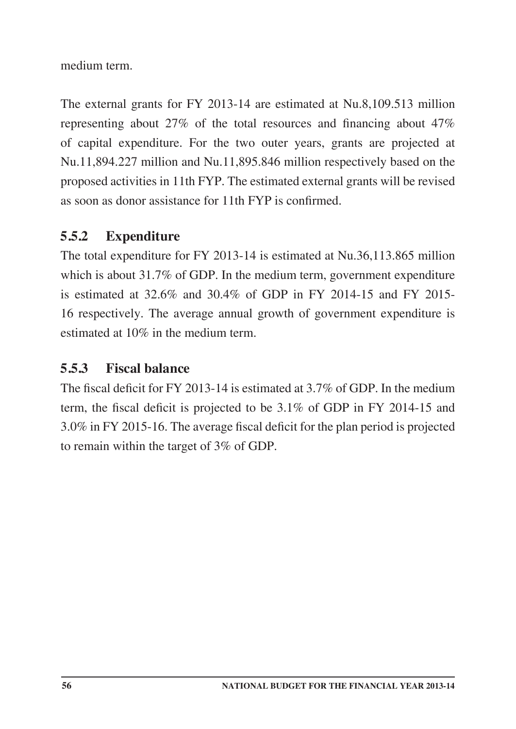medium term.

The external grants for FY 2013-14 are estimated at Nu.8,109.513 million representing about 27% of the total resources and financing about 47% of capital expenditure. For the two outer years, grants are projected at Nu.11,894.227 million and Nu.11,895.846 million respectively based on the proposed activities in 11th FYP. The estimated external grants will be revised as soon as donor assistance for 11th FYP is confirmed.

### 5.5.2 Expenditure

The total expenditure for FY 2013-14 is estimated at Nu.36,113.865 million which is about 31.7% of GDP. In the medium term, government expenditure is estimated at 32.6% and 30.4% of GDP in FY 2014-15 and FY 2015-16 respectively. The average annual growth of government expenditure is estimated at 10% in the medium term.

### 5.5.3 Fiscal balance

The fiscal deficit for FY 2013-14 is estimated at 3.7% of GDP. In the medium term, the fiscal deficit is projected to be 3.1% of GDP in FY 2014-15 and 3.0% in FY 2015-16. The average fiscal deficit for the plan period is projected to remain within the target of 3% of GDP.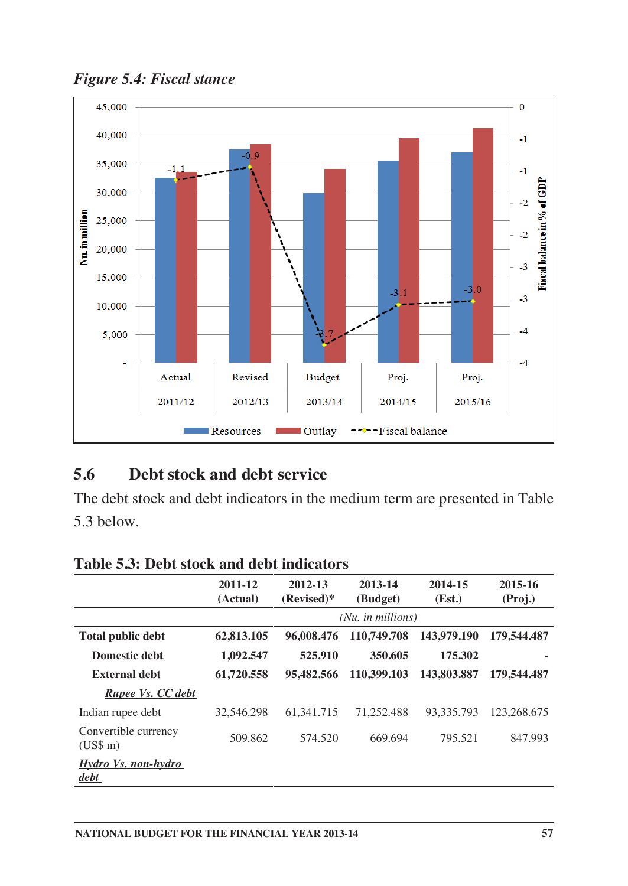*Figure 5.4: Fiscal stance*

## 5.6 Debt stock and debt service

The debt stock and debt indicators in the medium term are presented in Table 5.3 below.

**Table 5.3: Debt stock and debt indicators**

| | 2011-12 (Actual) | 2012-13 (Revised)* | 2013-14 (Budget) | 2014-15 (Est.) | 2015-16 (Proj.) |
|---|---|---|---|---|---|
| | | | *(Nu. in millions)* | | |
| **Total public debt** | **62,813.105** | **96,008.476** | **110,749.708** | **143,979.190** | **179,544.487** |
| **Domestic debt** | **1,092.547** | **525.910** | **350.605** | **175.302** | **-** |
| **External debt** | **61,720.558** | **95,482.566** | **110,399.103** | **143,803.887** | **179,544.487** |
| ***Rupee Vs. CC debt*** | | | | | |
| Indian rupee debt | 32,546.298 | 61,341.715 | 71,252.488 | 93,335.793 | 123,268.675 |
| Convertible currency (US$ m) | 509.862 | 574.520 | 669.694 | 795.521 | 847.993 |
| ***Hydro Vs. non-hydro debt*** | | | | | |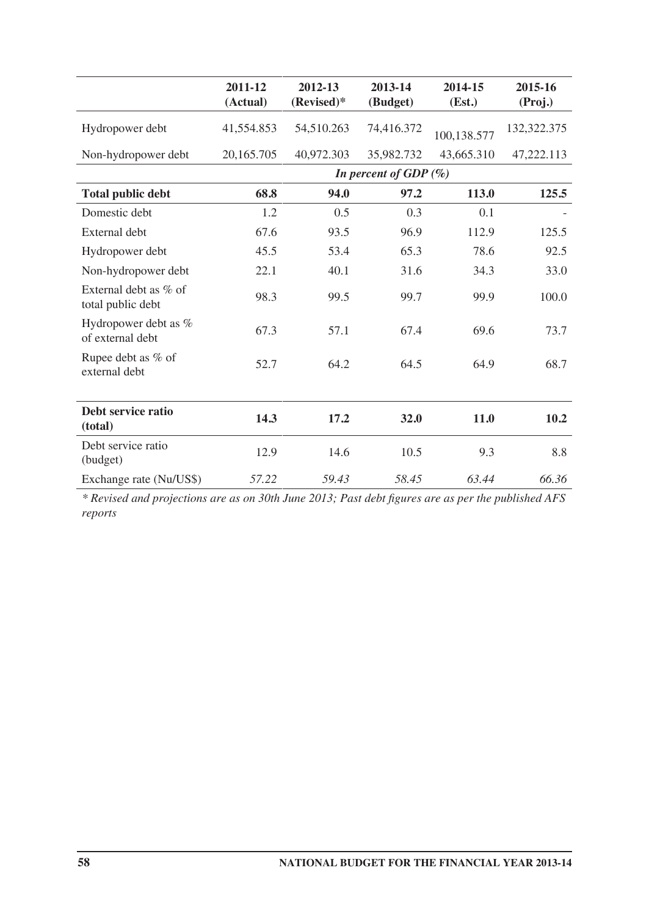| | 2011-12 (Actual) | 2012-13 (Revised)* | 2013-14 (Budget) | 2014-15 (Est.) | 2015-16 (Proj.) |
|---|---|---|---|---|---|
| Hydropower debt | 41,554.853 | 54,510.263 | 74,416.372 | 100,138.577 | 132,322.375 |
| Non-hydropower debt | 20,165.705 | 40,972.303 | 35,982.732 | 43,665.310 | 47,222.113 |
| | | | *In percent of GDP (%)* | | |
| **Total public debt** | **68.8** | **94.0** | **97.2** | **113.0** | **125.5** |
| Domestic debt | 1.2 | 0.5 | 0.3 | 0.1 | - |
| External debt | 67.6 | 93.5 | 96.9 | 112.9 | 125.5 |
| Hydropower debt | 45.5 | 53.4 | 65.3 | 78.6 | 92.5 |
| Non-hydropower debt | 22.1 | 40.1 | 31.6 | 34.3 | 33.0 |
| External debt as % of total public debt | 98.3 | 99.5 | 99.7 | 99.9 | 100.0 |
| Hydropower debt as % of external debt | 67.3 | 57.1 | 67.4 | 69.6 | 73.7 |
| Rupee debt as % of external debt | 52.7 | 64.2 | 64.5 | 64.9 | 68.7 |
| **Debt service ratio (total)** | **14.3** | **17.2** | **32.0** | **11.0** | **10.2** |
| Debt service ratio (budget) | 12.9 | 14.6 | 10.5 | 9.3 | 8.8 |
| Exchange rate (Nu/US$) | *57.22* | *59.43* | *58.45* | *63.44* | *66.36* |

*\* Revised and projections are as on 30th June 2013; Past debt figures are as per the published AFS reports*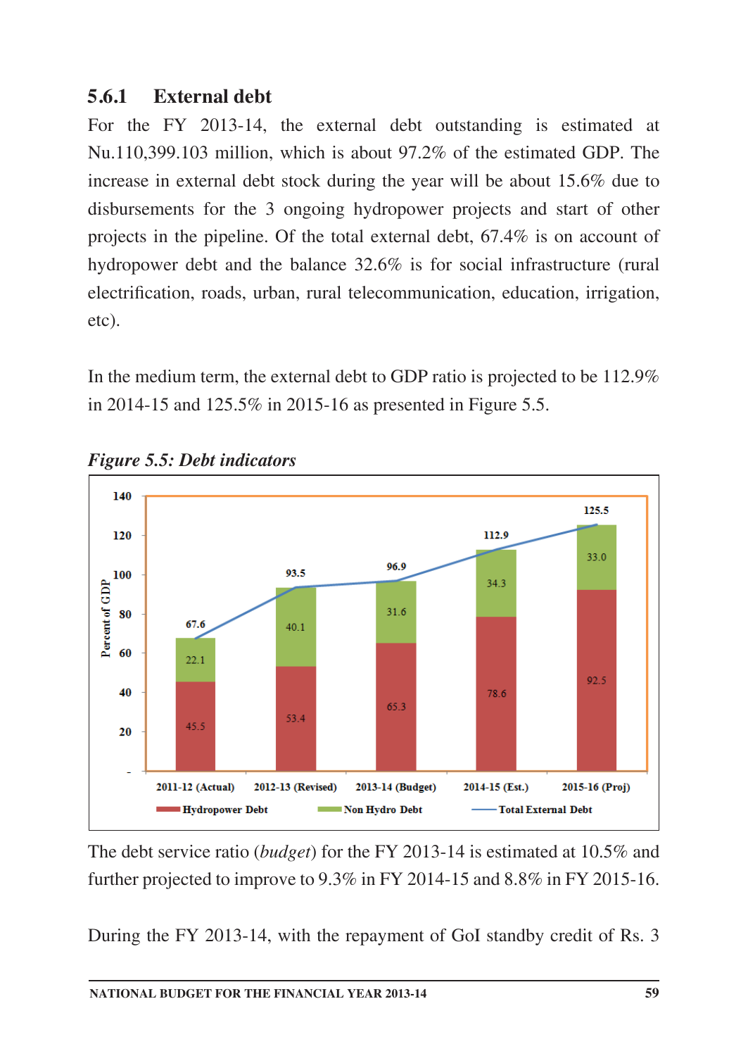### 5.6.1 External debt

For the FY 2013-14, the external debt outstanding is estimated at Nu.110,399.103 million, which is about 97.2% of the estimated GDP. The increase in external debt stock during the year will be about 15.6% due to disbursements for the 3 ongoing hydropower projects and start of other projects in the pipeline. Of the total external debt, 67.4% is on account of hydropower debt and the balance 32.6% is for social infrastructure (rural electrification, roads, urban, rural telecommunication, education, irrigation, etc).

In the medium term, the external debt to GDP ratio is projected to be 112.9% in 2014-15 and 125.5% in 2015-16 as presented in Figure 5.5.

***Figure 5.5: Debt indicators***

| Percent of GDP | 2011-12 (Actual) | 2012-13 (Revised) | 2013-14 (Budget) | 2014-15 (Est.) | 2015-16 (Proj) |
|---|---|---|---|---|---|
| Hydropower Debt | 45.5 | 53.4 | 65.3 | 78.6 | 92.5 |
| Non Hydro Debt | 22.1 | 40.1 | 31.6 | 34.3 | 33.0 |
| Total External Debt | 67.6 | 93.5 | 96.9 | 112.9 | 125.5 |

The debt service ratio (*budget*) for the FY 2013-14 is estimated at 10.5% and further projected to improve to 9.3% in FY 2014-15 and 8.8% in FY 2015-16.

During the FY 2013-14, with the repayment of GoI standby credit of Rs. 3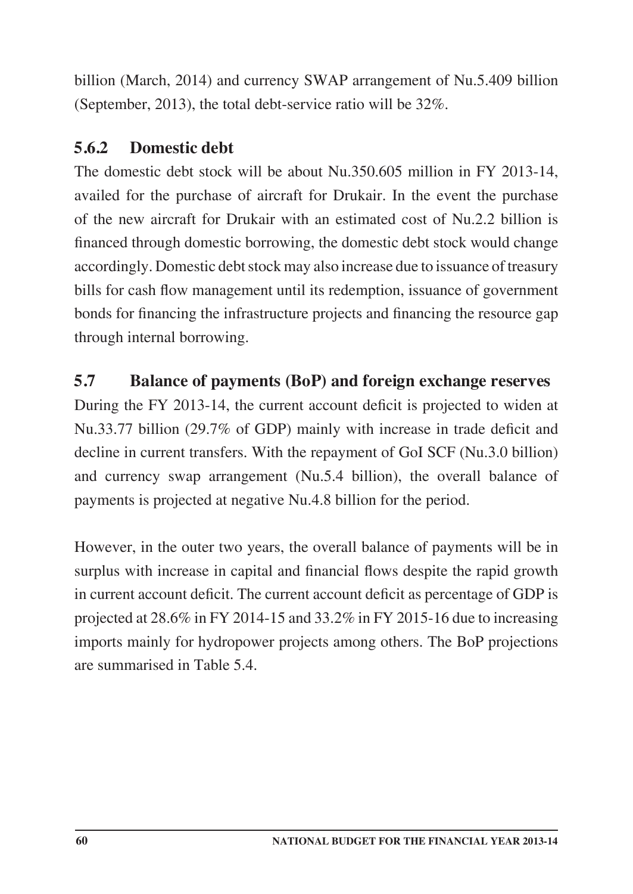billion (March, 2014) and currency SWAP arrangement of Nu.5.409 billion (September, 2013), the total debt-service ratio will be 32%.

### 5.6.2 Domestic debt

The domestic debt stock will be about Nu.350.605 million in FY 2013-14, availed for the purchase of aircraft for Drukair. In the event the purchase of the new aircraft for Drukair with an estimated cost of Nu.2.2 billion is financed through domestic borrowing, the domestic debt stock would change accordingly. Domestic debt stock may also increase due to issuance of treasury bills for cash flow management until its redemption, issuance of government bonds for financing the infrastructure projects and financing the resource gap through internal borrowing.

## 5.7 Balance of payments (BoP) and foreign exchange reserves

During the FY 2013-14, the current account deficit is projected to widen at Nu.33.77 billion (29.7% of GDP) mainly with increase in trade deficit and decline in current transfers. With the repayment of GoI SCF (Nu.3.0 billion) and currency swap arrangement (Nu.5.4 billion), the overall balance of payments is projected at negative Nu.4.8 billion for the period.

However, in the outer two years, the overall balance of payments will be in surplus with increase in capital and financial flows despite the rapid growth in current account deficit. The current account deficit as percentage of GDP is projected at 28.6% in FY 2014-15 and 33.2% in FY 2015-16 due to increasing imports mainly for hydropower projects among others. The BoP projections are summarised in Table 5.4.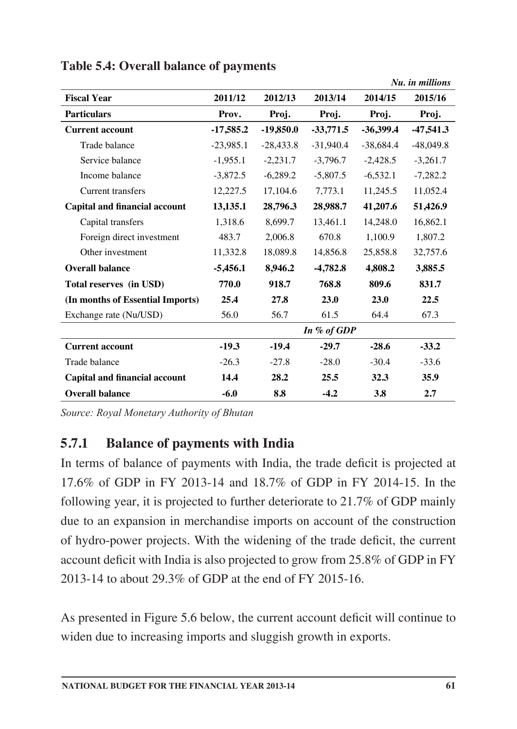**Table 5.4: Overall balance of payments**

*Nu. in millions*

| Fiscal Year | 2011/12 | 2012/13 | 2013/14 | 2014/15 | 2015/16 |
|---|---|---|---|---|---|
| **Particulars** | **Prov.** | **Proj.** | **Proj.** | **Proj.** | **Proj.** |
| **Current account** | **-17,585.2** | **-19,850.0** | **-33,771.5** | **-36,399.4** | **-47,541.3** |
| Trade balance | -23,985.1 | -28,433.8 | -31,940.4 | -38,684.4 | -48,049.8 |
| Service balance | -1,955.1 | -2,231.7 | -3,796.7 | -2,428.5 | -3,261.7 |
| Income balance | -3,872.5 | -6,289.2 | -5,807.5 | -6,532.1 | -7,282.2 |
| Current transfers | 12,227.5 | 17,104.6 | 7,773.1 | 11,245.5 | 11,052.4 |
| **Capital and financial account** | **13,135.1** | **28,796.3** | **28,988.7** | **41,207.6** | **51,426.9** |
| Capital transfers | 1,318.6 | 8,699.7 | 13,461.1 | 14,248.0 | 16,862.1 |
| Foreign direct investment | 483.7 | 2,006.8 | 670.8 | 1,100.9 | 1,807.2 |
| Other investment | 11,332.8 | 18,089.8 | 14,856.8 | 25,858.8 | 32,757.6 |
| **Overall balance** | **-5,456.1** | **8,946.2** | **-4,782.8** | **4,808.2** | **3,885.5** |
| **Total reserves (in USD)** | **770.0** | **918.7** | **768.8** | **809.6** | **831.7** |
| **(In months of Essential Imports)** | **25.4** | **27.8** | **23.0** | **23.0** | **22.5** |
| Exchange rate (Nu/USD) | 56.0 | 56.7 | 61.5 | 64.4 | 67.3 |
| | | | *In % of GDP* | | |
| **Current account** | **-19.3** | **-19.4** | **-29.7** | **-28.6** | **-33.2** |
| Trade balance | -26.3 | -27.8 | -28.0 | -30.4 | -33.6 |
| **Capital and financial account** | **14.4** | **28.2** | **25.5** | **32.3** | **35.9** |
| **Overall balance** | **-6.0** | **8.8** | **-4.2** | **3.8** | **2.7** |

*Source: Royal Monetary Authority of Bhutan*

### 5.7.1 Balance of payments with India

In terms of balance of payments with India, the trade deficit is projected at 17.6% of GDP in FY 2013-14 and 18.7% of GDP in FY 2014-15. In the following year, it is projected to further deteriorate to 21.7% of GDP mainly due to an expansion in merchandise imports on account of the construction of hydro-power projects. With the widening of the trade deficit, the current account deficit with India is also projected to grow from 25.8% of GDP in FY 2013-14 to about 29.3% of GDP at the end of FY 2015-16.

As presented in Figure 5.6 below, the current account deficit will continue to widen due to increasing imports and sluggish growth in exports.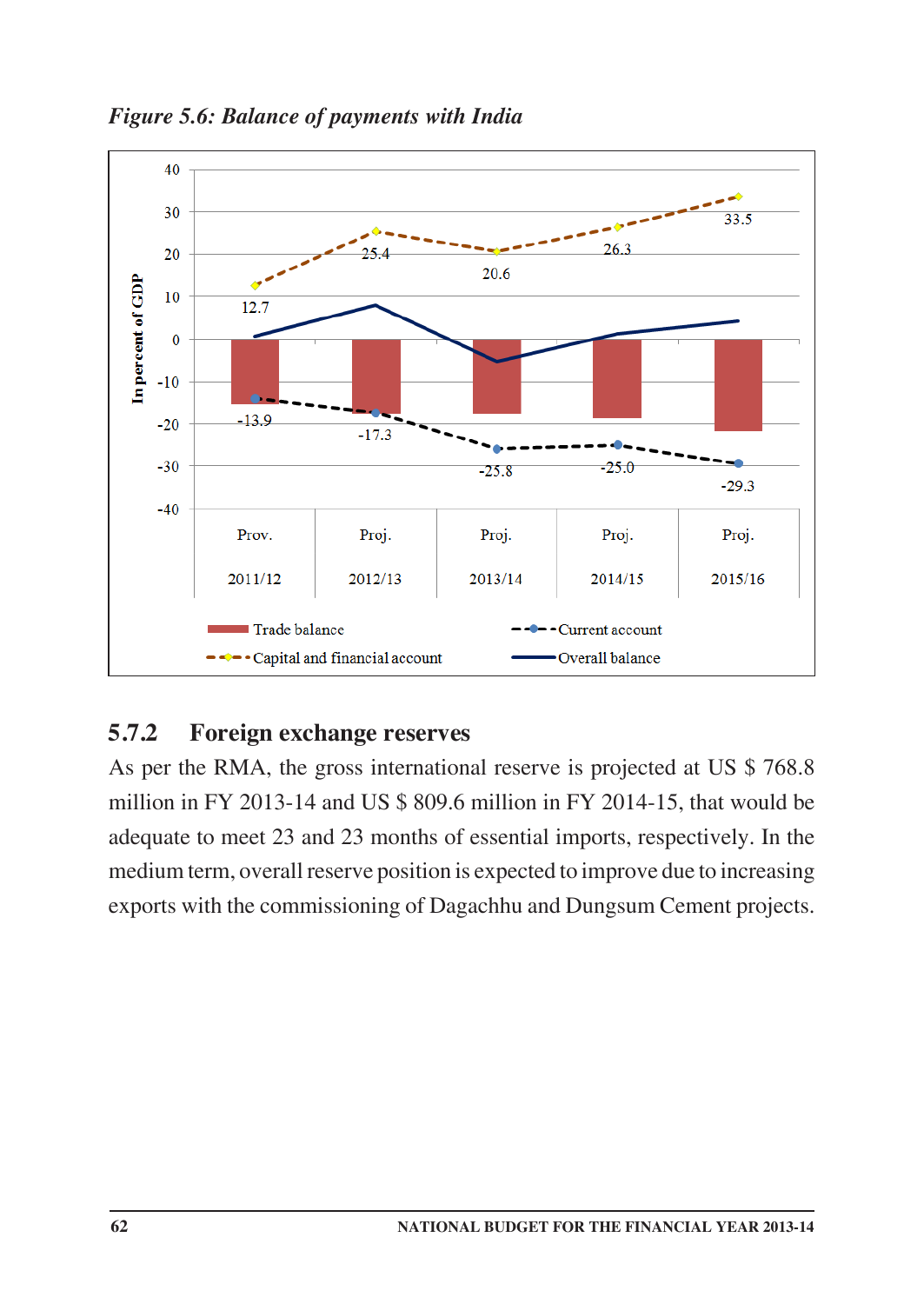*Figure 5.6: Balance of payments with India*

| | Prov. 2011/12 | Proj. 2012/13 | Proj. 2013/14 | Proj. 2014/15 | Proj. 2015/16 |
|---|---|---|---|---|---|
| Capital and financial account | 12.7 | 25.4 | 20.6 | 26.3 | 33.5 |
| Current account | -13.9 | -17.3 | -25.8 | -25.0 | -29.3 |

## 5.7.2 Foreign exchange reserves

As per the RMA, the gross international reserve is projected at US $ 768.8 million in FY 2013-14 and US $ 809.6 million in FY 2014-15, that would be adequate to meet 23 and 23 months of essential imports, respectively. In the medium term, overall reserve position is expected to improve due to increasing exports with the commissioning of Dagachhu and Dungsum Cement projects.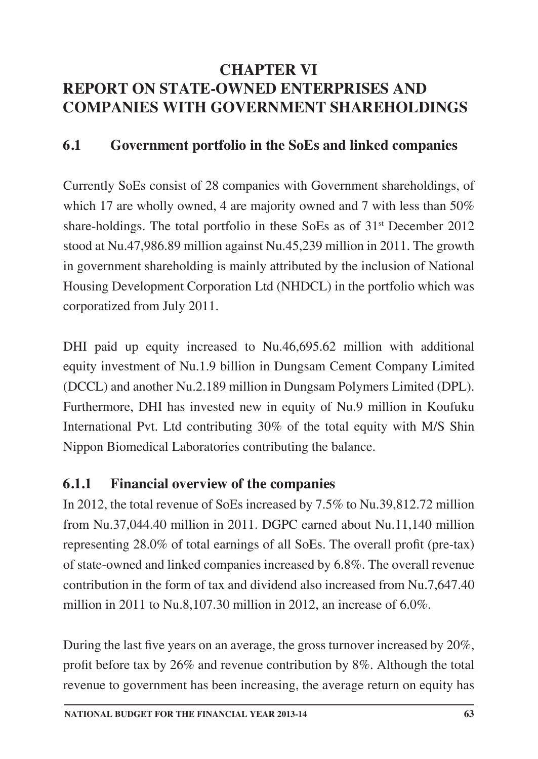# CHAPTER VI
# REPORT ON STATE-OWNED ENTERPRISES AND COMPANIES WITH GOVERNMENT SHAREHOLDINGS

## 6.1 Government portfolio in the SoEs and linked companies

Currently SoEs consist of 28 companies with Government shareholdings, of which 17 are wholly owned, 4 are majority owned and 7 with less than 50% share-holdings. The total portfolio in these SoEs as of 31st December 2012 stood at Nu.47,986.89 million against Nu.45,239 million in 2011. The growth in government shareholding is mainly attributed by the inclusion of National Housing Development Corporation Ltd (NHDCL) in the portfolio which was corporatized from July 2011.

DHI paid up equity increased to Nu.46,695.62 million with additional equity investment of Nu.1.9 billion in Dungsam Cement Company Limited (DCCL) and another Nu.2.189 million in Dungsam Polymers Limited (DPL). Furthermore, DHI has invested new in equity of Nu.9 million in Koufuku International Pvt. Ltd contributing 30% of the total equity with M/S Shin Nippon Biomedical Laboratories contributing the balance.

### 6.1.1 Financial overview of the companies

In 2012, the total revenue of SoEs increased by 7.5% to Nu.39,812.72 million from Nu.37,044.40 million in 2011. DGPC earned about Nu.11,140 million representing 28.0% of total earnings of all SoEs. The overall profit (pre-tax) of state-owned and linked companies increased by 6.8%. The overall revenue contribution in the form of tax and dividend also increased from Nu.7,647.40 million in 2011 to Nu.8,107.30 million in 2012, an increase of 6.0%.

During the last five years on an average, the gross turnover increased by 20%, profit before tax by 26% and revenue contribution by 8%. Although the total revenue to government has been increasing, the average return on equity has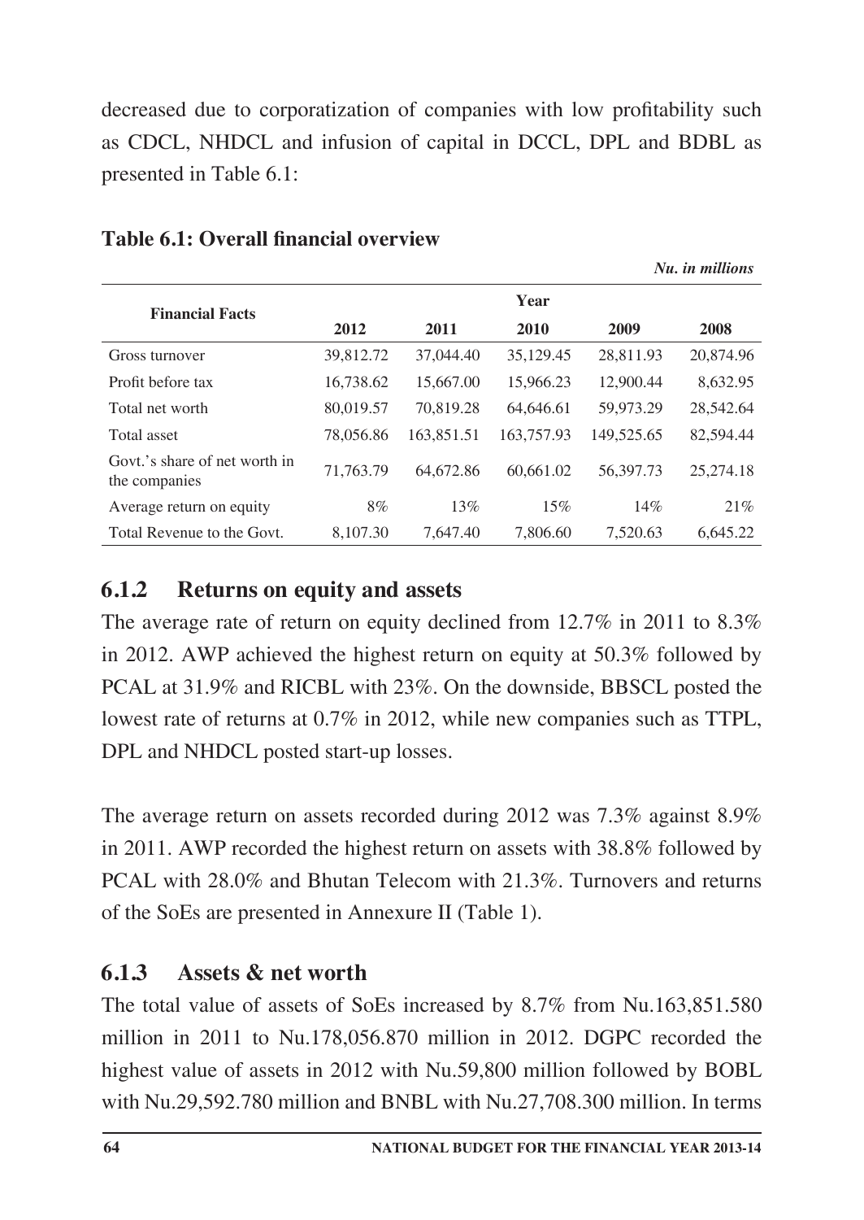decreased due to corporatization of companies with low profitability such as CDCL, NHDCL and infusion of capital in DCCL, DPL and BDBL as presented in Table 6.1:

**Table 6.1: Overall financial overview**

*Nu. in millions*

| Financial Facts | Year | | | | |
|---|---|---|---|---|---|
| | 2012 | 2011 | 2010 | 2009 | 2008 |
| Gross turnover | 39,812.72 | 37,044.40 | 35,129.45 | 28,811.93 | 20,874.96 |
| Profit before tax | 16,738.62 | 15,667.00 | 15,966.23 | 12,900.44 | 8,632.95 |
| Total net worth | 80,019.57 | 70,819.28 | 64,646.61 | 59,973.29 | 28,542.64 |
| Total asset | 78,056.86 | 163,851.51 | 163,757.93 | 149,525.65 | 82,594.44 |
| Govt.'s share of net worth in the companies | 71,763.79 | 64,672.86 | 60,661.02 | 56,397.73 | 25,274.18 |
| Average return on equity | 8% | 13% | 15% | 14% | 21% |
| Total Revenue to the Govt. | 8,107.30 | 7,647.40 | 7,806.60 | 7,520.63 | 6,645.22 |

### 6.1.2 Returns on equity and assets

The average rate of return on equity declined from 12.7% in 2011 to 8.3% in 2012. AWP achieved the highest return on equity at 50.3% followed by PCAL at 31.9% and RICBL with 23%. On the downside, BBSCL posted the lowest rate of returns at 0.7% in 2012, while new companies such as TTPL, DPL and NHDCL posted start-up losses.

The average return on assets recorded during 2012 was 7.3% against 8.9% in 2011. AWP recorded the highest return on assets with 38.8% followed by PCAL with 28.0% and Bhutan Telecom with 21.3%. Turnovers and returns of the SoEs are presented in Annexure II (Table 1).

### 6.1.3 Assets & net worth

The total value of assets of SoEs increased by 8.7% from Nu.163,851.580 million in 2011 to Nu.178,056.870 million in 2012. DGPC recorded the highest value of assets in 2012 with Nu.59,800 million followed by BOBL with Nu.29,592.780 million and BNBL with Nu.27,708.300 million. In terms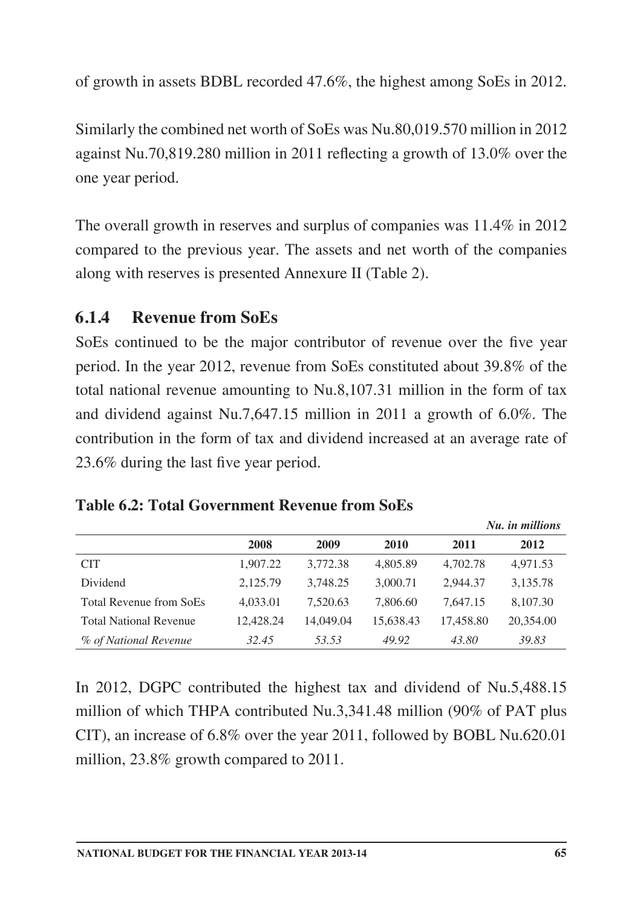of growth in assets BDBL recorded 47.6%, the highest among SoEs in 2012.

Similarly the combined net worth of SoEs was Nu.80,019.570 million in 2012 against Nu.70,819.280 million in 2011 reflecting a growth of 13.0% over the one year period.

The overall growth in reserves and surplus of companies was 11.4% in 2012 compared to the previous year. The assets and net worth of the companies along with reserves is presented Annexure II (Table 2).

### 6.1.4 Revenue from SoEs

SoEs continued to be the major contributor of revenue over the five year period. In the year 2012, revenue from SoEs constituted about 39.8% of the total national revenue amounting to Nu.8,107.31 million in the form of tax and dividend against Nu.7,647.15 million in 2011 a growth of 6.0%. The contribution in the form of tax and dividend increased at an average rate of 23.6% during the last five year period.

**Table 6.2: Total Government Revenue from SoEs**

***Nu. in millions***

| | 2008 | 2009 | 2010 | 2011 | 2012 |
|---|---|---|---|---|---|
| CIT | 1,907.22 | 3,772.38 | 4,805.89 | 4,702.78 | 4,971.53 |
| Dividend | 2,125.79 | 3,748.25 | 3,000.71 | 2,944.37 | 3,135.78 |
| Total Revenue from SoEs | 4,033.01 | 7,520.63 | 7,806.60 | 7,647.15 | 8,107.30 |
| Total National Revenue | 12,428.24 | 14,049.04 | 15,638.43 | 17,458.80 | 20,354.00 |
| *% of National Revenue* | *32.45* | *53.53* | *49.92* | *43.80* | *39.83* |

In 2012, DGPC contributed the highest tax and dividend of Nu.5,488.15 million of which THPA contributed Nu.3,341.48 million (90% of PAT plus CIT), an increase of 6.8% over the year 2011, followed by BOBL Nu.620.01 million, 23.8% growth compared to 2011.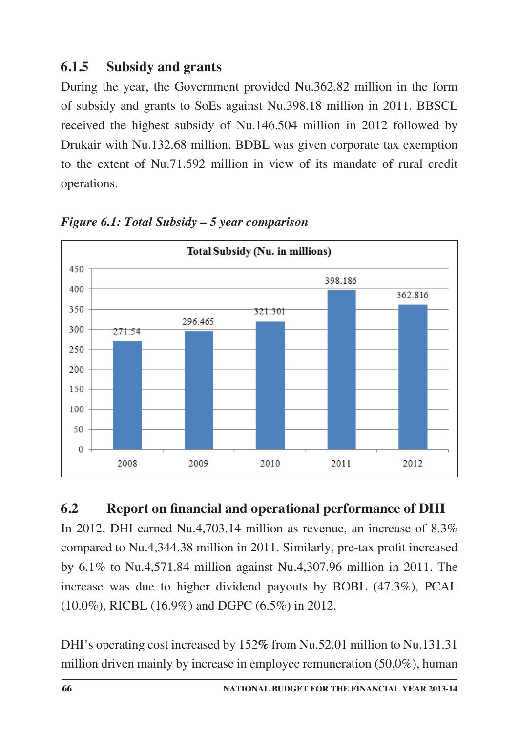### 6.1.5 Subsidy and grants

During the year, the Government provided Nu.362.82 million in the form of subsidy and grants to SoEs against Nu.398.18 million in 2011. BBSCL received the highest subsidy of Nu.146.504 million in 2012 followed by Drukair with Nu.132.68 million. BDBL was given corporate tax exemption to the extent of Nu.71.592 million in view of its mandate of rural credit operations.

*Figure 6.1: Total Subsidy – 5 year comparison*

**Total Subsidy (Nu. in millions)**

| Year | Total Subsidy |
|---|---|
| 2008 | 271.54 |
| 2009 | 296.465 |
| 2010 | 321.301 |
| 2011 | 398.186 |
| 2012 | 362.816 |

## 6.2 Report on financial and operational performance of DHI

In 2012, DHI earned Nu.4,703.14 million as revenue, an increase of 8.3% compared to Nu.4,344.38 million in 2011. Similarly, pre-tax profit increased by 6.1% to Nu.4,571.84 million against Nu.4,307.96 million in 2011. The increase was due to higher dividend payouts by BOBL (47.3%), PCAL (10.0%), RICBL (16.9%) and DGPC (6.5%) in 2012.

DHI's operating cost increased by 152% from Nu.52.01 million to Nu.131.31 million driven mainly by increase in employee remuneration (50.0%), human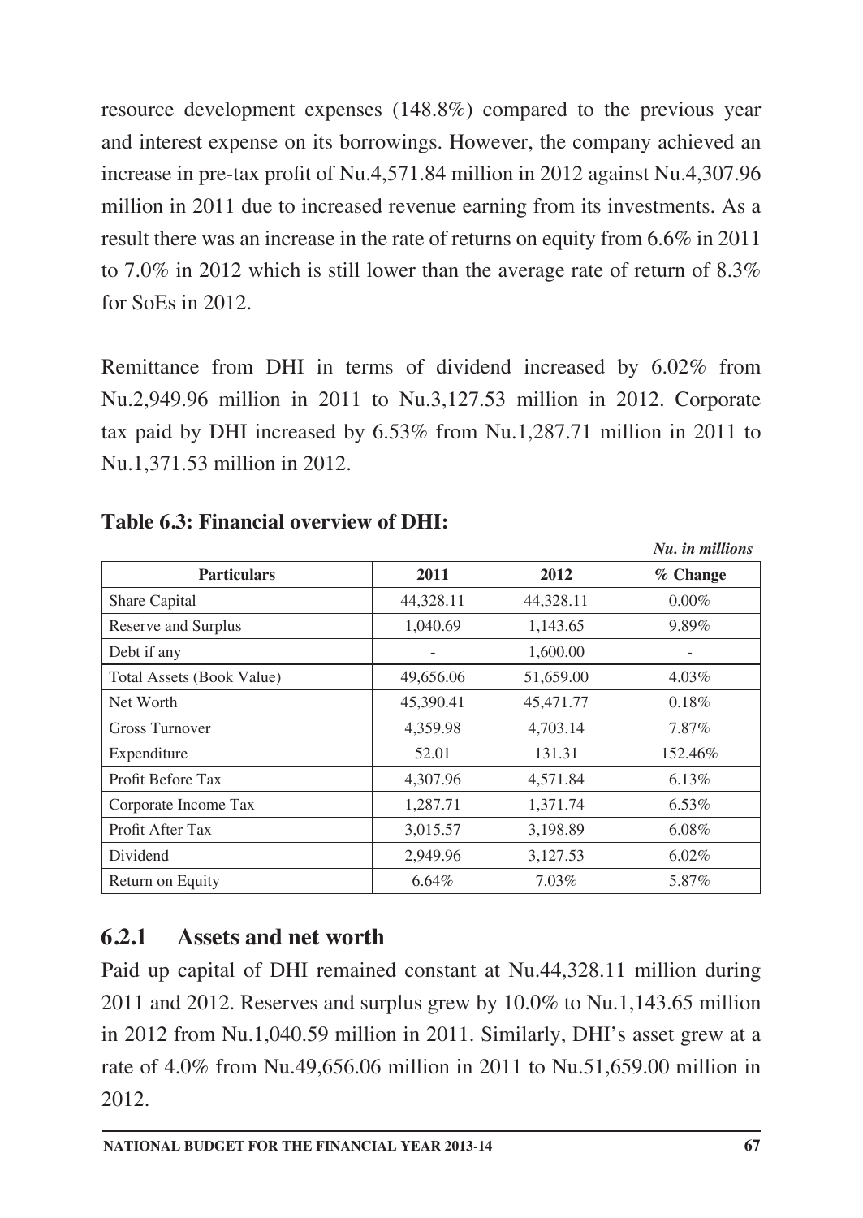resource development expenses (148.8%) compared to the previous year and interest expense on its borrowings. However, the company achieved an increase in pre-tax profit of Nu.4,571.84 million in 2012 against Nu.4,307.96 million in 2011 due to increased revenue earning from its investments. As a result there was an increase in the rate of returns on equity from 6.6% in 2011 to 7.0% in 2012 which is still lower than the average rate of return of 8.3% for SoEs in 2012.

Remittance from DHI in terms of dividend increased by 6.02% from Nu.2,949.96 million in 2011 to Nu.3,127.53 million in 2012. Corporate tax paid by DHI increased by 6.53% from Nu.1,287.71 million in 2011 to Nu.1,371.53 million in 2012.

**Table 6.3: Financial overview of DHI:**

*Nu. in millions*

| Particulars | 2011 | 2012 | % Change |
|---|---|---|---|
| Share Capital | 44,328.11 | 44,328.11 | 0.00% |
| Reserve and Surplus | 1,040.69 | 1,143.65 | 9.89% |
| Debt if any | - | 1,600.00 | - |
| Total Assets (Book Value) | 49,656.06 | 51,659.00 | 4.03% |
| Net Worth | 45,390.41 | 45,471.77 | 0.18% |
| Gross Turnover | 4,359.98 | 4,703.14 | 7.87% |
| Expenditure | 52.01 | 131.31 | 152.46% |
| Profit Before Tax | 4,307.96 | 4,571.84 | 6.13% |
| Corporate Income Tax | 1,287.71 | 1,371.74 | 6.53% |
| Profit After Tax | 3,015.57 | 3,198.89 | 6.08% |
| Dividend | 2,949.96 | 3,127.53 | 6.02% |
| Return on Equity | 6.64% | 7.03% | 5.87% |

### 6.2.1 Assets and net worth

Paid up capital of DHI remained constant at Nu.44,328.11 million during 2011 and 2012. Reserves and surplus grew by 10.0% to Nu.1,143.65 million in 2012 from Nu.1,040.59 million in 2011. Similarly, DHI's asset grew at a rate of 4.0% from Nu.49,656.06 million in 2011 to Nu.51,659.00 million in 2012.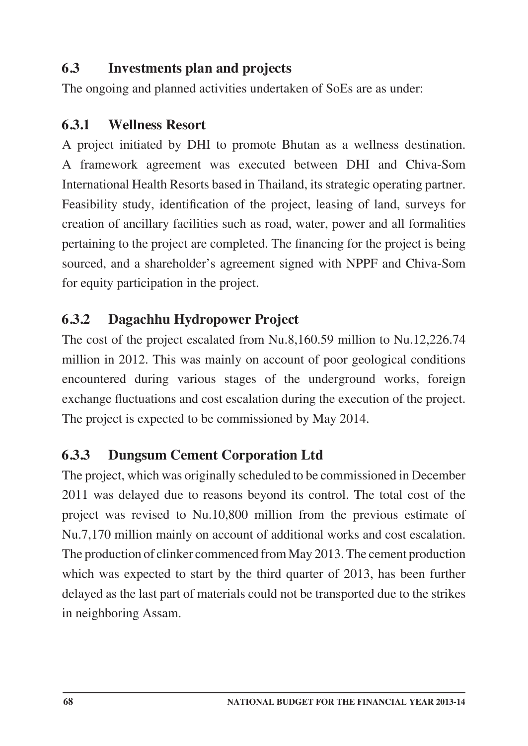## 6.3 Investments plan and projects

The ongoing and planned activities undertaken of SoEs are as under:

### 6.3.1 Wellness Resort

A project initiated by DHI to promote Bhutan as a wellness destination. A framework agreement was executed between DHI and Chiva-Som International Health Resorts based in Thailand, its strategic operating partner. Feasibility study, identification of the project, leasing of land, surveys for creation of ancillary facilities such as road, water, power and all formalities pertaining to the project are completed. The financing for the project is being sourced, and a shareholder's agreement signed with NPPF and Chiva-Som for equity participation in the project.

### 6.3.2 Dagachhu Hydropower Project

The cost of the project escalated from Nu.8,160.59 million to Nu.12,226.74 million in 2012. This was mainly on account of poor geological conditions encountered during various stages of the underground works, foreign exchange fluctuations and cost escalation during the execution of the project. The project is expected to be commissioned by May 2014.

### 6.3.3 Dungsum Cement Corporation Ltd

The project, which was originally scheduled to be commissioned in December 2011 was delayed due to reasons beyond its control. The total cost of the project was revised to Nu.10,800 million from the previous estimate of Nu.7,170 million mainly on account of additional works and cost escalation. The production of clinker commenced from May 2013. The cement production which was expected to start by the third quarter of 2013, has been further delayed as the last part of materials could not be transported due to the strikes in neighboring Assam.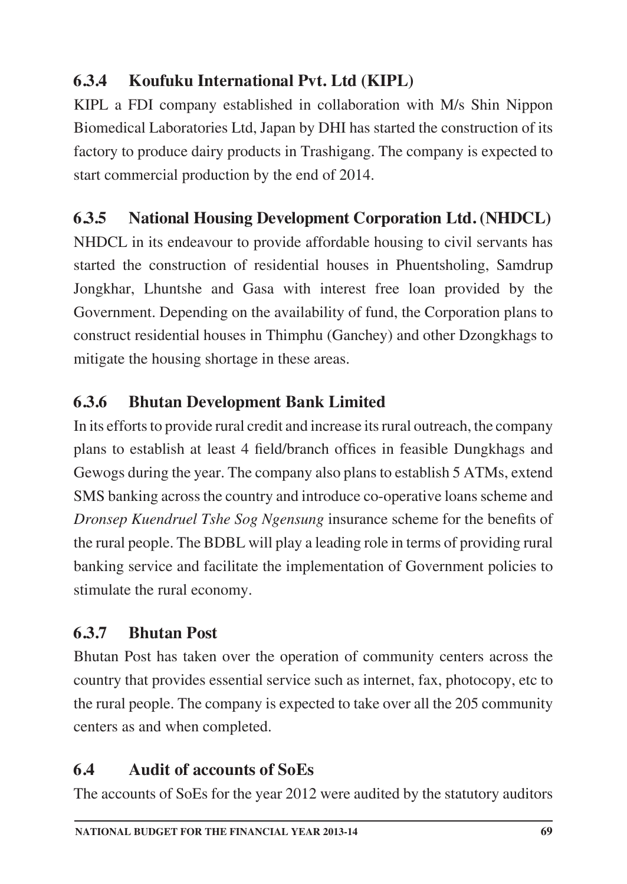### 6.3.4 Koufuku International Pvt. Ltd (KIPL)

KIPL a FDI company established in collaboration with M/s Shin Nippon Biomedical Laboratories Ltd, Japan by DHI has started the construction of its factory to produce dairy products in Trashigang. The company is expected to start commercial production by the end of 2014.

### 6.3.5 National Housing Development Corporation Ltd. (NHDCL)

NHDCL in its endeavour to provide affordable housing to civil servants has started the construction of residential houses in Phuentsholing, Samdrup Jongkhar, Lhuntshe and Gasa with interest free loan provided by the Government. Depending on the availability of fund, the Corporation plans to construct residential houses in Thimphu (Ganchey) and other Dzongkhags to mitigate the housing shortage in these areas.

### 6.3.6 Bhutan Development Bank Limited

In its efforts to provide rural credit and increase its rural outreach, the company plans to establish at least 4 field/branch offices in feasible Dungkhags and Gewogs during the year. The company also plans to establish 5 ATMs, extend SMS banking across the country and introduce co-operative loans scheme and *Dronsep Kuendruel Tshe Sog Ngensung* insurance scheme for the benefits of the rural people. The BDBL will play a leading role in terms of providing rural banking service and facilitate the implementation of Government policies to stimulate the rural economy.

### 6.3.7 Bhutan Post

Bhutan Post has taken over the operation of community centers across the country that provides essential service such as internet, fax, photocopy, etc to the rural people. The company is expected to take over all the 205 community centers as and when completed.

## 6.4 Audit of accounts of SoEs

The accounts of SoEs for the year 2012 were audited by the statutory auditors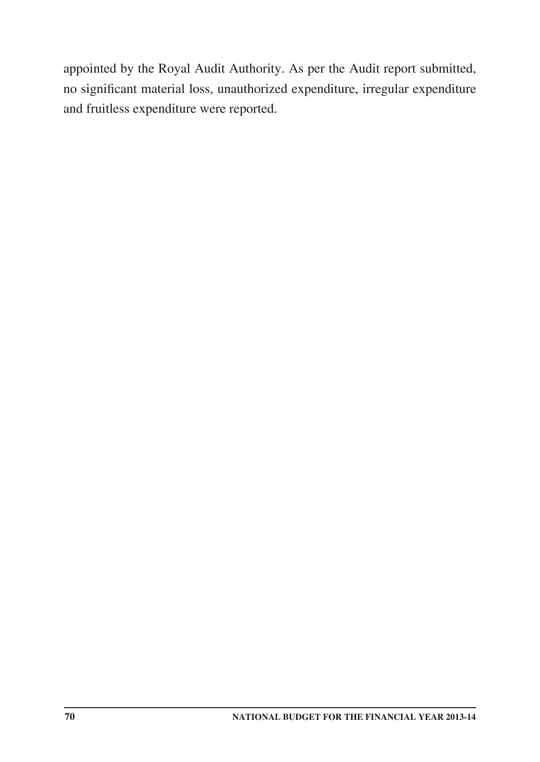appointed by the Royal Audit Authority. As per the Audit report submitted, no significant material loss, unauthorized expenditure, irregular expenditure and fruitless expenditure were reported.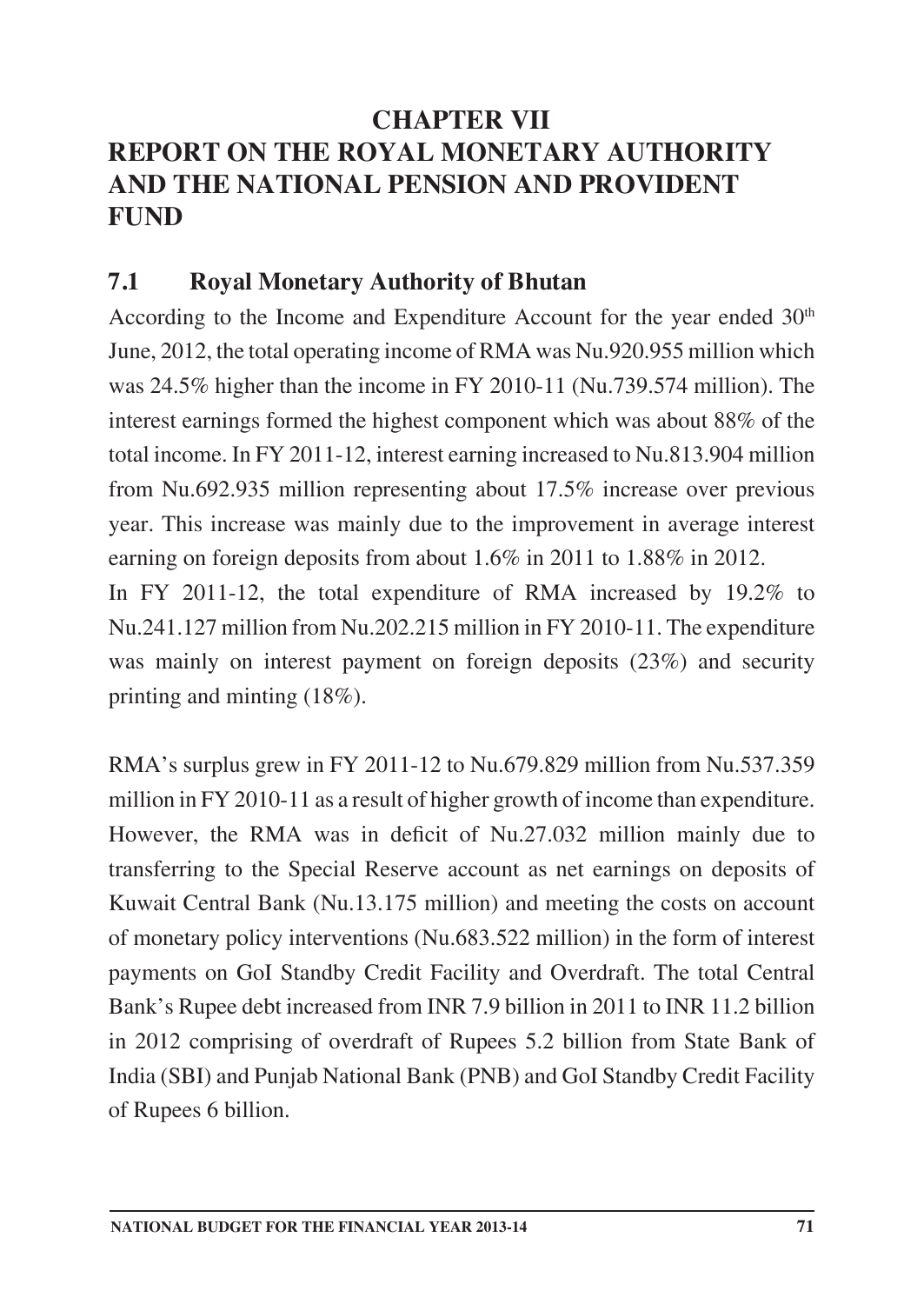# CHAPTER VII
# REPORT ON THE ROYAL MONETARY AUTHORITY AND THE NATIONAL PENSION AND PROVIDENT FUND

## 7.1 Royal Monetary Authority of Bhutan

According to the Income and Expenditure Account for the year ended 30th June, 2012, the total operating income of RMA was Nu.920.955 million which was 24.5% higher than the income in FY 2010-11 (Nu.739.574 million). The interest earnings formed the highest component which was about 88% of the total income. In FY 2011-12, interest earning increased to Nu.813.904 million from Nu.692.935 million representing about 17.5% increase over previous year. This increase was mainly due to the improvement in average interest earning on foreign deposits from about 1.6% in 2011 to 1.88% in 2012.

In FY 2011-12, the total expenditure of RMA increased by 19.2% to Nu.241.127 million from Nu.202.215 million in FY 2010-11. The expenditure was mainly on interest payment on foreign deposits (23%) and security printing and minting (18%).

RMA's surplus grew in FY 2011-12 to Nu.679.829 million from Nu.537.359 million in FY 2010-11 as a result of higher growth of income than expenditure. However, the RMA was in deficit of Nu.27.032 million mainly due to transferring to the Special Reserve account as net earnings on deposits of Kuwait Central Bank (Nu.13.175 million) and meeting the costs on account of monetary policy interventions (Nu.683.522 million) in the form of interest payments on GoI Standby Credit Facility and Overdraft. The total Central Bank's Rupee debt increased from INR 7.9 billion in 2011 to INR 11.2 billion in 2012 comprising of overdraft of Rupees 5.2 billion from State Bank of India (SBI) and Punjab National Bank (PNB) and GoI Standby Credit Facility of Rupees 6 billion.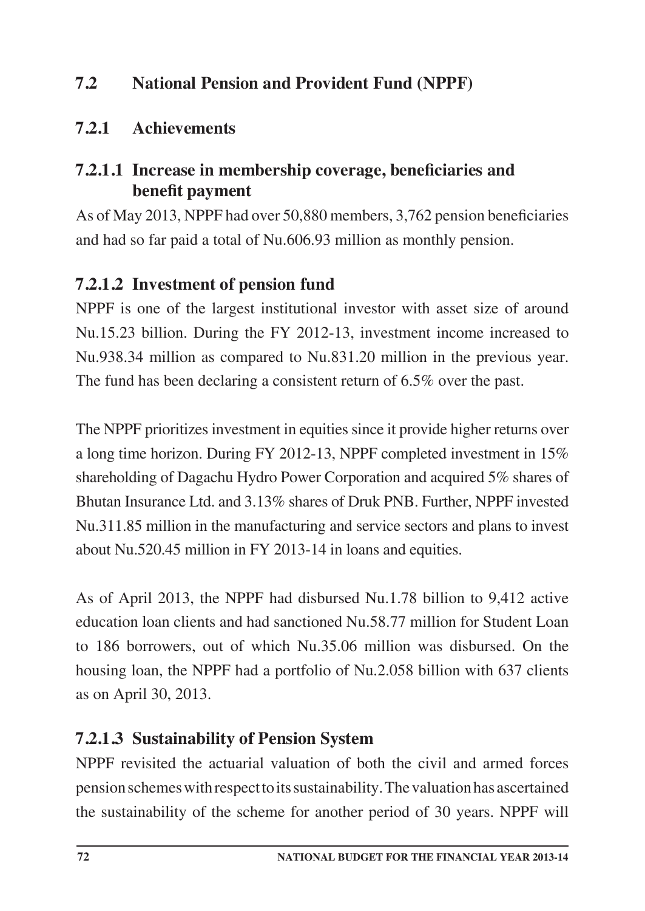## 7.2 National Pension and Provident Fund (NPPF)

### 7.2.1 Achievements

#### 7.2.1.1 Increase in membership coverage, beneficiaries and benefit payment

As of May 2013, NPPF had over 50,880 members, 3,762 pension beneficiaries and had so far paid a total of Nu.606.93 million as monthly pension.

#### 7.2.1.2 Investment of pension fund

NPPF is one of the largest institutional investor with asset size of around Nu.15.23 billion. During the FY 2012-13, investment income increased to Nu.938.34 million as compared to Nu.831.20 million in the previous year. The fund has been declaring a consistent return of 6.5% over the past.

The NPPF prioritizes investment in equities since it provide higher returns over a long time horizon. During FY 2012-13, NPPF completed investment in 15% shareholding of Dagachu Hydro Power Corporation and acquired 5% shares of Bhutan Insurance Ltd. and 3.13% shares of Druk PNB. Further, NPPF invested Nu.311.85 million in the manufacturing and service sectors and plans to invest about Nu.520.45 million in FY 2013-14 in loans and equities.

As of April 2013, the NPPF had disbursed Nu.1.78 billion to 9,412 active education loan clients and had sanctioned Nu.58.77 million for Student Loan to 186 borrowers, out of which Nu.35.06 million was disbursed. On the housing loan, the NPPF had a portfolio of Nu.2.058 billion with 637 clients as on April 30, 2013.

#### 7.2.1.3 Sustainability of Pension System

NPPF revisited the actuarial valuation of both the civil and armed forces pension schemes with respect to its sustainability. The valuation has ascertained the sustainability of the scheme for another period of 30 years. NPPF will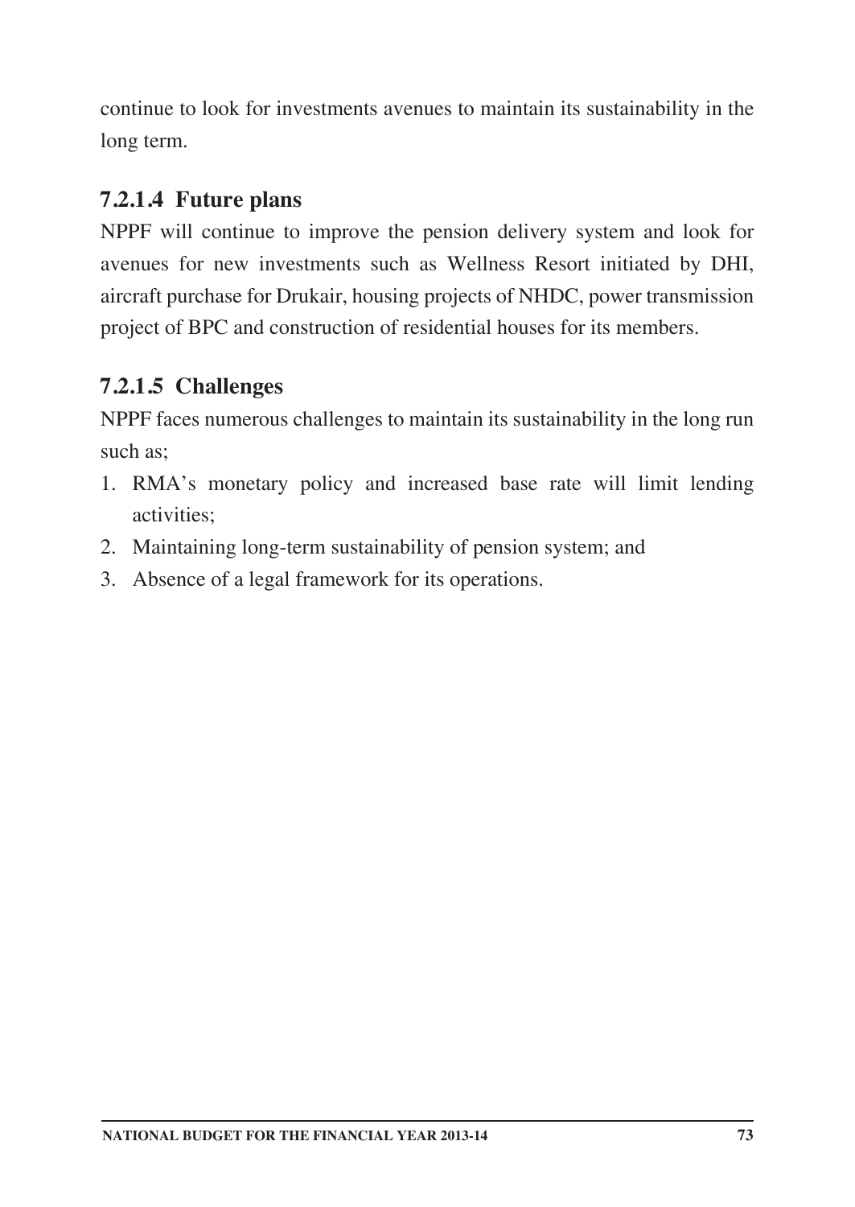continue to look for investments avenues to maintain its sustainability in the long term.

#### 7.2.1.4 Future plans

NPPF will continue to improve the pension delivery system and look for avenues for new investments such as Wellness Resort initiated by DHI, aircraft purchase for Drukair, housing projects of NHDC, power transmission project of BPC and construction of residential houses for its members.

#### 7.2.1.5 Challenges

NPPF faces numerous challenges to maintain its sustainability in the long run such as;

1. RMA's monetary policy and increased base rate will limit lending activities;
2. Maintaining long-term sustainability of pension system; and
3. Absence of a legal framework for its operations.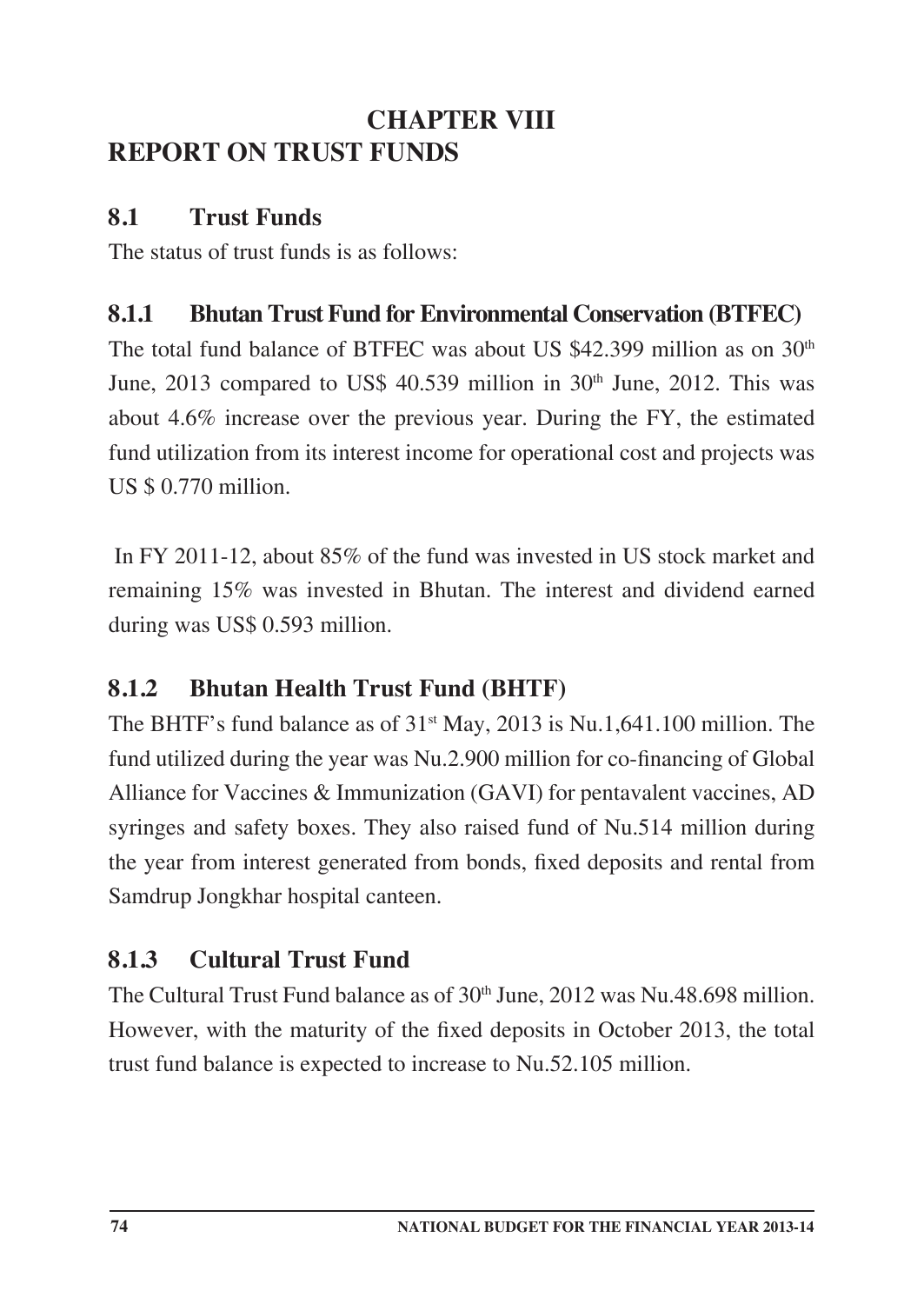# CHAPTER VIII
# REPORT ON TRUST FUNDS

## 8.1 Trust Funds

The status of trust funds is as follows:

### 8.1.1 Bhutan Trust Fund for Environmental Conservation (BTFEC)

The total fund balance of BTFEC was about US $42.399 million as on 30th June, 2013 compared to US$ 40.539 million in 30th June, 2012. This was about 4.6% increase over the previous year. During the FY, the estimated fund utilization from its interest income for operational cost and projects was US $ 0.770 million.

In FY 2011-12, about 85% of the fund was invested in US stock market and remaining 15% was invested in Bhutan. The interest and dividend earned during was US$ 0.593 million.

### 8.1.2 Bhutan Health Trust Fund (BHTF)

The BHTF's fund balance as of 31st May, 2013 is Nu.1,641.100 million. The fund utilized during the year was Nu.2.900 million for co-financing of Global Alliance for Vaccines & Immunization (GAVI) for pentavalent vaccines, AD syringes and safety boxes. They also raised fund of Nu.514 million during the year from interest generated from bonds, fixed deposits and rental from Samdrup Jongkhar hospital canteen.

### 8.1.3 Cultural Trust Fund

The Cultural Trust Fund balance as of 30th June, 2012 was Nu.48.698 million. However, with the maturity of the fixed deposits in October 2013, the total trust fund balance is expected to increase to Nu.52.105 million.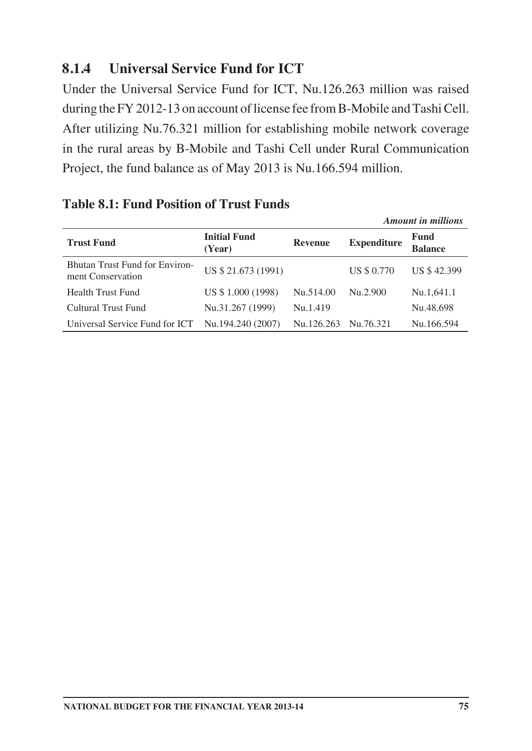### 8.1.4 Universal Service Fund for ICT

Under the Universal Service Fund for ICT, Nu.126.263 million was raised during the FY 2012-13 on account of license fee from B-Mobile and Tashi Cell. After utilizing Nu.76.321 million for establishing mobile network coverage in the rural areas by B-Mobile and Tashi Cell under Rural Communication Project, the fund balance as of May 2013 is Nu.166.594 million.

**Table 8.1: Fund Position of Trust Funds**

*Amount in millions*

| Trust Fund | Initial Fund (Year) | Revenue | Expenditure | Fund Balance |
|---|---|---|---|---|
| Bhutan Trust Fund for Environment Conservation | US $ 21.673 (1991) | | US $ 0.770 | US $ 42.399 |
| Health Trust Fund | US $ 1.000 (1998) | Nu.514.00 | Nu.2.900 | Nu.1,641.1 |
| Cultural Trust Fund | Nu.31.267 (1999) | Nu.1.419 | | Nu.48.698 |
| Universal Service Fund for ICT | Nu.194.240 (2007) | Nu.126.263 | Nu.76.321 | Nu.166.594 |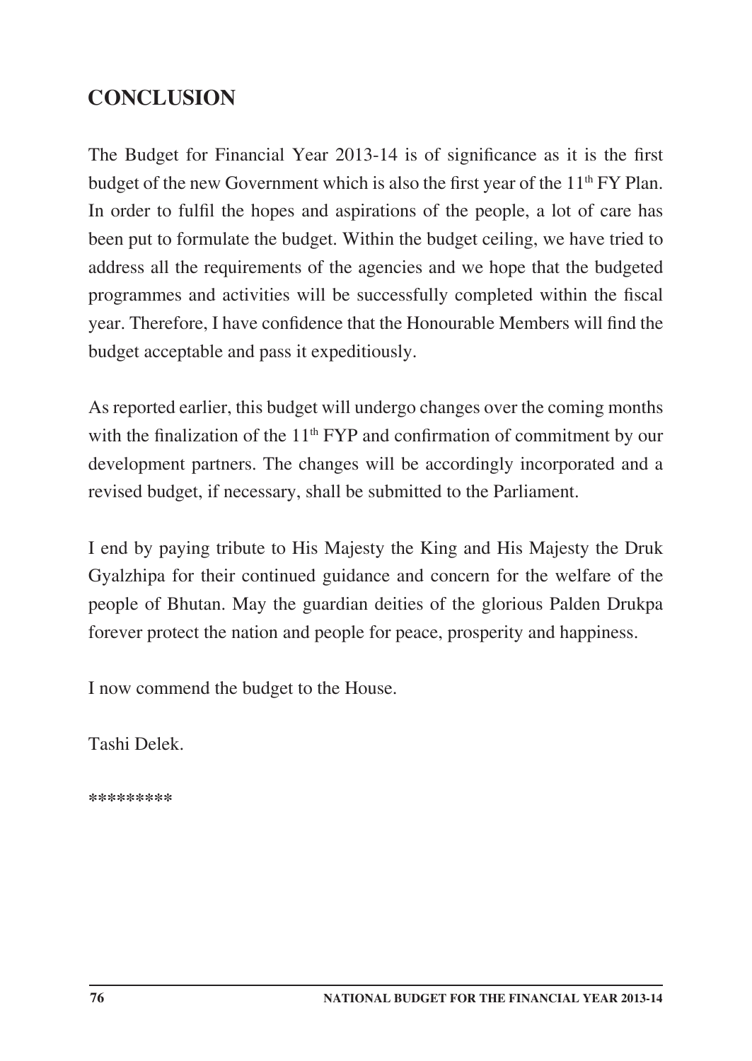## CONCLUSION

The Budget for Financial Year 2013-14 is of significance as it is the first budget of the new Government which is also the first year of the 11th FY Plan. In order to fulfil the hopes and aspirations of the people, a lot of care has been put to formulate the budget. Within the budget ceiling, we have tried to address all the requirements of the agencies and we hope that the budgeted programmes and activities will be successfully completed within the fiscal year. Therefore, I have confidence that the Honourable Members will find the budget acceptable and pass it expeditiously.

As reported earlier, this budget will undergo changes over the coming months with the finalization of the 11th FYP and confirmation of commitment by our development partners. The changes will be accordingly incorporated and a revised budget, if necessary, shall be submitted to the Parliament.

I end by paying tribute to His Majesty the King and His Majesty the Druk Gyalzhipa for their continued guidance and concern for the welfare of the people of Bhutan. May the guardian deities of the glorious Palden Drukpa forever protect the nation and people for peace, prosperity and happiness.

I now commend the budget to the House.

Tashi Delek.

*********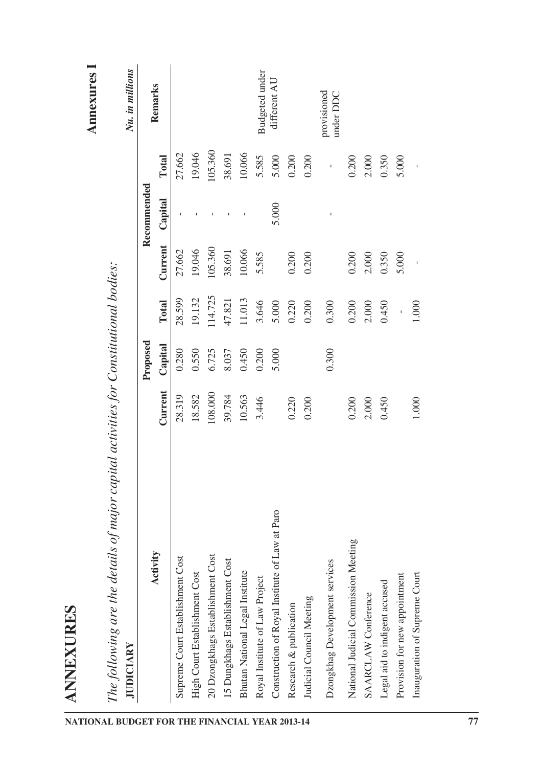# ANNEXURES

**Annexures I**

*The following are the details of major capital activities for Constitutional bodies:*

**JUDICIARY**

*Nu. in millions*

| Activity | Proposed | | | Recommended | | | Remarks |
|---|---|---|---|---|---|---|---|
| | Current | Capital | Total | Current | Capital | Total | |
| Supreme Court Establishment Cost | 28.319 | 0.280 | 28.599 | 27.662 | - | 27.662 | |
| High Court Establishment Cost | 18.582 | 0.550 | 19.132 | 19.046 | - | 19.046 | |
| 20 Dzongkhags Establishment Cost | 108.000 | 6.725 | 114.725 | 105.360 | - | 105.360 | |
| 15 Dungkhags Establishment Cost | 39.784 | 8.037 | 47.821 | 38.691 | - | 38.691 | |
| Bhutan National Legal Institute | 10.563 | 0.450 | 11.013 | 10.066 | - | 10.066 | |
| Royal Institute of Law Project | 3.446 | 0.200 | 3.646 | 5.585 | | 5.585 | Budgeted under different AU |
| Construction of Royal Institute of Law at Paro | | 5.000 | 5.000 | | 5.000 | 5.000 | |
| Research & publication | 0.220 | | 0.220 | 0.200 | | 0.200 | |
| Judicial Council Meeting | 0.200 | | 0.200 | 0.200 | | 0.200 | |
| Dzongkhag Development services | | 0.300 | 0.300 | | - | - | provisioned under DDC |
| National Judicial Commission Meeting | 0.200 | | 0.200 | 0.200 | | 0.200 | |
| SAARCLAW Conference | 2.000 | | 2.000 | 2.000 | | 2.000 | |
| Legal aid to indigent accused | 0.450 | | 0.450 | 0.350 | | 0.350 | |
| Provision for new appointment | | | - | 5.000 | | 5.000 | |
| Inauguration of Supreme Court | 1.000 | | 1.000 | - | | - | |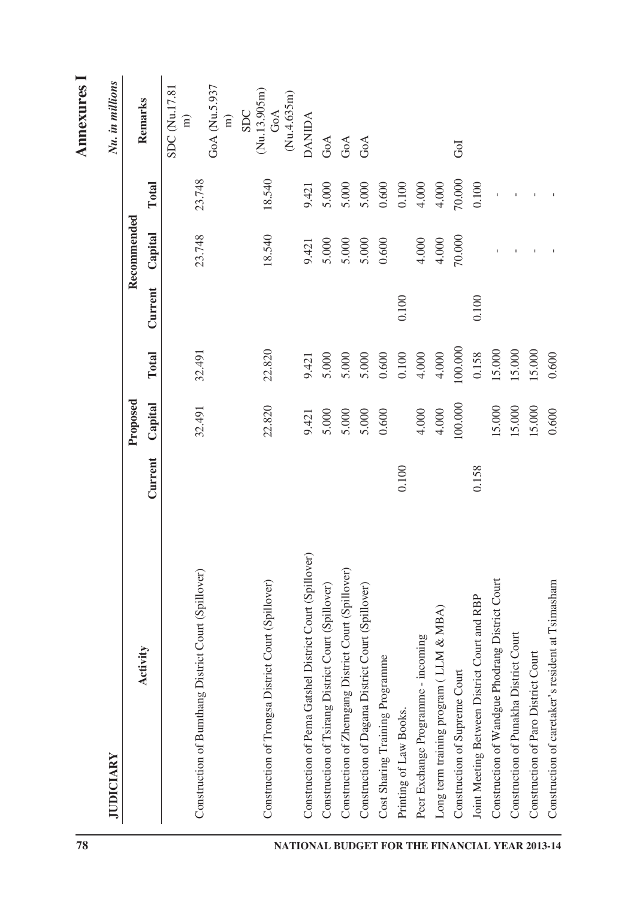# Annexures I

## JUDICIARY

*Nu. in millions*

| Activity | Proposed | | | Recommended | | | Remarks |
|---|---|---|---|---|---|---|---|
| | Current | Capital | Total | Current | Capital | Total | |
| Construction of Bumthang District Court (Spillover) | | 32.491 | 32.491 | | 23.748 | 23.748 | SDC (Nu.17.81 m) GoA (Nu.5.937 m) |
| Construction of Trongsa District Court (Spillover) | | 22.820 | 22.820 | | 18.540 | 18.540 | SDC (Nu.13.905m) GoA (Nu.4.635m) |
| Construction of Pema Gatshel District Court (Spillover) | | 9.421 | 9.421 | | 9.421 | 9.421 | DANIDA |
| Construction of Tsirang District Court (Spillover) | | 5.000 | 5.000 | | 5.000 | 5.000 | GoA |
| Construction of Zhemgang District Court (Spillover) | | 5.000 | 5.000 | | 5.000 | 5.000 | GoA |
| Construction of Dagana District Court (Spillover) | | 5.000 | 5.000 | | 5.000 | 5.000 | GoA |
| Cost Sharing Training Programme | | 0.600 | 0.600 | | 0.600 | 0.600 | |
| Printing of Law Books. | 0.100 | | 0.100 | 0.100 | | 0.100 | |
| Peer Exchange Programme - incoming | | 4.000 | 4.000 | | 4.000 | 4.000 | |
| Long term training program ( LLM & MBA) | | 4.000 | 4.000 | | 4.000 | 4.000 | |
| Construction of Supreme Court | | 100.000 | 100.000 | | 70.000 | 70.000 | GoI |
| Joint Meeting Between District Court and RBP | 0.158 | | 0.158 | 0.100 | | 0.100 | |
| Construction of Wandgue Phodrang District Court | | 15.000 | 15.000 | | - | - | |
| Construction of Punakha District Court | | 15.000 | 15.000 | | - | - | |
| Construction of Paro District Court | | 15.000 | 15.000 | | - | - | |
| Construction of caretaker's resident at Tsimasham | | 0.600 | 0.600 | | - | - | |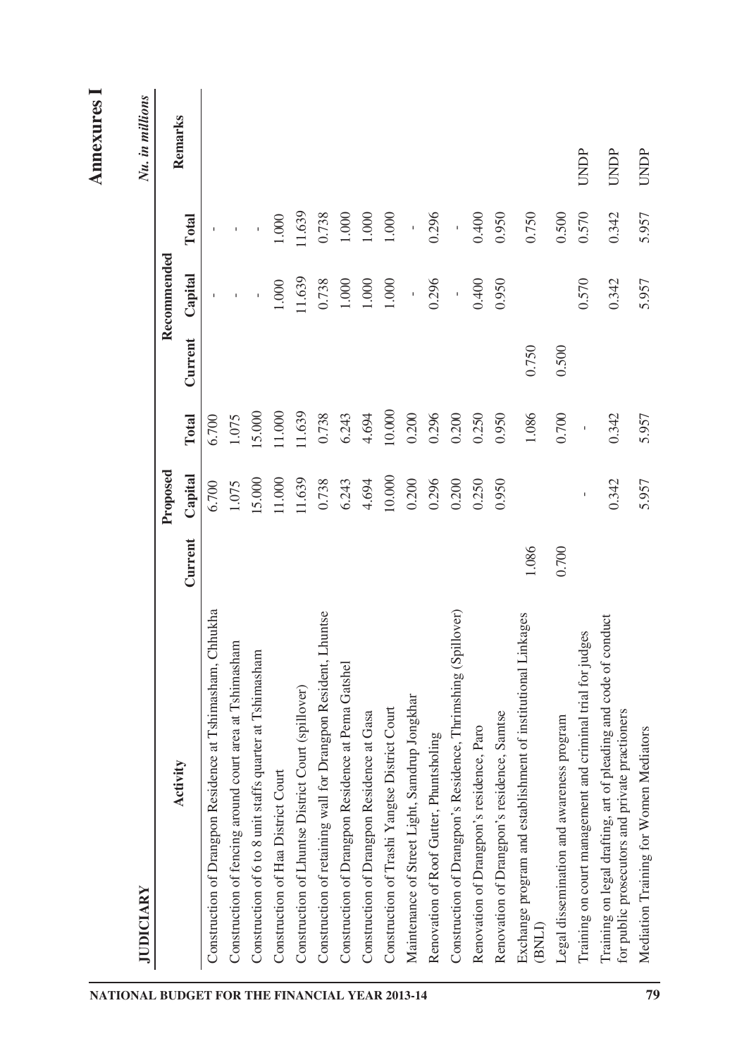# Annexures I

## JUDICIARY

*Nu. in millions*

| Activity | Proposed | | | Recommended | | | Remarks |
|---|---|---|---|---|---|---|---|
| | Current | Capital | Total | Current | Capital | Total | |
| Construction of Drangpon Residence at Tshimasham, Chhukha | | 6.700 | 6.700 | | - | - | |
| Construction of fencing around court area at Tshimasham | | 1.075 | 1.075 | | - | - | |
| Construction of 6 to 8 unit staffs quarter at Tshimasham | | 15.000 | 15.000 | | - | - | |
| Construction of Haa District Court | | 11.000 | 11.000 | | 1.000 | 1.000 | |
| Construction of Lhuntse District Court (spillover) | | 11.639 | 11.639 | | 11.639 | 11.639 | |
| Construction of retaining wall for Drangpon Resident, Lhuntse | | 0.738 | 0.738 | | 0.738 | 0.738 | |
| Construction of Drangpon Residence at Pema Gatshel | | 6.243 | 6.243 | | 1.000 | 1.000 | |
| Construction of Drangpon Residence at Gasa | | 4.694 | 4.694 | | 1.000 | 1.000 | |
| Construction of Trashi Yangtse District Court | | 10.000 | 10.000 | | 1.000 | 1.000 | |
| Maintenance of Street Light, Samdrup Jongkhar | | 0.200 | 0.200 | | - | - | |
| Renovation of Roof Gutter, Phuntsholing | | 0.296 | 0.296 | | 0.296 | 0.296 | |
| Construction of Drangpon's Residence, Thrimshing (Spillover) | | 0.200 | 0.200 | | - | - | |
| Renovation of Drangpon's residence, Paro | | 0.250 | 0.250 | | 0.400 | 0.400 | |
| Renovation of Drangpon's residence, Samtse | | 0.950 | 0.950 | | 0.950 | 0.950 | |
| Exchange program and establishment of institutional Linkages (BNLI) | 1.086 | | 1.086 | 0.750 | | 0.750 | |
| Legal dissemination and awareness program | 0.700 | | 0.700 | 0.500 | | 0.500 | |
| Training on court management and criminal trial for judges | | - | - | | 0.570 | 0.570 | UNDP |
| Training on legal drafting, art of pleading and code of conduct for public prosecutors and private practioners | | 0.342 | 0.342 | | 0.342 | 0.342 | UNDP |
| Mediation Training for Women Mediators | | 5.957 | 5.957 | | 5.957 | 5.957 | UNDP |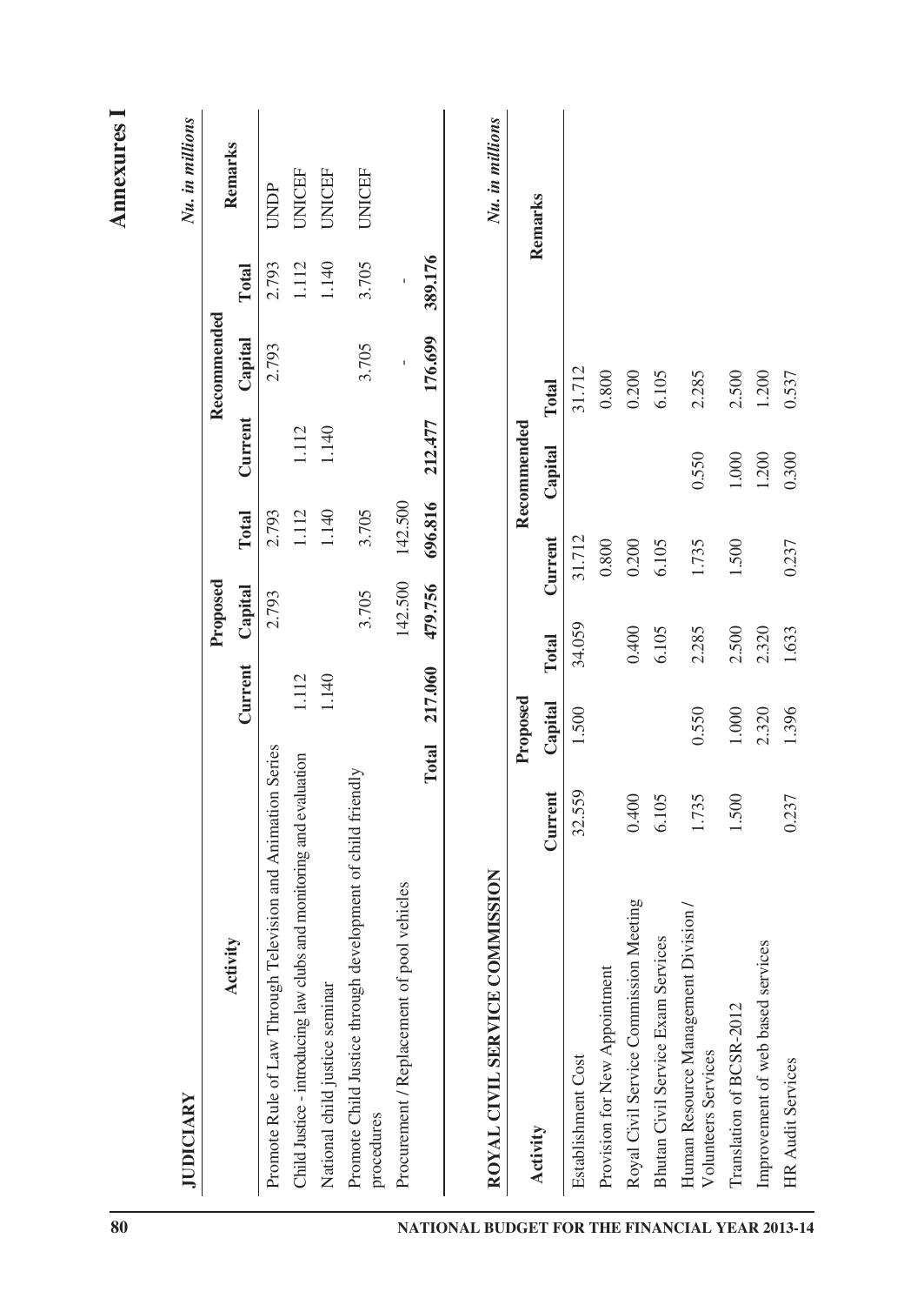# Annexures I

## JUDICIARY

*Nu. in millions*

| Activity | Proposed | | | Recommended | | | Remarks |
|---|---|---|---|---|---|---|---|
| | Current | Capital | Total | Current | Capital | Total | |
| Promote Rule of Law Through Television and Animation Series | | 2.793 | 2.793 | | 2.793 | 2.793 | UNDP |
| Child Justice - introducing law clubs and monitoring and evaluation | 1.112 | | 1.112 | 1.112 | | 1.112 | UNICEF |
| National child justice seminar | 1.140 | | 1.140 | 1.140 | | 1.140 | UNICEF |
| Promote Child Justice through development of child friendly procedures | | 3.705 | 3.705 | | 3.705 | 3.705 | UNICEF |
| Procurement / Replacement of pool vehicles | | 142.500 | 142.500 | | - | - | |
| **Total** | **217.060** | **479.756** | **696.816** | **212.477** | **176.699** | **389.176** | |

## ROYAL CIVIL SERVICE COMMISSION

*Nu. in millions*

| Activity | Proposed | | | Recommended | | | Remarks |
|---|---|---|---|---|---|---|---|
| | Current | Capital | Total | Current | Capital | Total | |
| Establishment Cost | 32.559 | 1.500 | 34.059 | 31.712 | | 31.712 | |
| Provision for New Appointment | | | | 0.800 | | 0.800 | |
| Royal Civil Service Commission Meeting | 0.400 | | 0.400 | 0.200 | | 0.200 | |
| Bhutan Civil Service Exam Services | 6.105 | | 6.105 | 6.105 | | 6.105 | |
| Human Resource Management Division / Volunteers Services | 1.735 | 0.550 | 2.285 | 1.735 | 0.550 | 2.285 | |
| Translation of BCSR-2012 | 1.500 | 1.000 | 2.500 | 1.500 | 1.000 | 2.500 | |
| Improvement of web based services | | 2.320 | 2.320 | | 1.200 | 1.200 | |
| HR Audit Services | 0.237 | 1.396 | 1.633 | 0.237 | 0.300 | 0.537 | |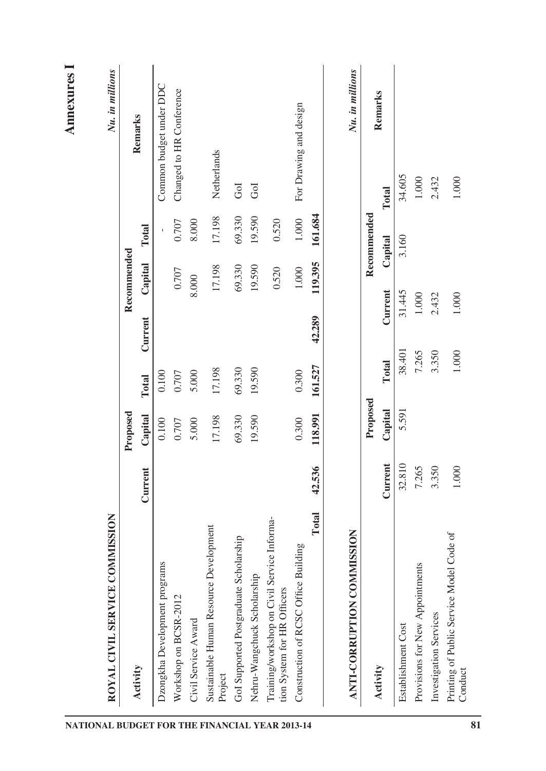# Annexures I

## ROYAL CIVIL SERVICE COMMISSION

*Nu. in millions*

| Activity | Proposed | | | Recommended | | | Remarks |
|---|---|---|---|---|---|---|---|
| | Current | Capital | Total | Current | Capital | Total | |
| Dzongkha Development programs | | 0.100 | 0.100 | | | - | Common budget under DDC |
| Workshop on BCSR-2012 | | 0.707 | 0.707 | | 0.707 | 0.707 | Changed to HR Conference |
| Civil Service Award | | 5.000 | 5.000 | | 8.000 | 8.000 | |
| Sustainable Human Resource Development Project | | 17.198 | 17.198 | | 17.198 | 17.198 | Netherlands |
| GoI Supported Postgraduate Scholarship | | 69.330 | 69.330 | | 69.330 | 69.330 | GoI |
| Nehru-Wangchuck Scholarship | | 19.590 | 19.590 | | 19.590 | 19.590 | GoI |
| Training/workshop on Civil Service Information System for HR Officers | | | | | 0.520 | 0.520 | |
| Construction of RCSC Office Building | | 0.300 | 0.300 | | 1.000 | 1.000 | For Drawing and design |
| **Total** | **42.536** | **118.991** | **161.527** | **42.289** | **119.395** | **161.684** | |

## ANTI-CORRUPTION COMMISSION

*Nu. in millions*

| Activity | Proposed | | | Recommended | | | Remarks |
|---|---|---|---|---|---|---|---|
| | Current | Capital | Total | Current | Capital | Total | |
| Establishment Cost | 32.810 | 5.591 | 38.401 | 31.445 | 3.160 | 34.605 | |
| Provisions for New Appointments | 7.265 | | 7.265 | 1.000 | | 1.000 | |
| Investigation Services | 3.350 | | 3.350 | 2.432 | | 2.432 | |
| Printing of Public Service Model Code of Conduct | 1.000 | | 1.000 | 1.000 | | 1.000 | |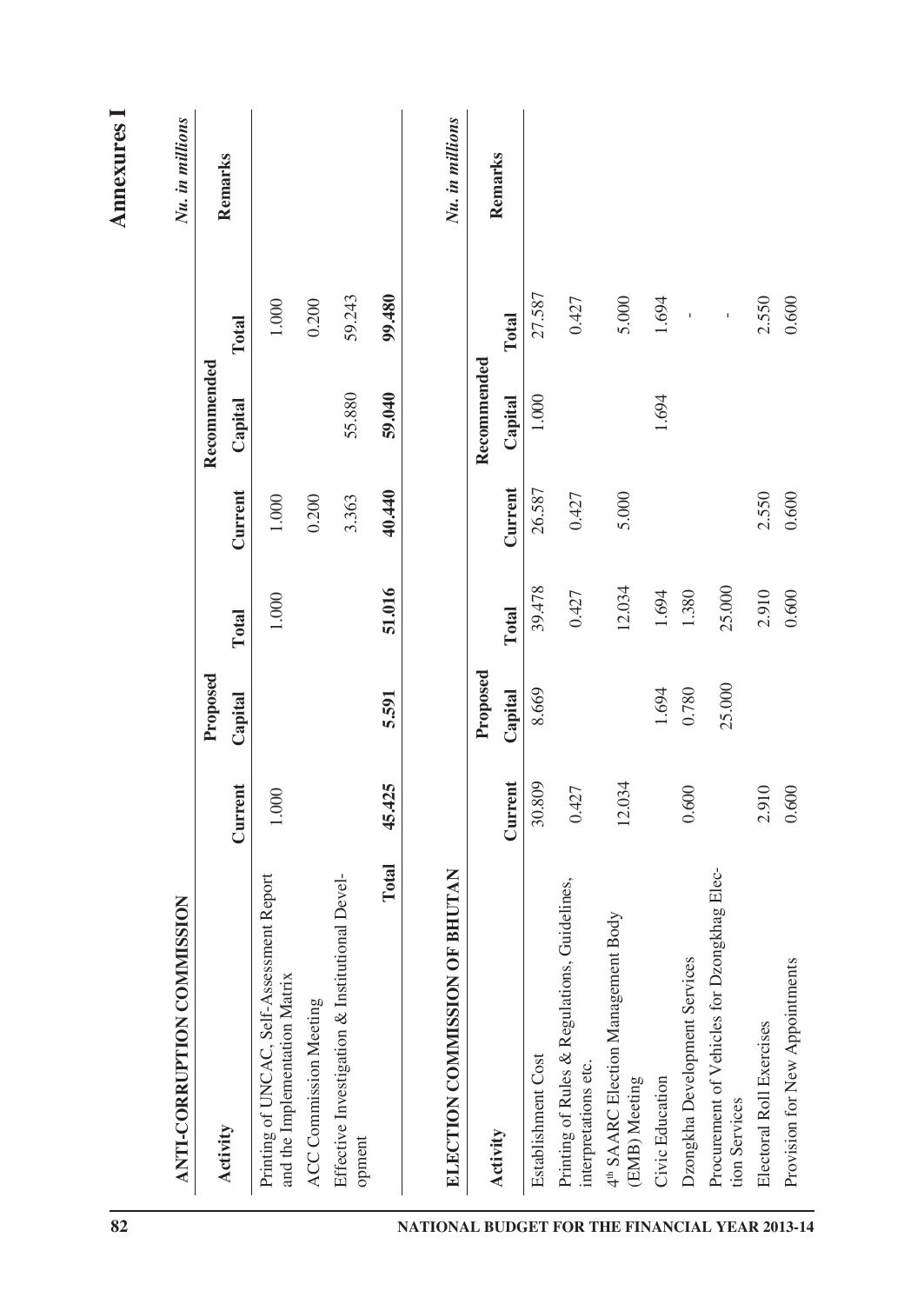# Annexures I

## ANTI-CORRUPTION COMMISSION

*Nu. in millions*

| Activity | Proposed | | | Recommended | | | Remarks |
|---|---|---|---|---|---|---|---|
| | Current | Capital | Total | Current | Capital | Total | |
| Printing of UNCAC, Self-Assessment Report and the Implementation Matrix | 1.000 | | 1.000 | 1.000 | | 1.000 | |
| ACC Commission Meeting | | | | 0.200 | | 0.200 | |
| Effective Investigation & Institutional Development | | | | 3.363 | 55.880 | 59.243 | |
| **Total** | **45.425** | **5.591** | **51.016** | **40.440** | **59.040** | **99.480** | |

## ELECTION COMMISSION OF BHUTAN

*Nu. in millions*

| Activity | Proposed | | | Recommended | | | Remarks |
|---|---|---|---|---|---|---|---|
| | Current | Capital | Total | Current | Capital | Total | |
| Establishment Cost | 30.809 | 8.669 | 39.478 | 26.587 | 1.000 | 27.587 | |
| Printing of Rules & Regulations, Guidelines, interpretations etc. | 0.427 | | 0.427 | 0.427 | | 0.427 | |
| 4th SAARC Election Management Body (EMB) Meeting | 12.034 | | 12.034 | 5.000 | | 5.000 | |
| Civic Education | | 1.694 | 1.694 | | 1.694 | 1.694 | |
| Dzongkha Development Services | 0.600 | 0.780 | 1.380 | | | - | |
| Procurement of Vehicles for Dzongkhag Election Services | | 25.000 | 25.000 | | | - | |
| Electoral Roll Exercises | 2.910 | | 2.910 | 2.550 | | 2.550 | |
| Provision for New Appointments | 0.600 | | 0.600 | 0.600 | | 0.600 | |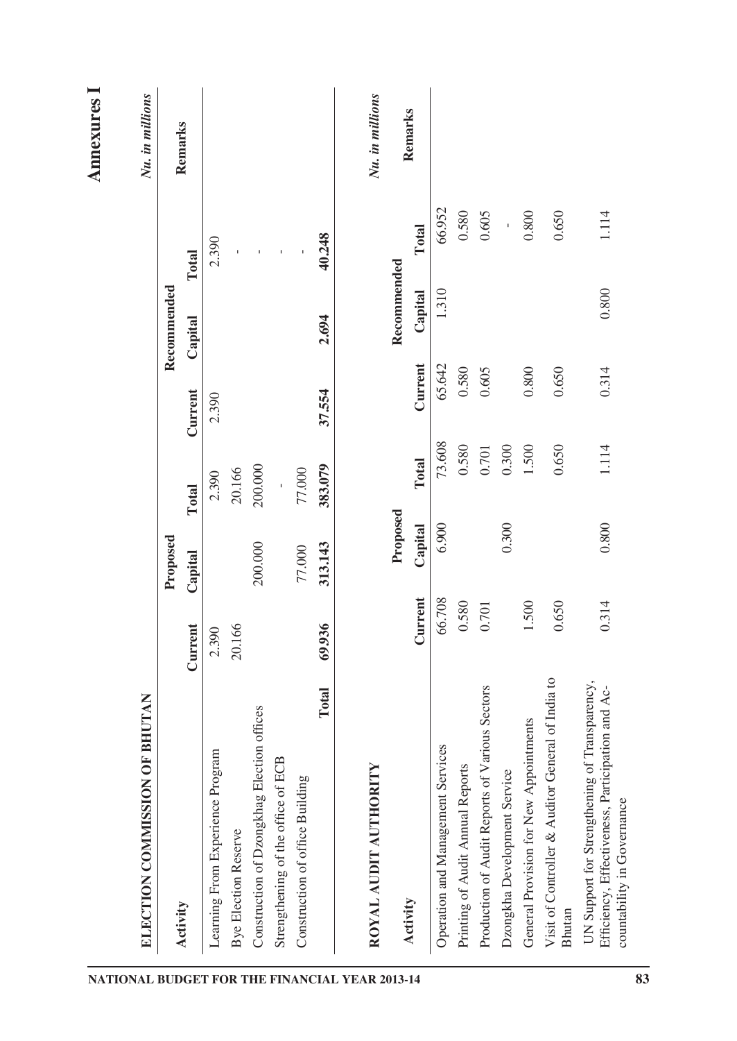# Annexures I

## ELECTION COMMISSION OF BHUTAN

*Nu. in millions*

| Activity | Proposed | | | Recommended | | | Remarks |
|---|---|---|---|---|---|---|---|
| | Current | Capital | Total | Current | Capital | Total | |
| Learning From Experience Program | 2.390 | | 2.390 | 2.390 | | 2.390 | |
| Bye Election Reserve | 20.166 | | 20.166 | | | - | |
| Construction of Dzongkhag Election offices | | 200.000 | 200.000 | | | - | |
| Strengthening of the office of ECB | | | - | | | - | |
| Construction of office Building | | 77.000 | 77.000 | | | - | |
| **Total** | **69.936** | **313.143** | **383.079** | **37.554** | **2.694** | **40.248** | |

## ROYAL AUDIT AUTHORITY

*Nu. in millions*

| Activity | Proposed | | | Recommended | | | Remarks |
|---|---|---|---|---|---|---|---|
| | Current | Capital | Total | Current | Capital | Total | |
| Operation and Management Services | 66.708 | 6.900 | 73.608 | 65.642 | 1.310 | 66.952 | |
| Printing of Audit Annual Reports | 0.580 | | 0.580 | 0.580 | | 0.580 | |
| Production of Audit Reports of Various Sectors | 0.701 | | 0.701 | 0.605 | | 0.605 | |
| Dzongkha Development Service | | 0.300 | 0.300 | | | - | |
| General Provision for New Appointments | 1.500 | | 1.500 | 0.800 | | 0.800 | |
| Visit of Controller & Auditor General of India to Bhutan | 0.650 | | 0.650 | 0.650 | | 0.650 | |
| UN Support for Strengthening of Transparency, Efficiency, Effectiveness, Participation and Accountability in Governance | 0.314 | 0.800 | 1.114 | 0.314 | 0.800 | 1.114 | |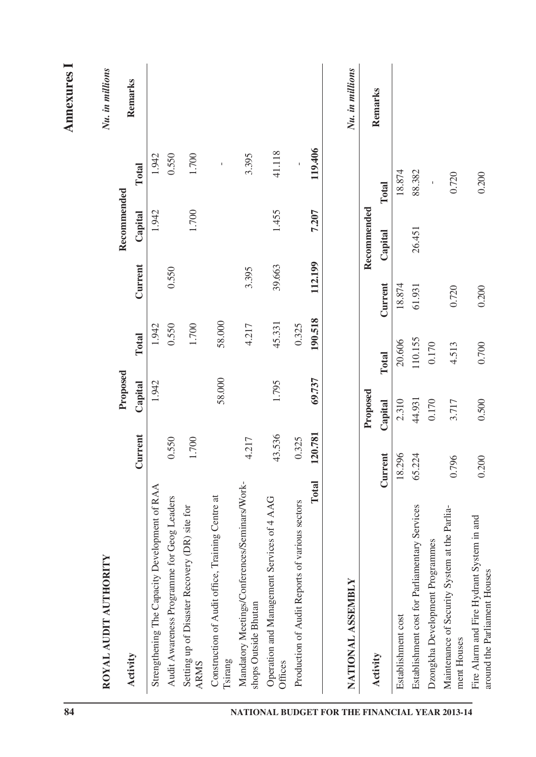**Annexures I**

## ROYAL AUDIT AUTHORITY

*Nu. in millions*

| Activity | Proposed | | | Recommended | | | Remarks |
|---|---|---|---|---|---|---|---|
| | Current | Capital | Total | Current | Capital | Total | |
| Strengthening The Capacity Development of RAA | | 1.942 | 1.942 | | 1.942 | 1.942 | |
| Audit Awareness Programme for Geog Leaders | 0.550 | | 0.550 | 0.550 | | 0.550 | |
| Setting up of Disaster Recovery (DR) site for ARMS | 1.700 | | 1.700 | | 1.700 | 1.700 | |
| Construction of Audit office, Training Centre at Tsirang | | 58.000 | 58.000 | | | - | |
| Mandatory Meetings/Conferences/Seminars/Workshops Outside Bhutan | 4.217 | | 4.217 | 3.395 | | 3.395 | |
| Operation and Management Services of 4 AAG Offices | 43.536 | 1.795 | 45.331 | 39.663 | 1.455 | 41.118 | |
| Production of Audit Reports of various sectors | 0.325 | | 0.325 | | | - | |
| **Total** | **120.781** | **69.737** | **190.518** | **112.199** | **7.207** | **119.406** | |

## NATIONAL ASSEMBLY

*Nu. in millions*

| Activity | Proposed | | | Recommended | | | Remarks |
|---|---|---|---|---|---|---|---|
| | Current | Capital | Total | Current | Capital | Total | |
| Establishment cost | 18.296 | 2.310 | 20.606 | 18.874 | | 18.874 | |
| Establishment cost for Parliamentary Services | 65.224 | 44.931 | 110.155 | 61.931 | 26.451 | 88.382 | |
| Dzongkha Development Programmes | | 0.170 | 0.170 | | | - | |
| Maintenance of Security System at the Parliament Houses | 0.796 | 3.717 | 4.513 | 0.720 | | 0.720 | |
| Fire Alarm and Fire Hydrant System in and around the Parliament Houses | 0.200 | 0.500 | 0.700 | 0.200 | | 0.200 | |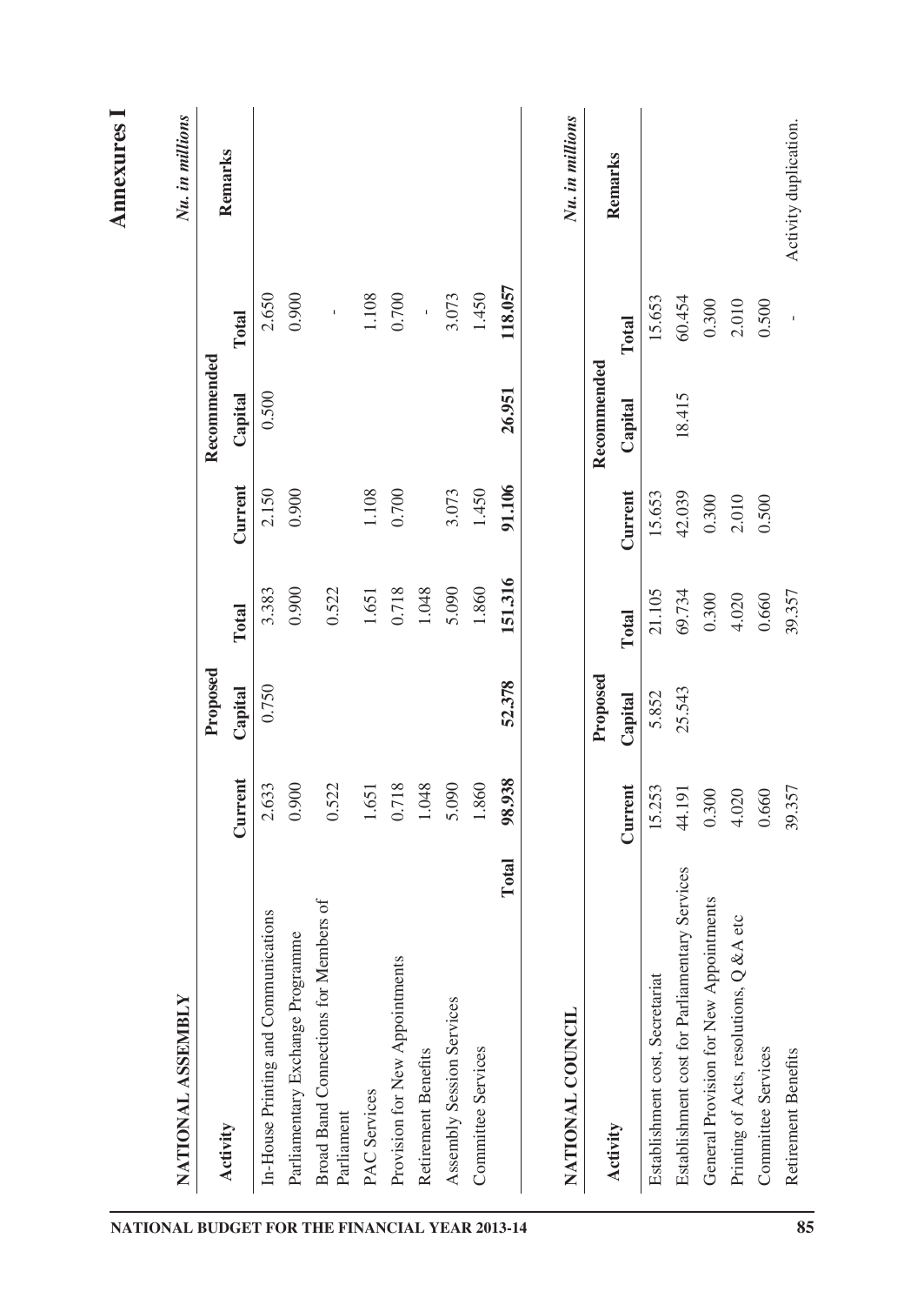# Annexures I

## NATIONAL ASSEMBLY

*Nu. in millions*

| Activity | Proposed | | | Recommended | | | Remarks |
|---|---|---|---|---|---|---|---|
| | Current | Capital | Total | Current | Capital | Total | |
| In-House Printing and Communications | 2.633 | 0.750 | 3.383 | 2.150 | 0.500 | 2.650 | |
| Parliamentary Exchange Programme | 0.900 | | 0.900 | 0.900 | | 0.900 | |
| Broad Band Connections for Members of Parliament | 0.522 | | 0.522 | | | - | |
| PAC Services | 1.651 | | 1.651 | 1.108 | | 1.108 | |
| Provision for New Appointments | 0.718 | | 0.718 | 0.700 | | 0.700 | |
| Retirement Benefits | 1.048 | | 1.048 | | | - | |
| Assembly Session Services | 5.090 | | 5.090 | 3.073 | | 3.073 | |
| Committee Services | 1.860 | | 1.860 | 1.450 | | 1.450 | |
| **Total** | **98.938** | **52.378** | **151.316** | **91.106** | **26.951** | **118.057** | |

## NATIONAL COUNCIL

*Nu. in millions*

| Activity | Proposed | | | Recommended | | | Remarks |
|---|---|---|---|---|---|---|---|
| | Current | Capital | Total | Current | Capital | Total | |
| Establishment cost, Secretariat | 15.253 | 5.852 | 21.105 | 15.653 | | 15.653 | |
| Establishment cost for Parliamentary Services | 44.191 | 25.543 | 69.734 | 42.039 | 18.415 | 60.454 | |
| General Provision for New Appointments | 0.300 | | 0.300 | 0.300 | | 0.300 | |
| Printing of Acts, resolutions, Q &A etc | 4.020 | | 4.020 | 2.010 | | 2.010 | |
| Committee Services | 0.660 | | 0.660 | 0.500 | | 0.500 | |
| Retirement Benefits | 39.357 | | 39.357 | | | - | Activity duplication. |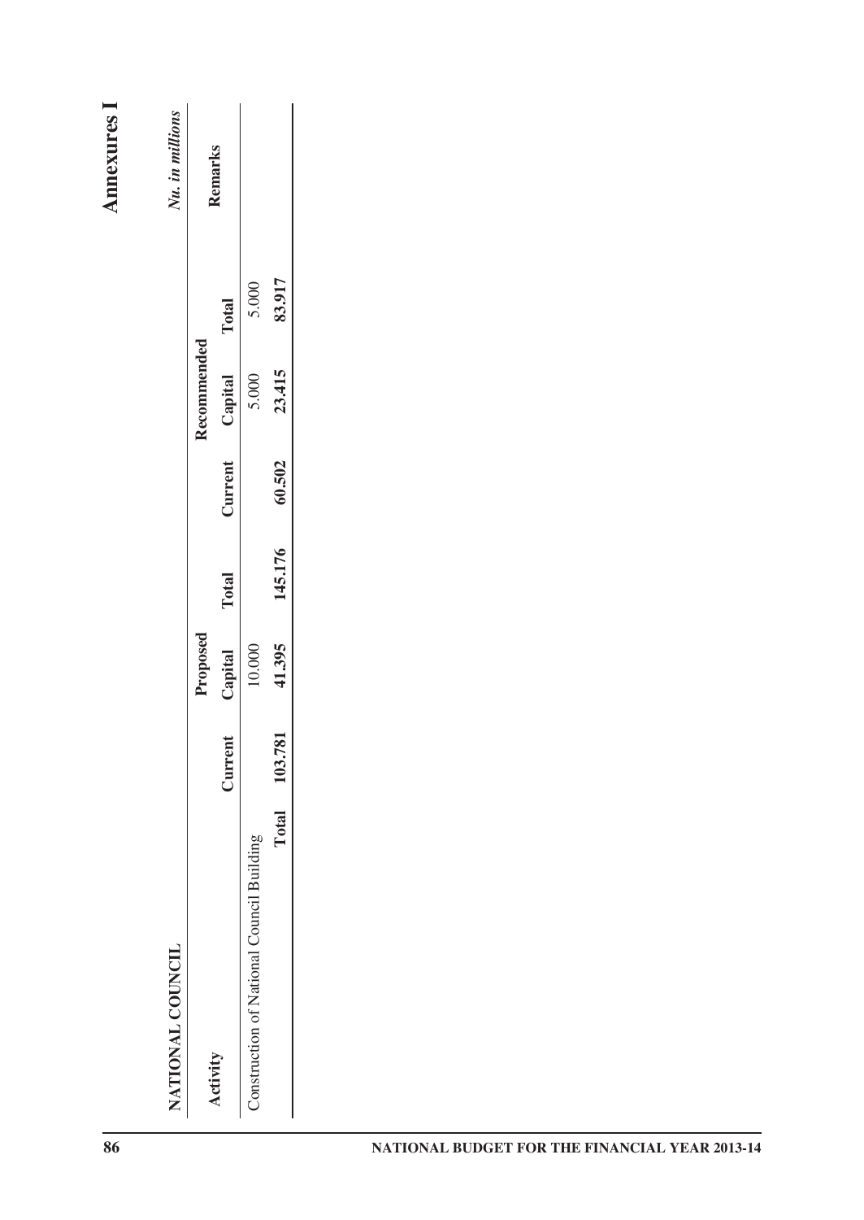# Annexures I

## NATIONAL COUNCIL

*Nu. in millions*

| Activity | Proposed | | | Recommended | | | Remarks |
|---|---|---|---|---|---|---|---|
| | Current | Capital | Total | Current | Capital | Total | |
| Construction of National Council Building | | 10.000 | | | 5.000 | 5.000 | |
| **Total** | **103.781** | **41.395** | **145.176** | **60.502** | **23.415** | **83.917** | |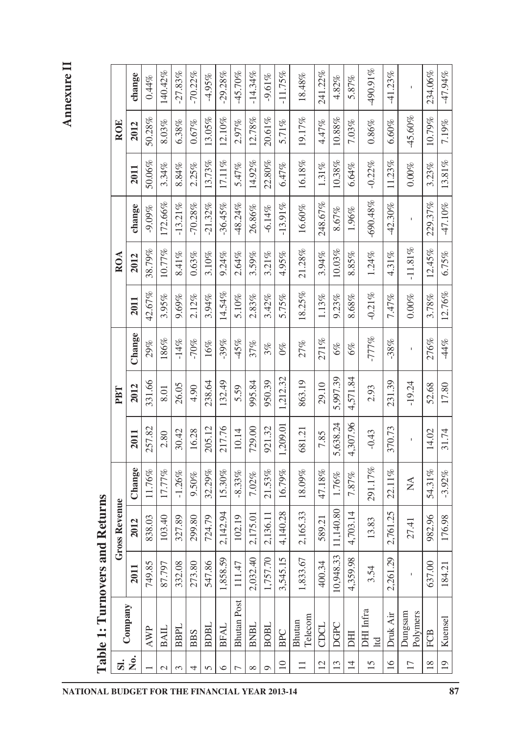# Annexure II

## Table 1: Turnovers and Returns

| Sl. No. | Company | Gross Revenue | | | PBT | | | ROA | | | ROE | | |
|---|---|---|---|---|---|---|---|---|---|---|---|---|---|
| | | 2011 | 2012 | Change | 2011 | 2012 | Change | 2011 | 2012 | change | 2011 | 2012 | change |
| 1 | AWP | 749.85 | 838.03 | 11.76% | 257.82 | 331.66 | 29% | 42.67% | 38.79% | -9.09% | 50.06% | 50.28% | 0.44% |
| 2 | BAIL | 87.797 | 103.40 | 17.77% | 2.80 | 8.01 | 186% | 3.95% | 10.77% | 172.66% | 3.34% | 8.03% | 140.42% |
| 3 | BBPL | 332.08 | 327.89 | -1.26% | 30.42 | 26.05 | -14% | 9.69% | 8.41% | -13.21% | 8.84% | 6.38% | -27.83% |
| 4 | BBS | 273.80 | 299.80 | 9.50% | 16.28 | 4.90 | -70% | 2.12% | 0.63% | -70.28% | 2.25% | 0.67% | -70.22% |
| 5 | BDBL | 547.86 | 724.79 | 32.29% | 205.12 | 238.64 | 16% | 3.94% | 3.10% | -21.32% | 13.73% | 13.05% | -4.95% |
| 6 | BFAL | 1,858.59 | 2,142.94 | 15.30% | 217.76 | 132.49 | -39% | 14.54% | 9.24% | -36.45% | 17.11% | 12.10% | -29.28% |
| 7 | Bhutan Post | 111.47 | 102.19 | -8.33% | 10.14 | 5.59 | -45% | 5.10% | 2.64% | -48.24% | 5.47% | 2.97% | -45.70% |
| 8 | BNBL | 2,032.40 | 2,175.01 | 7.02% | 729.00 | 995.84 | 37% | 2.83% | 3.59% | 26.86% | 14.92% | 12.78% | -14.34% |
| 9 | BOBL | 1,757.70 | 2,136.11 | 21.53% | 921.32 | 950.39 | 3% | 3.42% | 3.21% | -6.14% | 22.80% | 20.61% | -9.61% |
| 10 | BPC | 3,545.15 | 4,140.28 | 16.79% | 1,209.01 | 1,212.32 | 0% | 5.75% | 4.95% | -13.91% | 6.47% | 5.71% | -11.75% |
| 11 | Bhutan Telecom | 1,833.67 | 2,165.33 | 18.09% | 681.21 | 863.19 | 27% | 18.25% | 21.28% | 16.60% | 16.18% | 19.17% | 18.48% |
| 12 | CDCL | 400.34 | 589.21 | 47.18% | 7.85 | 29.10 | 271% | 1.13% | 3.94% | 248.67% | 1.31% | 4.47% | 241.22% |
| 13 | DGPC | 10,948.33 | 11,140.80 | 1.76% | 5,638.24 | 5,997.39 | 6% | 9.23% | 10.03% | 8.67% | 10.38% | 10.88% | 4.82% |
| 14 | DHI | 4,359.98 | 4,703.14 | 7.87% | 4,307.96 | 4,571.84 | 6% | 8.68% | 8.85% | 1.96% | 6.64% | 7.03% | 5.87% |
| 15 | DHI Infra ltd | 3.54 | 13.83 | 291.17% | -0.43 | 2.93 | -777% | -0.21% | 1.24% | -690.48% | -0.22% | 0.86% | -490.91% |
| 16 | Druk Air | 2,261.29 | 2,761.25 | 22.11% | 370.73 | 231.39 | -38% | 7.47% | 4.31% | -42.30% | 11.23% | 6.60% | -41.23% |
| 17 | Dungsam Polymers | - | 27.41 | NA | - | -19.24 | - | 0.00% | -11.81% | - | 0.00% | -45.60% | - |
| 18 | FCB | 637.00 | 982.96 | 54.31% | 14.02 | 52.68 | 276% | 3.78% | 12.45% | 229.37% | 3.23% | 10.79% | 234.06% |
| 19 | Kuensel | 184.21 | 176.98 | -3.92% | 31.74 | 17.80 | -44% | 12.76% | 6.75% | -47.10% | 13.81% | 7.19% | -47.94% |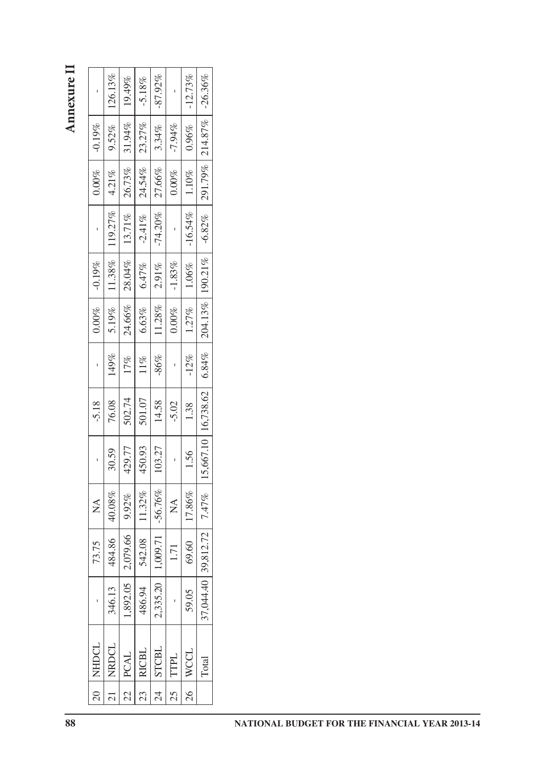# Annexure II

| | | | | | | | | | | | | | | |
|---|---|---|---|---|---|---|---|---|---|---|---|---|---|---|
| 20 | NHDCL | - | 73.75 | NA | - | -5.18 | - | 0.00% | -0.19% | - | 0.00% | -0.19% | - |
| 21 | NRDCL | 346.13 | 484.86 | 40.08% | 30.59 | 76.08 | 149% | 5.19% | 11.38% | 119.27% | 4.21% | 9.52% | 126.13% |
| 22 | PCAL | 1,892.05 | 2,079.66 | 9.92% | 429.77 | 502.74 | 17% | 24.66% | 28.04% | 13.71% | 26.73% | 31.94% | 19.49% |
| 23 | RICBL | 486.94 | 542.08 | 11.32% | 450.93 | 501.07 | 11% | 6.63% | 6.47% | -2.41% | 24.54% | 23.27% | -5.18% |
| 24 | STCBL | 2,335.20 | 1,009.71 | -56.76% | 103.27 | 14.58 | -86% | 11.28% | 2.91% | -74.20% | 27.66% | 3.34% | -87.92% |
| 25 | TTPL | - | 1.71 | NA | - | -5.02 | - | 0.00% | -1.83% | - | 0.00% | -7.94% | - |
| 26 | WCCL | 59.05 | 69.60 | 17.86% | 1.56 | 1.38 | -12% | 1.27% | 1.06% | -16.54% | 1.10% | 0.96% | -12.73% |
| | Total | 37,044.40 | 39,812.72 | 7.47% | 15,667.10 | 16,738.62 | 6.84% | 204.13% | 190.21% | -6.82% | 291.79% | 214.87% | -26.36% |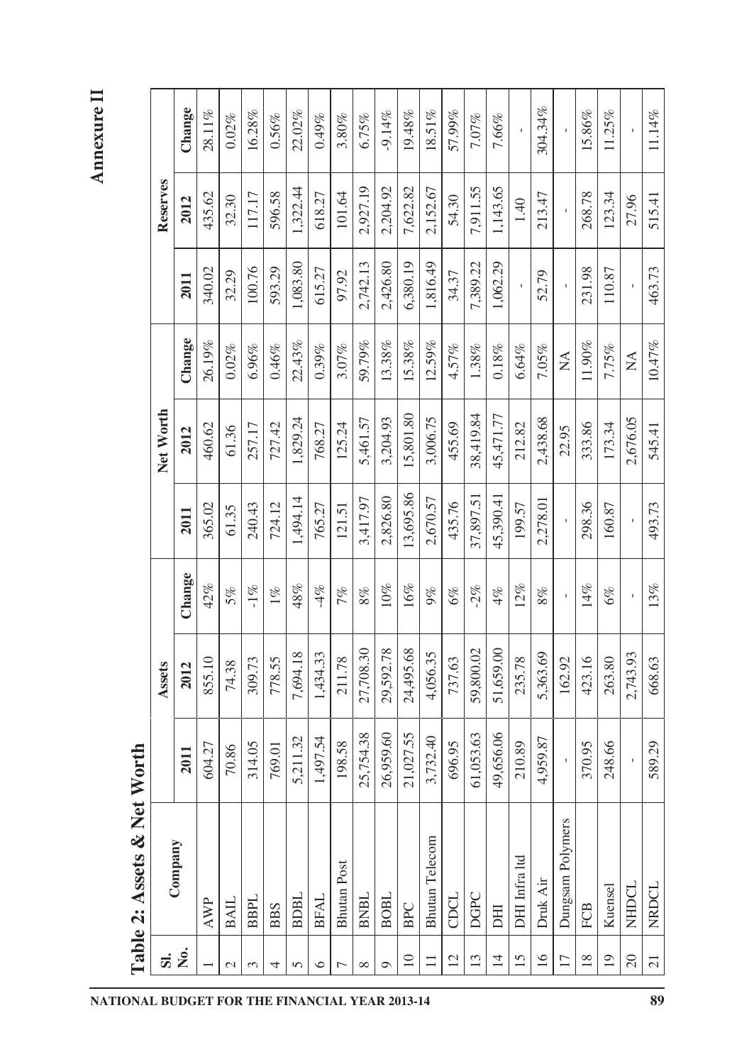# Annexure II

## Table 2: Assets & Net Worth

| Sl. No. | Company | Assets | | | Net Worth | | | Reserves | | |
|---|---|---|---|---|---|---|---|---|---|---|
| | | 2011 | 2012 | Change | 2011 | 2012 | Change | 2011 | 2012 | Change |
| 1 | AWP | 604.27 | 855.10 | 42% | 365.02 | 460.62 | 26.19% | 340.02 | 435.62 | 28.11% |
| 2 | BAIL | 70.86 | 74.38 | 5% | 61.35 | 61.36 | 0.02% | 32.29 | 32.30 | 0.02% |
| 3 | BBPL | 314.05 | 309.73 | -1% | 240.43 | 257.17 | 6.96% | 100.76 | 117.17 | 16.28% |
| 4 | BBS | 769.01 | 778.55 | 1% | 724.12 | 727.42 | 0.46% | 593.29 | 596.58 | 0.56% |
| 5 | BDBL | 5,211.32 | 7,694.18 | 48% | 1,494.14 | 1,829.24 | 22.43% | 1,083.80 | 1,322.44 | 22.02% |
| 6 | BFAL | 1,497.54 | 1,434.33 | -4% | 765.27 | 768.27 | 0.39% | 615.27 | 618.27 | 0.49% |
| 7 | Bhutan Post | 198.58 | 211.78 | 7% | 121.51 | 125.24 | 3.07% | 97.92 | 101.64 | 3.80% |
| 8 | BNBL | 25,754.38 | 27,708.30 | 8% | 3,417.97 | 5,461.57 | 59.79% | 2,742.13 | 2,927.19 | 6.75% |
| 9 | BOBL | 26,959.60 | 29,592.78 | 10% | 2,826.80 | 3,204.93 | 13.38% | 2,426.80 | 2,204.92 | -9.14% |
| 10 | BPC | 21,027.55 | 24,495.68 | 16% | 13,695.86 | 15,801.80 | 15.38% | 6,380.19 | 7,622.82 | 19.48% |
| 11 | Bhutan Telecom | 3,732.40 | 4,056.35 | 9% | 2,670.57 | 3,006.75 | 12.59% | 1,816.49 | 2,152.67 | 18.51% |
| 12 | CDCL | 696.95 | 737.63 | 6% | 435.76 | 455.69 | 4.57% | 34.37 | 54.30 | 57.99% |
| 13 | DGPC | 61,053.63 | 59,800.02 | -2% | 37,897.51 | 38,419.84 | 1.38% | 7,389.22 | 7,911.55 | 7.07% |
| 14 | DHI | 49,656.06 | 51,659.00 | 4% | 45,390.41 | 45,471.77 | 0.18% | 1,062.29 | 1,143.65 | 7.66% |
| 15 | DHI Infra ltd | 210.89 | 235.78 | 12% | 199.57 | 212.82 | 6.64% | - | 1.40 | - |
| 16 | Druk Air | 4,959.87 | 5,363.69 | 8% | 2,278.01 | 2,438.68 | 7.05% | 52.79 | 213.47 | 304.34% |
| 17 | Dungsam Polymers | - | 162.92 | - | - | 22.95 | NA | - | - | - |
| 18 | FCB | 370.95 | 423.16 | 14% | 298.36 | 333.86 | 11.90% | 231.98 | 268.78 | 15.86% |
| 19 | Kuensel | 248.66 | 263.80 | 6% | 160.87 | 173.34 | 7.75% | 110.87 | 123.34 | 11.25% |
| 20 | NHDCL | - | 2,743.93 | - | - | 2,676.05 | NA | - | 27.96 | - |
| 21 | NRDCL | 589.29 | 668.63 | 13% | 493.73 | 545.41 | 10.47% | 463.73 | 515.41 | 11.14% |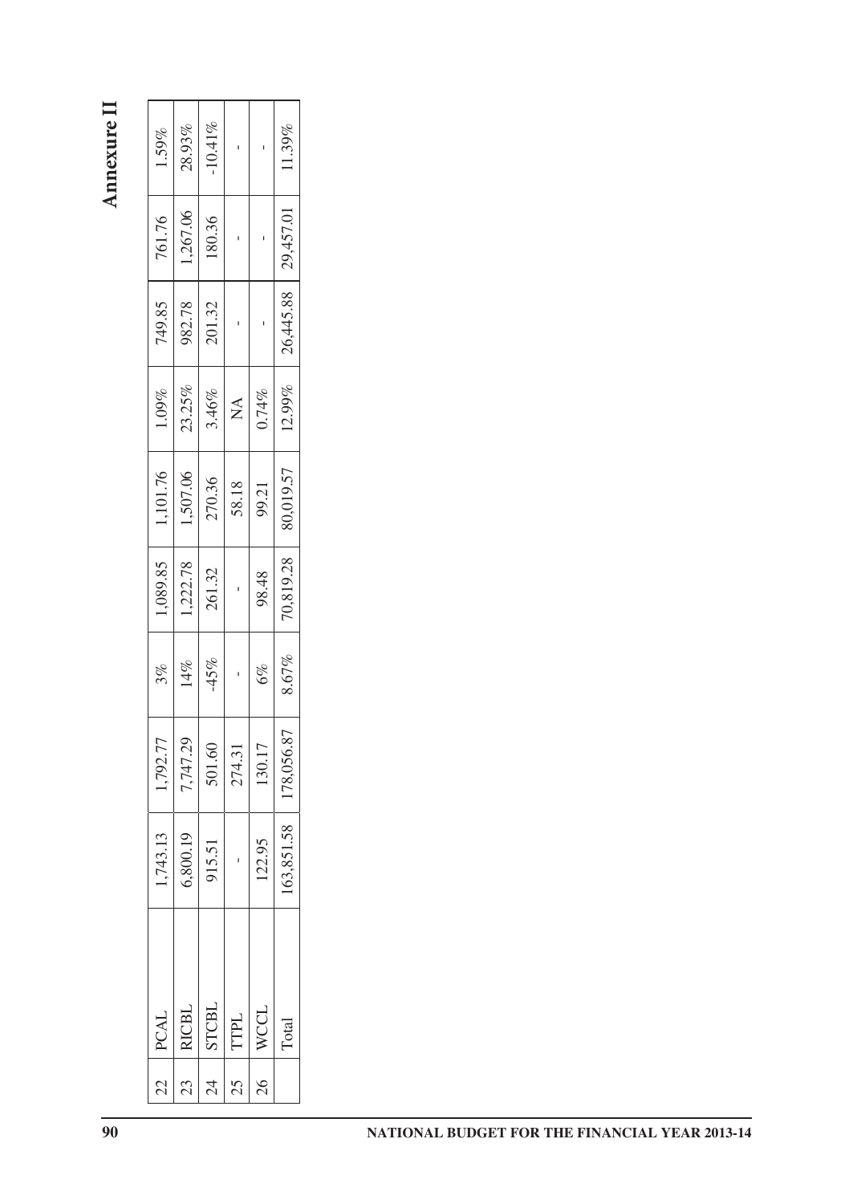# Annexure II

| | | | | | | | | | | |
|---|---|---|---|---|---|---|---|---|---|---|
| 22 | PCAL | 1,743.13 | 1,792.77 | 3% | 1,089.85 | 1,101.76 | 1.09% | 749.85 | 761.76 | 1.59% |
| 23 | RICBL | 6,800.19 | 7,747.29 | 14% | 1,222.78 | 1,507.06 | 23.25% | 982.78 | 1,267.06 | 28.93% |
| 24 | STCBL | 915.51 | 501.60 | -45% | 261.32 | 270.36 | 3.46% | 201.32 | 180.36 | -10.41% |
| 25 | TTPL | - | 274.31 | - | - | 58.18 | NA | - | - | - |
| 26 | WCCL | 122.95 | 130.17 | 6% | 98.48 | 99.21 | 0.74% | - | - | - |
| | Total | 163,851.58 | 178,056.87 | 8.67% | 70,819.28 | 80,019.57 | 12.99% | 26,445.88 | 29,457.01 | 11.39% |